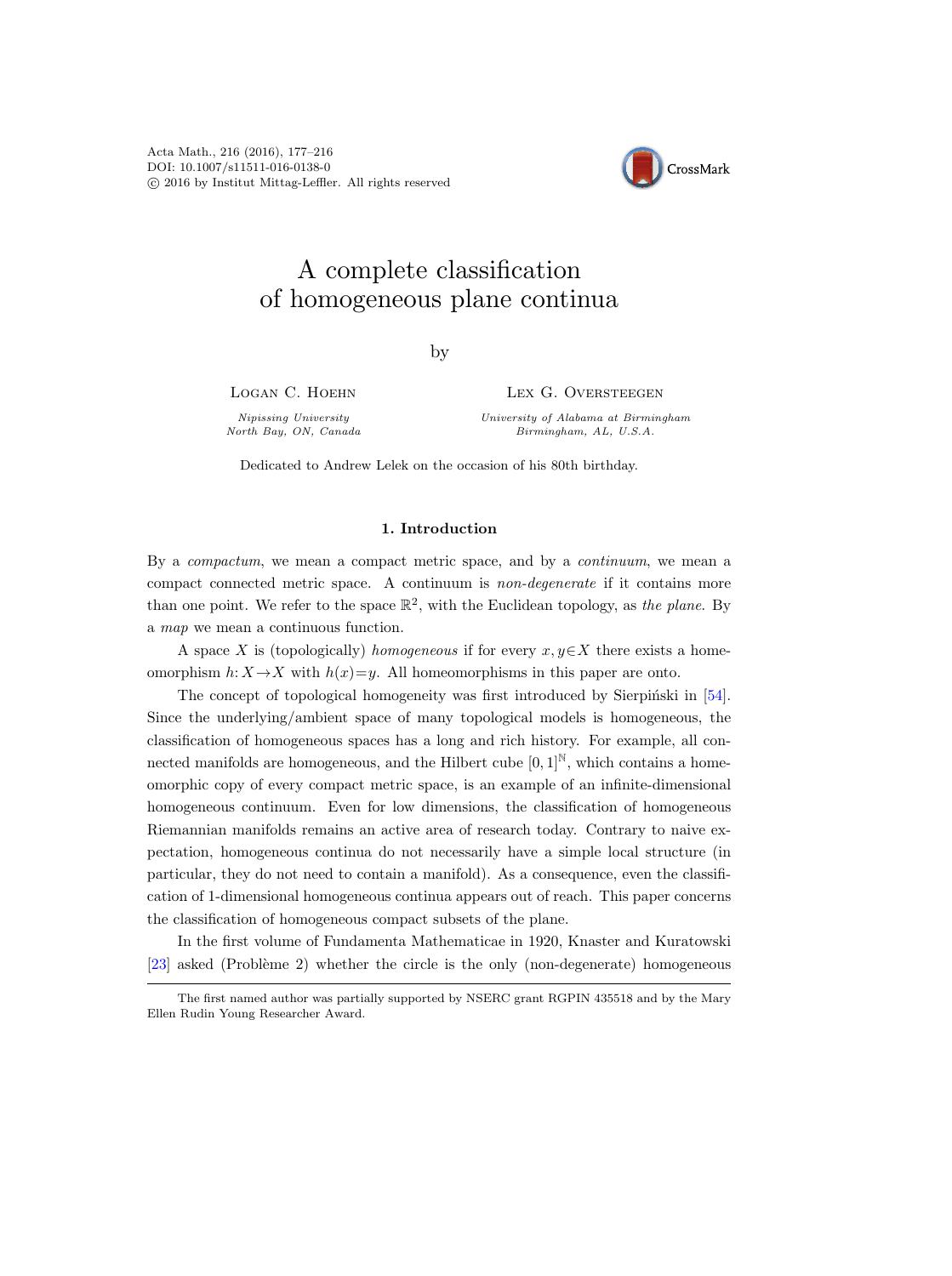# A complete classification of homogeneous plane continua

by

Logan C. Hoehn
*Nipissing University*
*North Bay, ON, Canada*

Lex G. Oversteegen
*University of Alabama at Birmingham*
*Birmingham, AL, U.S.A.*

Dedicated to Andrew Lelek on the occasion of his 80th birthday.

## 1. Introduction

By a *compactum*, we mean a compact metric space, and by a *continuum*, we mean a compact connected metric space. A continuum is *non-degenerate* if it contains more than one point. We refer to the space $\mathbb{R}^2$, with the Euclidean topology, as *the plane*. By a *map* we mean a continuous function.

A space $X$ is (topologically) *homogeneous* if for every $x, y \in X$ there exists a homeomorphism $h: X \to X$ with $h(x) = y$. All homeomorphisms in this paper are onto.

The concept of topological homogeneity was first introduced by Sierpiński in [54]. Since the underlying/ambient space of many topological models is homogeneous, the classification of homogeneous spaces has a long and rich history. For example, all connected manifolds are homogeneous, and the Hilbert cube $[0,1]^{\mathbb{N}}$, which contains a homeomorphic copy of every compact metric space, is an example of an infinite-dimensional homogeneous continuum. Even for low dimensions, the classification of homogeneous Riemannian manifolds remains an active area of research today. Contrary to naive expectation, homogeneous continua do not necessarily have a simple local structure (in particular, they do not need to contain a manifold). As a consequence, even the classification of 1-dimensional homogeneous continua appears out of reach. This paper concerns the classification of homogeneous compact subsets of the plane.

In the first volume of Fundamenta Mathematicae in 1920, Knaster and Kuratowski [23] asked (Problème 2) whether the circle is the only (non-degenerate) homogeneous

The first named author was partially supported by NSERC grant RGPIN 435518 and by the Mary Ellen Rudin Young Researcher Award.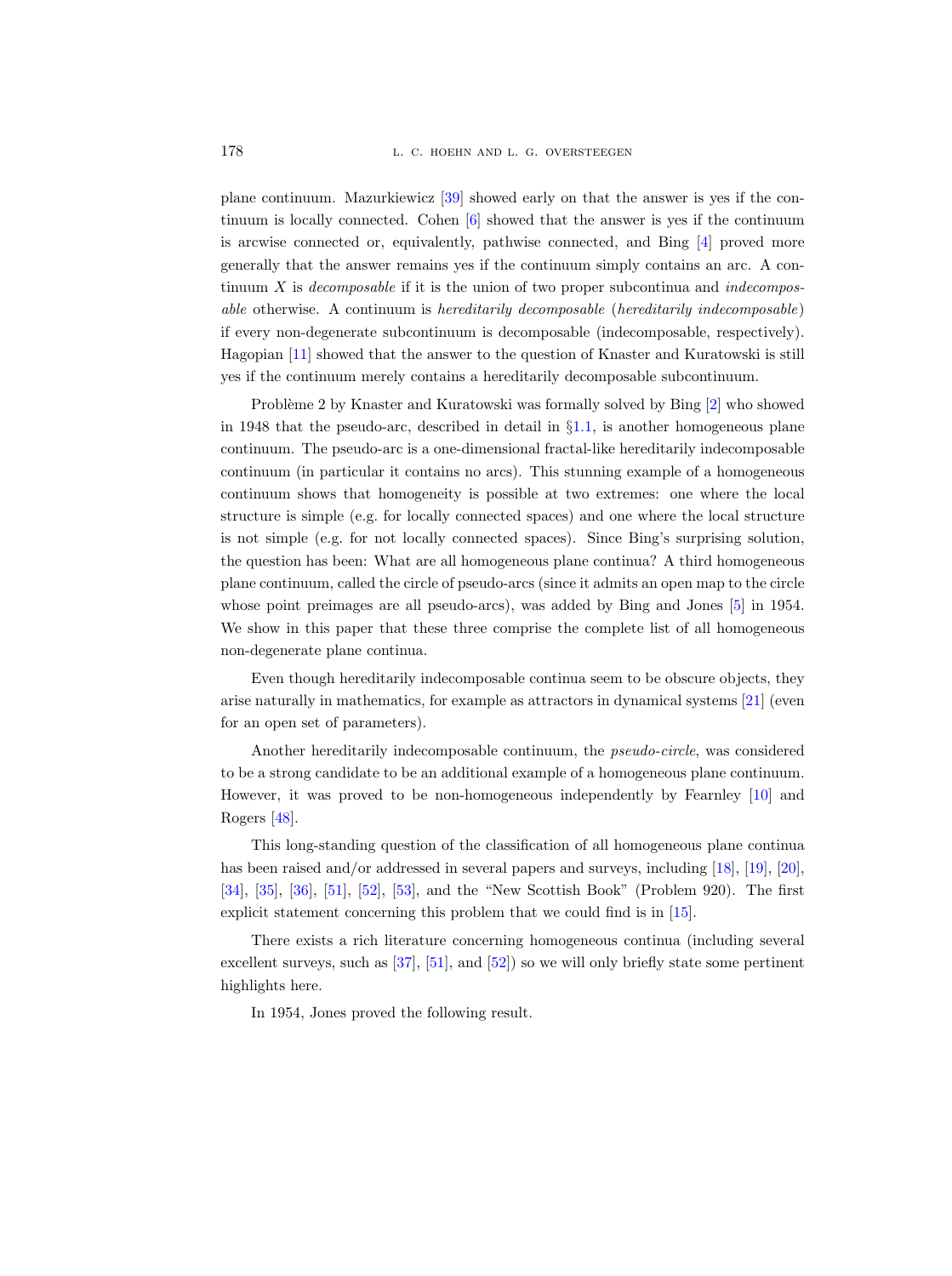plane continuum. Mazurkiewicz [39] showed early on that the answer is yes if the continuum is locally connected. Cohen [6] showed that the answer is yes if the continuum is arcwise connected or, equivalently, pathwise connected, and Bing [4] proved more generally that the answer remains yes if the continuum simply contains an arc. A continuum $X$ is *decomposable* if it is the union of two proper subcontinua and *indecomposable* otherwise. A continuum is *hereditarily decomposable* (*hereditarily indecomposable*) if every non-degenerate subcontinuum is decomposable (indecomposable, respectively). Hagopian [11] showed that the answer to the question of Knaster and Kuratowski is still yes if the continuum merely contains a hereditarily decomposable subcontinuum.

Problème 2 by Knaster and Kuratowski was formally solved by Bing [2] who showed in 1948 that the pseudo-arc, described in detail in §1.1, is another homogeneous plane continuum. The pseudo-arc is a one-dimensional fractal-like hereditarily indecomposable continuum (in particular it contains no arcs). This stunning example of a homogeneous continuum shows that homogeneity is possible at two extremes: one where the local structure is simple (e.g. for locally connected spaces) and one where the local structure is not simple (e.g. for not locally connected spaces). Since Bing's surprising solution, the question has been: What are all homogeneous plane continua? A third homogeneous plane continuum, called the circle of pseudo-arcs (since it admits an open map to the circle whose point preimages are all pseudo-arcs), was added by Bing and Jones [5] in 1954. We show in this paper that these three comprise the complete list of all homogeneous non-degenerate plane continua.

Even though hereditarily indecomposable continua seem to be obscure objects, they arise naturally in mathematics, for example as attractors in dynamical systems [21] (even for an open set of parameters).

Another hereditarily indecomposable continuum, the *pseudo-circle*, was considered to be a strong candidate to be an additional example of a homogeneous plane continuum. However, it was proved to be non-homogeneous independently by Fearnley [10] and Rogers [48].

This long-standing question of the classification of all homogeneous plane continua has been raised and/or addressed in several papers and surveys, including [18], [19], [20], [34], [35], [36], [51], [52], [53], and the "New Scottish Book" (Problem 920). The first explicit statement concerning this problem that we could find is in [15].

There exists a rich literature concerning homogeneous continua (including several excellent surveys, such as [37], [51], and [52]) so we will only briefly state some pertinent highlights here.

In 1954, Jones proved the following result.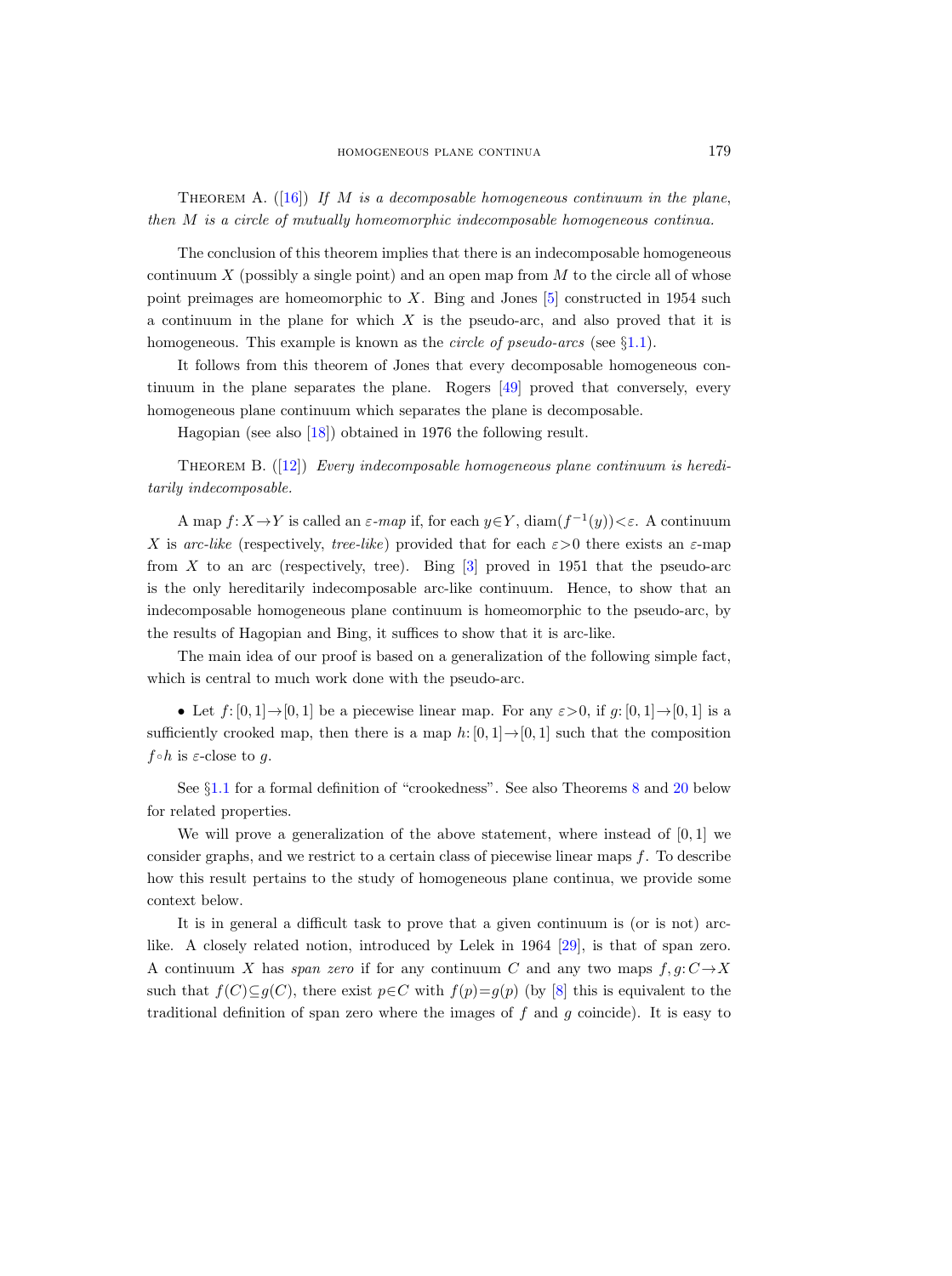Theorem A. ([16]) *If $M$ is a decomposable homogeneous continuum in the plane, then $M$ is a circle of mutually homeomorphic indecomposable homogeneous continua.*

The conclusion of this theorem implies that there is an indecomposable homogeneous continuum $X$ (possibly a single point) and an open map from $M$ to the circle all of whose point preimages are homeomorphic to $X$. Bing and Jones [5] constructed in 1954 such a continuum in the plane for which $X$ is the pseudo-arc, and also proved that it is homogeneous. This example is known as the *circle of pseudo-arcs* (see §1.1).

It follows from this theorem of Jones that every decomposable homogeneous continuum in the plane separates the plane. Rogers [49] proved that conversely, every homogeneous plane continuum which separates the plane is decomposable.

Hagopian (see also [18]) obtained in 1976 the following result.

Theorem B. ([12]) *Every indecomposable homogeneous plane continuum is hereditarily indecomposable.*

A map $f: X \to Y$ is called an *$\varepsilon$-map* if, for each $y \in Y$, $\operatorname{diam}(f^{-1}(y)) < \varepsilon$. A continuum $X$ is *arc-like* (respectively, *tree-like*) provided that for each $\varepsilon > 0$ there exists an $\varepsilon$-map from $X$ to an arc (respectively, tree). Bing [3] proved in 1951 that the pseudo-arc is the only hereditarily indecomposable arc-like continuum. Hence, to show that an indecomposable homogeneous plane continuum is homeomorphic to the pseudo-arc, by the results of Hagopian and Bing, it suffices to show that it is arc-like.

The main idea of our proof is based on a generalization of the following simple fact, which is central to much work done with the pseudo-arc.

- Let $f: [0,1] \to [0,1]$ be a piecewise linear map. For any $\varepsilon > 0$, if $g: [0,1] \to [0,1]$ is a sufficiently crooked map, then there is a map $h: [0,1] \to [0,1]$ such that the composition $f \circ h$ is $\varepsilon$-close to $g$.

See §1.1 for a formal definition of "crookedness". See also Theorems 8 and 20 below for related properties.

We will prove a generalization of the above statement, where instead of $[0,1]$ we consider graphs, and we restrict to a certain class of piecewise linear maps $f$. To describe how this result pertains to the study of homogeneous plane continua, we provide some context below.

It is in general a difficult task to prove that a given continuum is (or is not) arc-like. A closely related notion, introduced by Lelek in 1964 [29], is that of span zero. A continuum $X$ has *span zero* if for any continuum $C$ and any two maps $f, g: C \to X$ such that $f(C) \subseteq g(C)$, there exist $p \in C$ with $f(p) = g(p)$ (by [8] this is equivalent to the traditional definition of span zero where the images of $f$ and $g$ coincide). It is easy to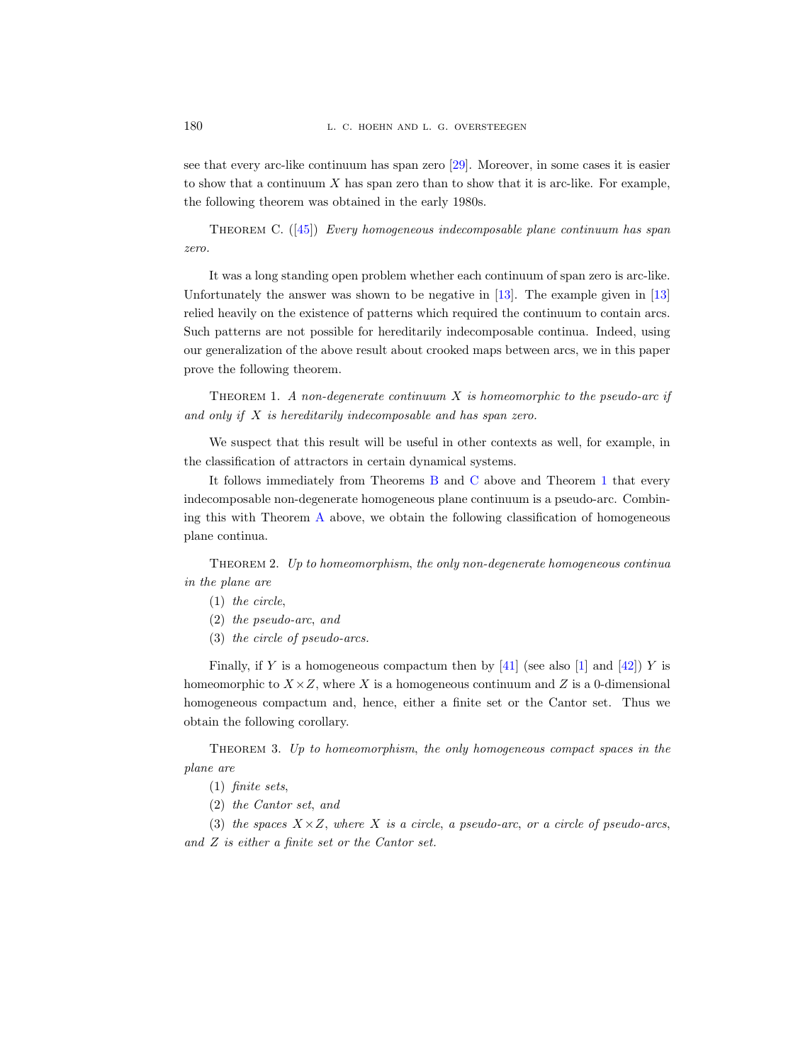see that every arc-like continuum has span zero [29]. Moreover, in some cases it is easier to show that a continuum $X$ has span zero than to show that it is arc-like. For example, the following theorem was obtained in the early 1980s.

Theorem C. ([45]) *Every homogeneous indecomposable plane continuum has span zero.*

It was a long standing open problem whether each continuum of span zero is arc-like. Unfortunately the answer was shown to be negative in [13]. The example given in [13] relied heavily on the existence of patterns which required the continuum to contain arcs. Such patterns are not possible for hereditarily indecomposable continua. Indeed, using our generalization of the above result about crooked maps between arcs, we in this paper prove the following theorem.

Theorem 1. *A non-degenerate continuum $X$ is homeomorphic to the pseudo-arc if and only if $X$ is hereditarily indecomposable and has span zero.*

We suspect that this result will be useful in other contexts as well, for example, in the classification of attractors in certain dynamical systems.

It follows immediately from Theorems B and C above and Theorem 1 that every indecomposable non-degenerate homogeneous plane continuum is a pseudo-arc. Combining this with Theorem A above, we obtain the following classification of homogeneous plane continua.

Theorem 2. *Up to homeomorphism, the only non-degenerate homogeneous continua in the plane are*

(1) *the circle,*

(2) *the pseudo-arc, and*

(3) *the circle of pseudo-arcs.*

Finally, if $Y$ is a homogeneous compactum then by [41] (see also [1] and [42]) $Y$ is homeomorphic to $X \times Z$, where $X$ is a homogeneous continuum and $Z$ is a 0-dimensional homogeneous compactum and, hence, either a finite set or the Cantor set. Thus we obtain the following corollary.

Theorem 3. *Up to homeomorphism, the only homogeneous compact spaces in the plane are*

(1) *finite sets,*

(2) *the Cantor set, and*

(3) *the spaces $X \times Z$, where $X$ is a circle, a pseudo-arc, or a circle of pseudo-arcs, and $Z$ is either a finite set or the Cantor set.*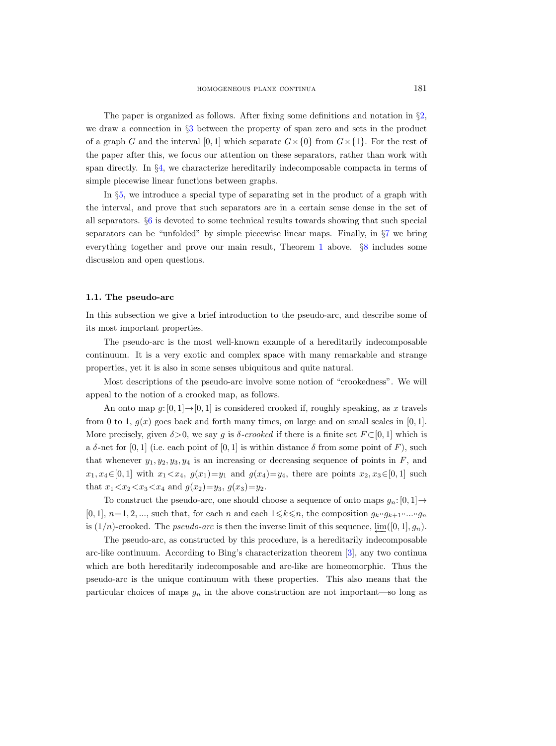The paper is organized as follows. After fixing some definitions and notation in §2, we draw a connection in §3 between the property of span zero and sets in the product of a graph $G$ and the interval $[0,1]$ which separate $G\times\{0\}$ from $G\times\{1\}$. For the rest of the paper after this, we focus our attention on these separators, rather than work with span directly. In §4, we characterize hereditarily indecomposable compacta in terms of simple piecewise linear functions between graphs.

In §5, we introduce a special type of separating set in the product of a graph with the interval, and prove that such separators are in a certain sense dense in the set of all separators. §6 is devoted to some technical results towards showing that such special separators can be "unfolded" by simple piecewise linear maps. Finally, in §7 we bring everything together and prove our main result, Theorem 1 above. §8 includes some discussion and open questions.

### 1.1. The pseudo-arc

In this subsection we give a brief introduction to the pseudo-arc, and describe some of its most important properties.

The pseudo-arc is the most well-known example of a hereditarily indecomposable continuum. It is a very exotic and complex space with many remarkable and strange properties, yet it is also in some senses ubiquitous and quite natural.

Most descriptions of the pseudo-arc involve some notion of "crookedness". We will appeal to the notion of a crooked map, as follows.

An onto map $g\colon[0,1]\to[0,1]$ is considered crooked if, roughly speaking, as $x$ travels from 0 to 1, $g(x)$ goes back and forth many times, on large and on small scales in $[0,1]$. More precisely, given $\delta>0$, we say $g$ is *$\delta$-crooked* if there is a finite set $F\subset[0,1]$ which is a $\delta$-net for $[0,1]$ (i.e. each point of $[0,1]$ is within distance $\delta$ from some point of $F$), such that whenever $y_1,y_2,y_3,y_4$ is an increasing or decreasing sequence of points in $F$, and $x_1,x_4\in[0,1]$ with $x_1<x_4$, $g(x_1)=y_1$ and $g(x_4)=y_4$, there are points $x_2,x_3\in[0,1]$ such that $x_1<x_2<x_3<x_4$ and $g(x_2)=y_3$, $g(x_3)=y_2$.

To construct the pseudo-arc, one should choose a sequence of onto maps $g_n\colon[0,1]\to[0,1]$, $n=1,2,\ldots$, such that, for each $n$ and each $1\leqslant k\leqslant n$, the composition $g_k\circ g_{k+1}\circ\ldots\circ g_n$ is $(1/n)$-crooked. The *pseudo-arc* is then the inverse limit of this sequence, $\varprojlim([0,1],g_n)$.

The pseudo-arc, as constructed by this procedure, is a hereditarily indecomposable arc-like continuum. According to Bing's characterization theorem [3], any two continua which are both hereditarily indecomposable and arc-like are homeomorphic. Thus the pseudo-arc is the unique continuum with these properties. This also means that the particular choices of maps $g_n$ in the above construction are not important—so long as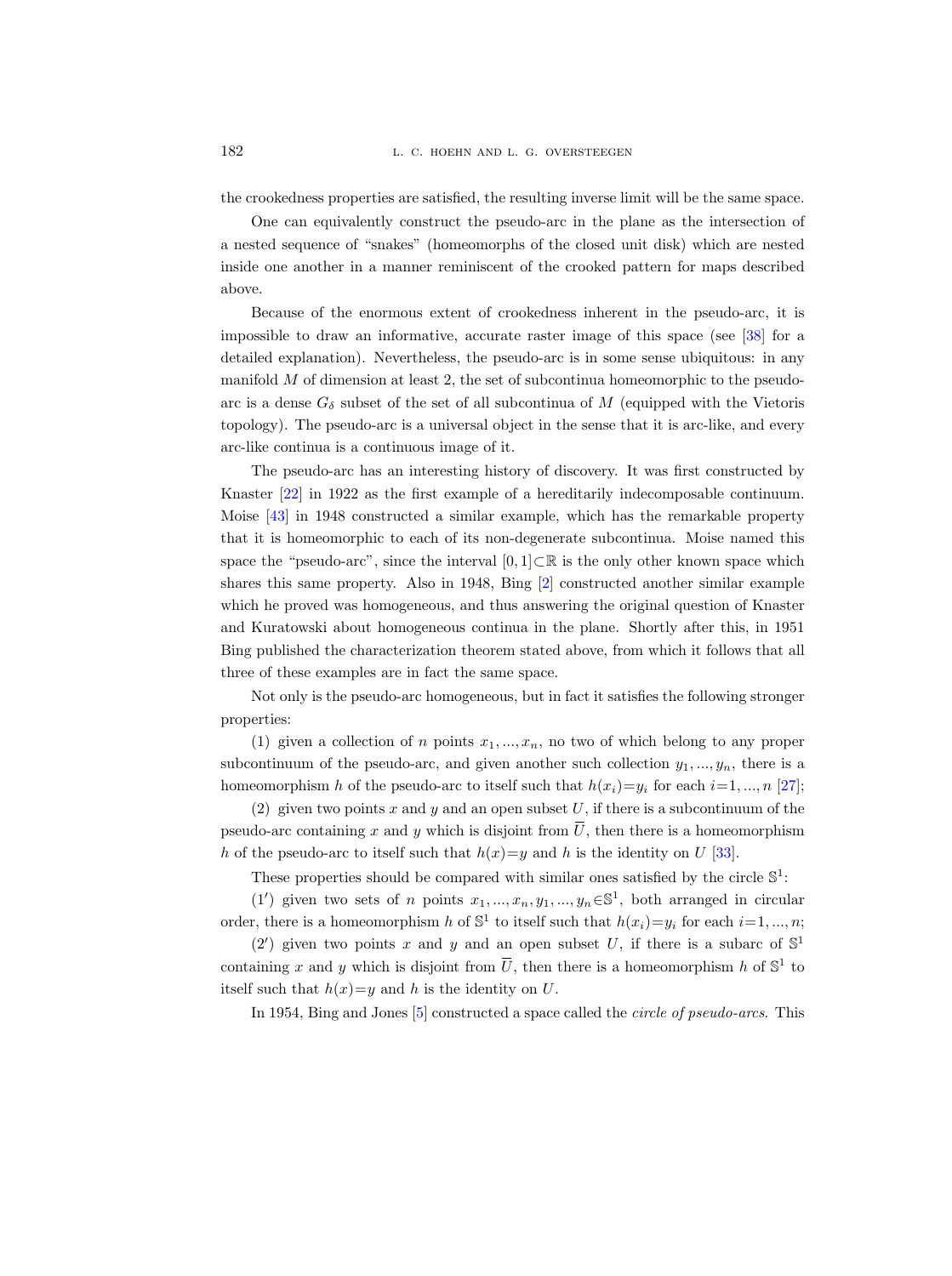the crookedness properties are satisfied, the resulting inverse limit will be the same space.

One can equivalently construct the pseudo-arc in the plane as the intersection of a nested sequence of "snakes" (homeomorphs of the closed unit disk) which are nested inside one another in a manner reminiscent of the crooked pattern for maps described above.

Because of the enormous extent of crookedness inherent in the pseudo-arc, it is impossible to draw an informative, accurate raster image of this space (see [38] for a detailed explanation). Nevertheless, the pseudo-arc is in some sense ubiquitous: in any manifold $M$ of dimension at least 2, the set of subcontinua homeomorphic to the pseudo-arc is a dense $G_\delta$ subset of the set of all subcontinua of $M$ (equipped with the Vietoris topology). The pseudo-arc is a universal object in the sense that it is arc-like, and every arc-like continua is a continuous image of it.

The pseudo-arc has an interesting history of discovery. It was first constructed by Knaster [22] in 1922 as the first example of a hereditarily indecomposable continuum. Moise [43] in 1948 constructed a similar example, which has the remarkable property that it is homeomorphic to each of its non-degenerate subcontinua. Moise named this space the "pseudo-arc", since the interval $[0,1]\subset\mathbb{R}$ is the only other known space which shares this same property. Also in 1948, Bing [2] constructed another similar example which he proved was homogeneous, and thus answering the original question of Knaster and Kuratowski about homogeneous continua in the plane. Shortly after this, in 1951 Bing published the characterization theorem stated above, from which it follows that all three of these examples are in fact the same space.

Not only is the pseudo-arc homogeneous, but in fact it satisfies the following stronger properties:

(1) given a collection of $n$ points $x_1, ..., x_n$, no two of which belong to any proper subcontinuum of the pseudo-arc, and given another such collection $y_1, ..., y_n$, there is a homeomorphism $h$ of the pseudo-arc to itself such that $h(x_i)=y_i$ for each $i=1, ..., n$ [27];

(2) given two points $x$ and $y$ and an open subset $U$, if there is a subcontinuum of the pseudo-arc containing $x$ and $y$ which is disjoint from $\overline{U}$, then there is a homeomorphism $h$ of the pseudo-arc to itself such that $h(x)=y$ and $h$ is the identity on $U$ [33].

These properties should be compared with similar ones satisfied by the circle $\mathbb{S}^1$:

($1'$) given two sets of $n$ points $x_1, ..., x_n, y_1, ..., y_n \in \mathbb{S}^1$, both arranged in circular order, there is a homeomorphism $h$ of $\mathbb{S}^1$ to itself such that $h(x_i)=y_i$ for each $i=1, ..., n$;

($2'$) given two points $x$ and $y$ and an open subset $U$, if there is a subarc of $\mathbb{S}^1$ containing $x$ and $y$ which is disjoint from $\overline{U}$, then there is a homeomorphism $h$ of $\mathbb{S}^1$ to itself such that $h(x)=y$ and $h$ is the identity on $U$.

In 1954, Bing and Jones [5] constructed a space called the *circle of pseudo-arcs*. This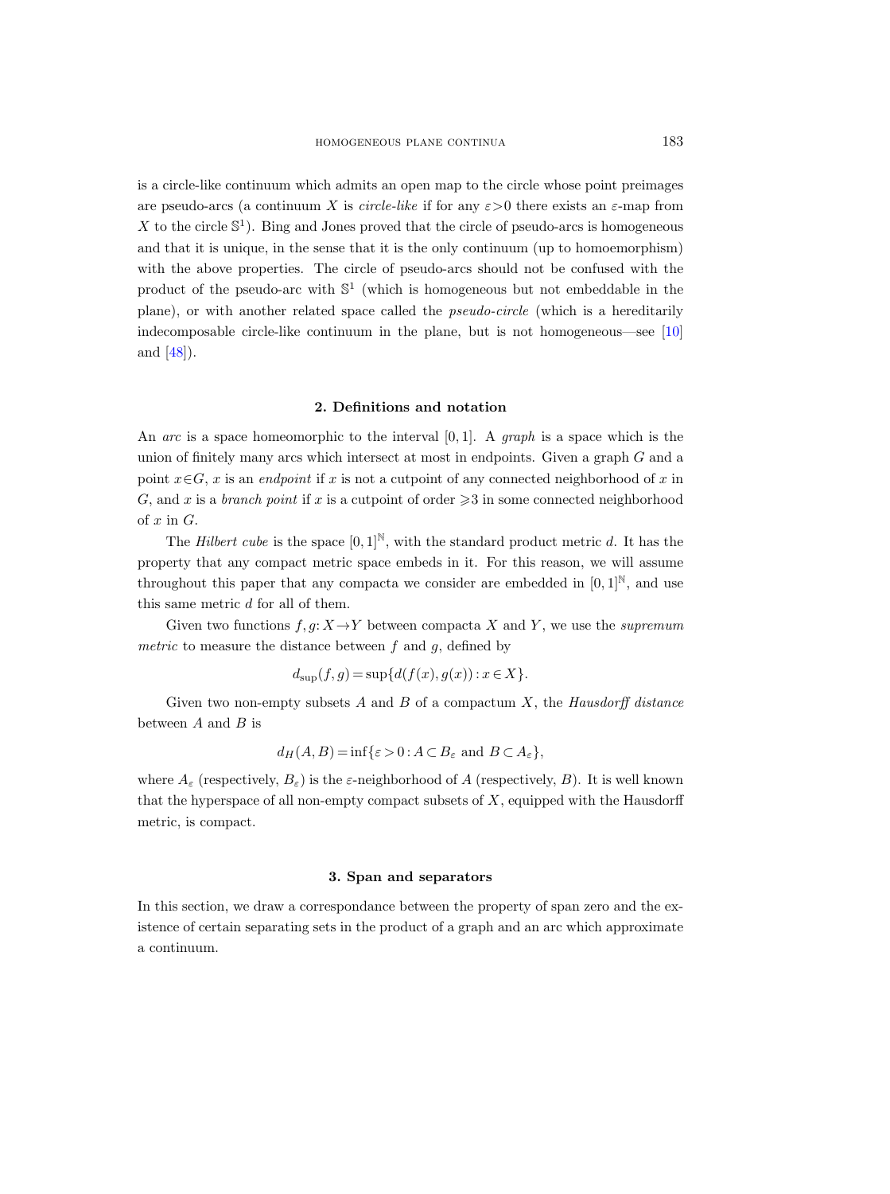is a circle-like continuum which admits an open map to the circle whose point preimages are pseudo-arcs (a continuum $X$ is *circle-like* if for any $\varepsilon>0$ there exists an $\varepsilon$-map from $X$ to the circle $\mathbb{S}^1$). Bing and Jones proved that the circle of pseudo-arcs is homogeneous and that it is unique, in the sense that it is the only continuum (up to homoemorphism) with the above properties. The circle of pseudo-arcs should not be confused with the product of the pseudo-arc with $\mathbb{S}^1$ (which is homogeneous but not embeddable in the plane), or with another related space called the *pseudo-circle* (which is a hereditarily indecomposable circle-like continuum in the plane, but is not homogeneous—see [10] and [48]).

## 2. Definitions and notation

An *arc* is a space homeomorphic to the interval $[0,1]$. A *graph* is a space which is the union of finitely many arcs which intersect at most in endpoints. Given a graph $G$ and a point $x\in G$, $x$ is an *endpoint* if $x$ is not a cutpoint of any connected neighborhood of $x$ in $G$, and $x$ is a *branch point* if $x$ is a cutpoint of order $\geqslant 3$ in some connected neighborhood of $x$ in $G$.

The *Hilbert cube* is the space $[0,1]^{\mathbb{N}}$, with the standard product metric $d$. It has the property that any compact metric space embeds in it. For this reason, we will assume throughout this paper that any compacta we consider are embedded in $[0,1]^{\mathbb{N}}$, and use this same metric $d$ for all of them.

Given two functions $f,g\colon X\to Y$ between compacta $X$ and $Y$, we use the *supremum metric* to measure the distance between $f$ and $g$, defined by

$$d_{\sup}(f,g)=\sup\{d(f(x),g(x)):x\in X\}.$$

Given two non-empty subsets $A$ and $B$ of a compactum $X$, the *Hausdorff distance* between $A$ and $B$ is

$$d_H(A,B)=\inf\{\varepsilon>0:A\subset B_\varepsilon \text{ and } B\subset A_\varepsilon\},$$

where $A_\varepsilon$ (respectively, $B_\varepsilon$) is the $\varepsilon$-neighborhood of $A$ (respectively, $B$). It is well known that the hyperspace of all non-empty compact subsets of $X$, equipped with the Hausdorff metric, is compact.

## 3. Span and separators

In this section, we draw a correspondance between the property of span zero and the existence of certain separating sets in the product of a graph and an arc which approximate a continuum.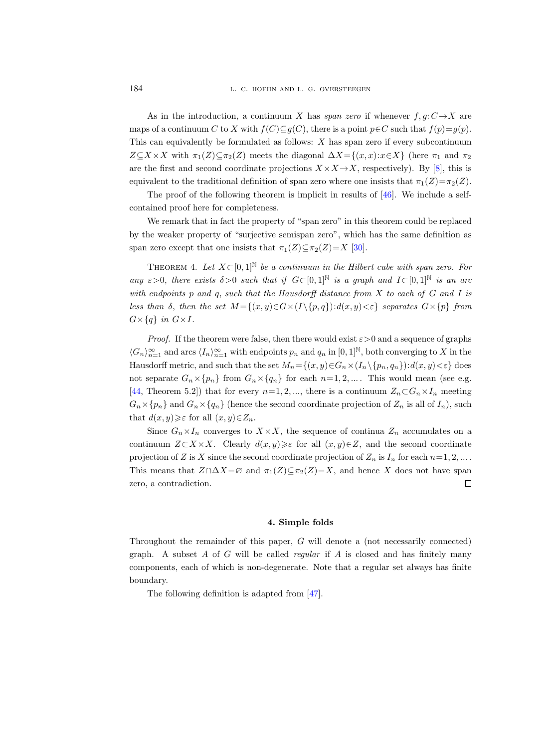As in the introduction, a continuum $X$ has *span zero* if whenever $f, g: C \to X$ are maps of a continuum $C$ to $X$ with $f(C) \subseteq g(C)$, there is a point $p \in C$ such that $f(p) = g(p)$. This can equivalently be formulated as follows: $X$ has span zero if every subcontinuum $Z \subseteq X \times X$ with $\pi_1(Z) \subseteq \pi_2(Z)$ meets the diagonal $\Delta X = \{(x, x) : x \in X\}$ (here $\pi_1$ and $\pi_2$ are the first and second coordinate projections $X \times X \to X$, respectively). By [8], this is equivalent to the traditional definition of span zero where one insists that $\pi_1(Z) = \pi_2(Z)$.

The proof of the following theorem is implicit in results of [46]. We include a self-contained proof here for completeness.

We remark that in fact the property of "span zero" in this theorem could be replaced by the weaker property of "surjective semispan zero", which has the same definition as span zero except that one insists that $\pi_1(Z) \subseteq \pi_2(Z) = X$ [30].

THEOREM 4. *Let $X \subset [0,1]^{\mathbb{N}}$ be a continuum in the Hilbert cube with span zero. For any $\varepsilon > 0$, there exists $\delta > 0$ such that if $G \subset [0,1]^{\mathbb{N}}$ is a graph and $I \subset [0,1]^{\mathbb{N}}$ is an arc with endpoints $p$ and $q$, such that the Hausdorff distance from $X$ to each of $G$ and $I$ is less than $\delta$, then the set $M = \{(x, y) \in G \times (I \setminus \{p, q\}) : d(x, y) < \varepsilon\}$ separates $G \times \{p\}$ from $G \times \{q\}$ in $G \times I$.*

*Proof.* If the theorem were false, then there would exist $\varepsilon > 0$ and a sequence of graphs $\langle G_n \rangle_{n=1}^{\infty}$ and arcs $\langle I_n \rangle_{n=1}^{\infty}$ with endpoints $p_n$ and $q_n$ in $[0,1]^{\mathbb{N}}$, both converging to $X$ in the Hausdorff metric, and such that the set $M_n = \{(x, y) \in G_n \times (I_n \setminus \{p_n, q_n\}) : d(x, y) < \varepsilon\}$ does not separate $G_n \times \{p_n\}$ from $G_n \times \{q_n\}$ for each $n = 1, 2, \ldots$. This would mean (see e.g. [44, Theorem 5.2]) that for every $n = 1, 2, \ldots$, there is a continuum $Z_n \subset G_n \times I_n$ meeting $G_n \times \{p_n\}$ and $G_n \times \{q_n\}$ (hence the second coordinate projection of $Z_n$ is all of $I_n$), such that $d(x, y) \geqslant \varepsilon$ for all $(x, y) \in Z_n$.

Since $G_n \times I_n$ converges to $X \times X$, the sequence of continua $Z_n$ accumulates on a continuum $Z \subset X \times X$. Clearly $d(x, y) \geqslant \varepsilon$ for all $(x, y) \in Z$, and the second coordinate projection of $Z$ is $X$ since the second coordinate projection of $Z_n$ is $I_n$ for each $n = 1, 2, \ldots$. This means that $Z \cap \Delta X = \varnothing$ and $\pi_1(Z) \subseteq \pi_2(Z) = X$, and hence $X$ does not have span zero, a contradiction. $\square$

## 4. Simple folds

Throughout the remainder of this paper, $G$ will denote a (not necessarily connected) graph. A subset $A$ of $G$ will be called *regular* if $A$ is closed and has finitely many components, each of which is non-degenerate. Note that a regular set always has finite boundary.

The following definition is adapted from [47].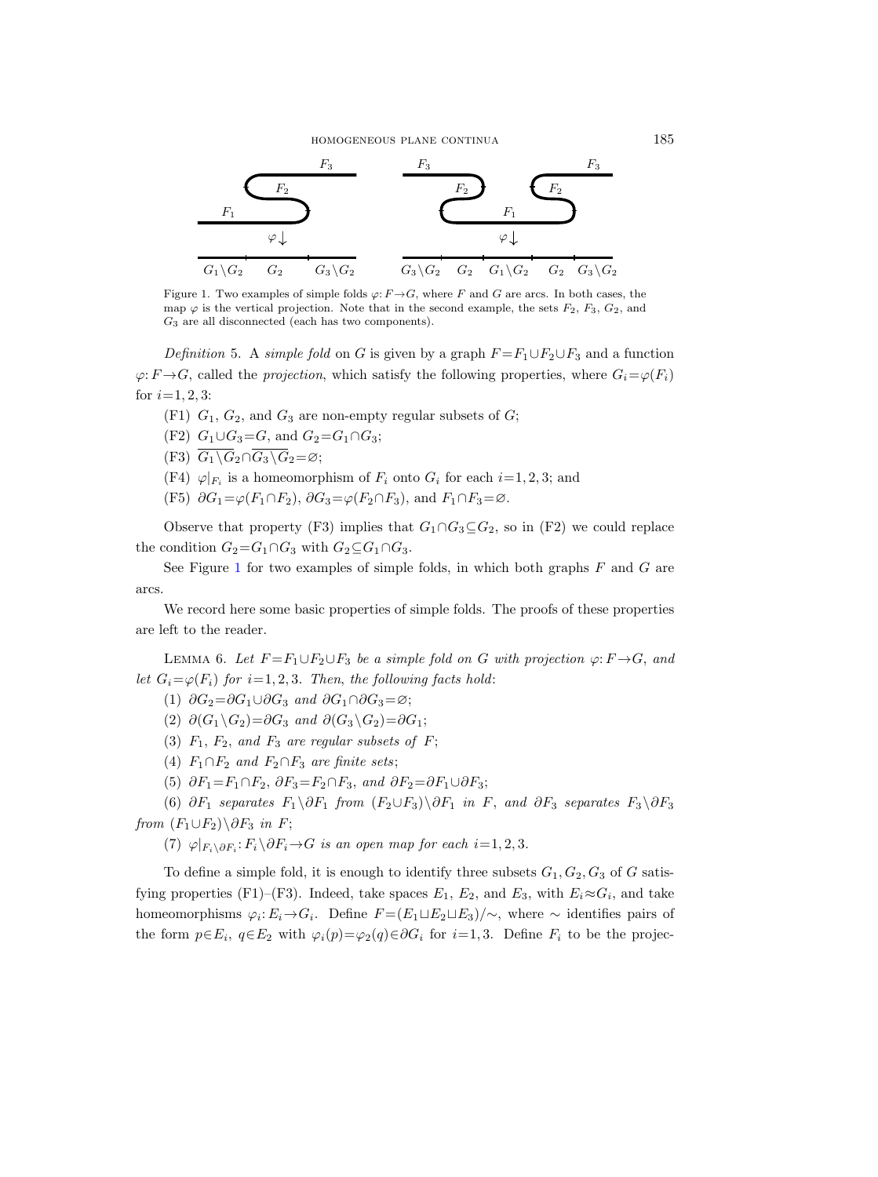Figure 1. Two examples of simple folds $\varphi: F \to G$, where $F$ and $G$ are arcs. In both cases, the map $\varphi$ is the vertical projection. Note that in the second example, the sets $F_2$, $F_3$, $G_2$, and $G_3$ are all disconnected (each has two components).

*Definition* 5. A *simple fold* on $G$ is given by a graph $F = F_1 \cup F_2 \cup F_3$ and a function $\varphi: F \to G$, called the *projection*, which satisfy the following properties, where $G_i = \varphi(F_i)$ for $i = 1, 2, 3$:

(F1) $G_1$, $G_2$, and $G_3$ are non-empty regular subsets of $G$;

(F2) $G_1 \cup G_3 = G$, and $G_2 = G_1 \cap G_3$;

(F3) $\overline{G_1 \setminus G_2} \cap \overline{G_3 \setminus G_2} = \varnothing$;

(F4) $\varphi|_{F_i}$ is a homeomorphism of $F_i$ onto $G_i$ for each $i = 1, 2, 3$; and

(F5) $\partial G_1 = \varphi(F_1 \cap F_2)$, $\partial G_3 = \varphi(F_2 \cap F_3)$, and $F_1 \cap F_3 = \varnothing$.

Observe that property (F3) implies that $G_1 \cap G_3 \subseteq G_2$, so in (F2) we could replace the condition $G_2 = G_1 \cap G_3$ with $G_2 \subseteq G_1 \cap G_3$.

See Figure 1 for two examples of simple folds, in which both graphs $F$ and $G$ are arcs.

We record here some basic properties of simple folds. The proofs of these properties are left to the reader.

Lemma 6. *Let $F = F_1 \cup F_2 \cup F_3$ be a simple fold on $G$ with projection $\varphi: F \to G$, and let $G_i = \varphi(F_i)$ for $i = 1, 2, 3$. Then, the following facts hold:*

(1) *$\partial G_2 = \partial G_1 \cup \partial G_3$ and $\partial G_1 \cap \partial G_3 = \varnothing$;*

(2) *$\partial(G_1 \setminus G_2) = \partial G_3$ and $\partial(G_3 \setminus G_2) = \partial G_1$;*

(3) *$F_1$, $F_2$, and $F_3$ are regular subsets of $F$;*

(4) *$F_1 \cap F_2$ and $F_2 \cap F_3$ are finite sets;*

(5) *$\partial F_1 = F_1 \cap F_2$, $\partial F_3 = F_2 \cap F_3$, and $\partial F_2 = \partial F_1 \cup \partial F_3$;*

(6) *$\partial F_1$ separates $F_1 \setminus \partial F_1$ from $(F_2 \cup F_3) \setminus \partial F_1$ in $F$, and $\partial F_3$ separates $F_3 \setminus \partial F_3$ from $(F_1 \cup F_2) \setminus \partial F_3$ in $F$;*

(7) *$\varphi|_{F_i \setminus \partial F_i}: F_i \setminus \partial F_i \to G$ is an open map for each $i = 1, 2, 3$.*

To define a simple fold, it is enough to identify three subsets $G_1, G_2, G_3$ of $G$ satisfying properties (F1)–(F3). Indeed, take spaces $E_1$, $E_2$, and $E_3$, with $E_i \approx G_i$, and take homeomorphisms $\varphi_i: E_i \to G_i$. Define $F = (E_1 \sqcup E_2 \sqcup E_3)/\sim$, where $\sim$ identifies pairs of the form $p \in E_i$, $q \in E_2$ with $\varphi_i(p) = \varphi_2(q) \in \partial G_i$ for $i = 1, 3$. Define $F_i$ to be the projec-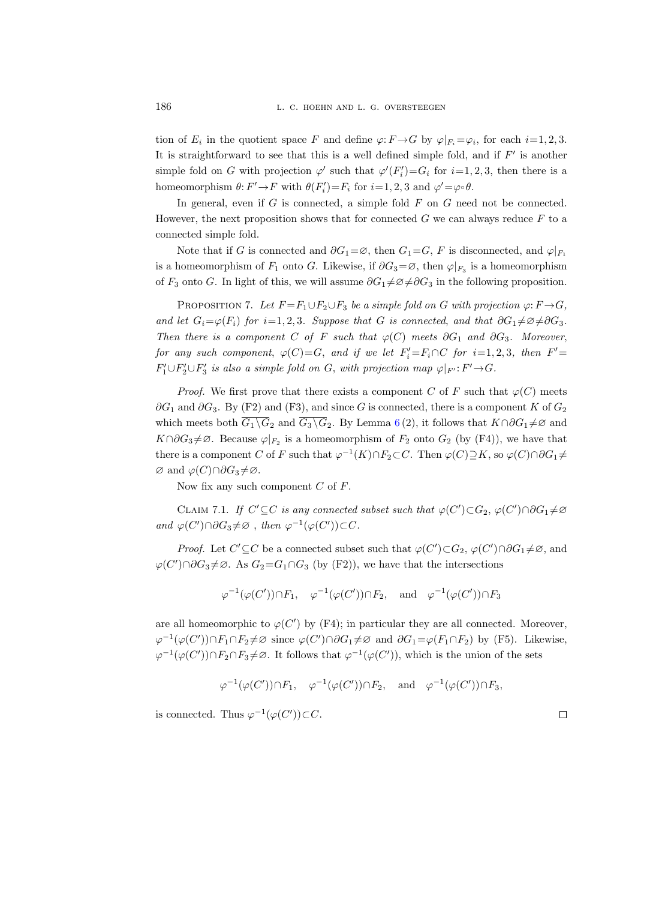tion of $E_i$ in the quotient space $F$ and define $\varphi: F \to G$ by $\varphi|_{F_i} = \varphi_i$, for each $i=1,2,3$. It is straightforward to see that this is a well defined simple fold, and if $F'$ is another simple fold on $G$ with projection $\varphi'$ such that $\varphi'(F_i') = G_i$ for $i=1,2,3$, then there is a homeomorphism $\theta: F' \to F$ with $\theta(F_i') = F_i$ for $i=1,2,3$ and $\varphi' = \varphi \circ \theta$.

In general, even if $G$ is connected, a simple fold $F$ on $G$ need not be connected. However, the next proposition shows that for connected $G$ we can always reduce $F$ to a connected simple fold.

Note that if $G$ is connected and $\partial G_1 = \varnothing$, then $G_1 = G$, $F$ is disconnected, and $\varphi|_{F_1}$ is a homeomorphism of $F_1$ onto $G$. Likewise, if $\partial G_3 = \varnothing$, then $\varphi|_{F_3}$ is a homeomorphism of $F_3$ onto $G$. In light of this, we will assume $\partial G_1 \neq \varnothing \neq \partial G_3$ in the following proposition.

Proposition 7. *Let $F = F_1 \cup F_2 \cup F_3$ be a simple fold on $G$ with projection $\varphi: F \to G$, and let $G_i = \varphi(F_i)$ for $i=1,2,3$. Suppose that $G$ is connected, and that $\partial G_1 \neq \varnothing \neq \partial G_3$. Then there is a component $C$ of $F$ such that $\varphi(C)$ meets $\partial G_1$ and $\partial G_3$. Moreover, for any such component, $\varphi(C) = G$, and if we let $F_i' = F_i \cap C$ for $i=1,2,3$, then $F' = F_1' \cup F_2' \cup F_3'$ is also a simple fold on $G$, with projection map $\varphi|_{F'}: F' \to G$.*

*Proof.* We first prove that there exists a component $C$ of $F$ such that $\varphi(C)$ meets $\partial G_1$ and $\partial G_3$. By (F2) and (F3), and since $G$ is connected, there is a component $K$ of $G_2$ which meets both $\overline{G_1 \setminus G_2}$ and $\overline{G_3 \setminus G_2}$. By Lemma 6 (2), it follows that $K \cap \partial G_1 \neq \varnothing$ and $K \cap \partial G_3 \neq \varnothing$. Because $\varphi|_{F_2}$ is a homeomorphism of $F_2$ onto $G_2$ (by (F4)), we have that there is a component $C$ of $F$ such that $\varphi^{-1}(K) \cap F_2 \subset C$. Then $\varphi(C) \supseteq K$, so $\varphi(C) \cap \partial G_1 \neq \varnothing$ and $\varphi(C) \cap \partial G_3 \neq \varnothing$.

Now fix any such component $C$ of $F$.

Claim 7.1. *If $C' \subseteq C$ is any connected subset such that $\varphi(C') \subset G_2$, $\varphi(C') \cap \partial G_1 \neq \varnothing$ and $\varphi(C') \cap \partial G_3 \neq \varnothing$ , then $\varphi^{-1}(\varphi(C')) \subset C$.*

*Proof.* Let $C' \subseteq C$ be a connected subset such that $\varphi(C') \subset G_2$, $\varphi(C') \cap \partial G_1 \neq \varnothing$, and $\varphi(C') \cap \partial G_3 \neq \varnothing$. As $G_2 = G_1 \cap G_3$ (by (F2)), we have that the intersections

$$\varphi^{-1}(\varphi(C')) \cap F_1, \quad \varphi^{-1}(\varphi(C')) \cap F_2, \quad \text{and} \quad \varphi^{-1}(\varphi(C')) \cap F_3$$

are all homeomorphic to $\varphi(C')$ by (F4); in particular they are all connected. Moreover, $\varphi^{-1}(\varphi(C')) \cap F_1 \cap F_2 \neq \varnothing$ since $\varphi(C') \cap \partial G_1 \neq \varnothing$ and $\partial G_1 = \varphi(F_1 \cap F_2)$ by (F5). Likewise, $\varphi^{-1}(\varphi(C')) \cap F_2 \cap F_3 \neq \varnothing$. It follows that $\varphi^{-1}(\varphi(C'))$, which is the union of the sets

$$\varphi^{-1}(\varphi(C')) \cap F_1, \quad \varphi^{-1}(\varphi(C')) \cap F_2, \quad \text{and} \quad \varphi^{-1}(\varphi(C')) \cap F_3,$$

is connected. Thus $\varphi^{-1}(\varphi(C')) \subset C$. □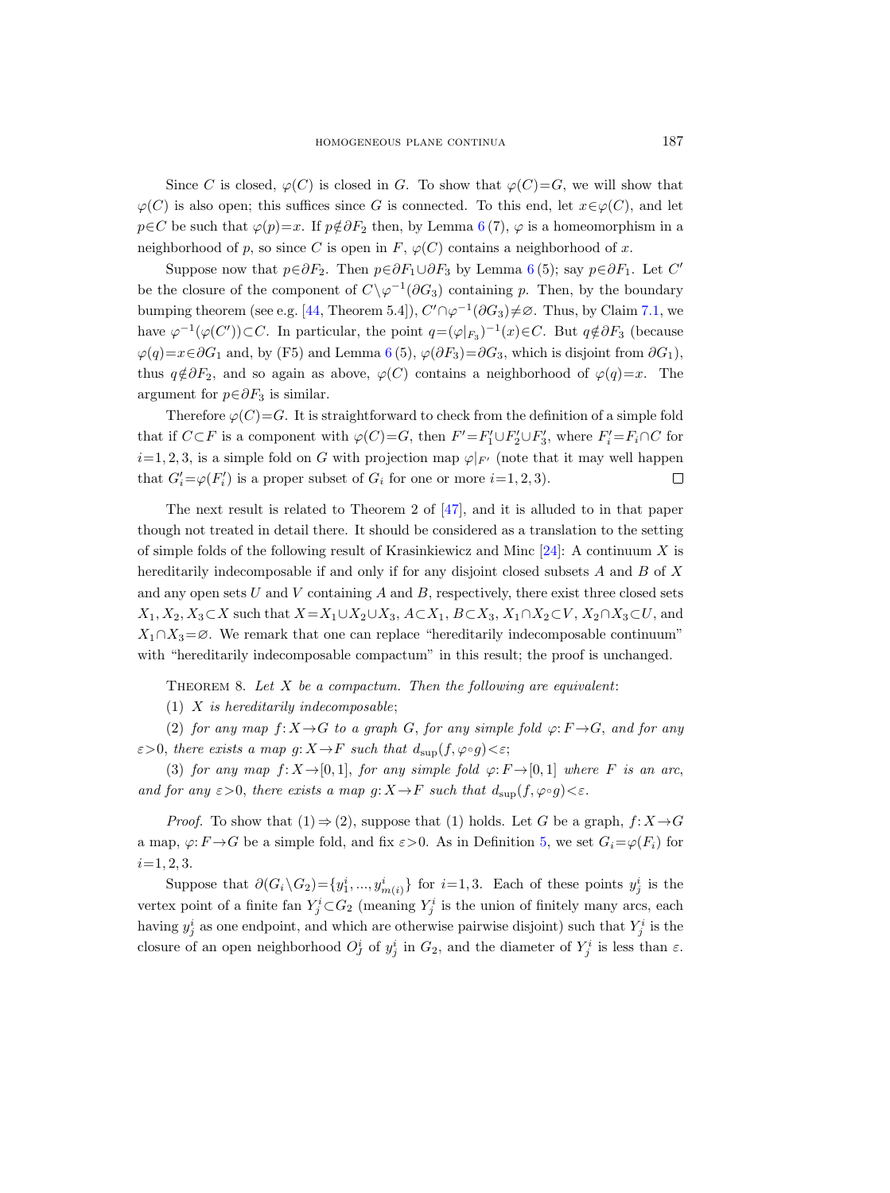Since $C$ is closed, $\varphi(C)$ is closed in $G$. To show that $\varphi(C)=G$, we will show that $\varphi(C)$ is also open; this suffices since $G$ is connected. To this end, let $x\in\varphi(C)$, and let $p\in C$ be such that $\varphi(p)=x$. If $p\notin\partial F_2$ then, by Lemma 6 (7), $\varphi$ is a homeomorphism in a neighborhood of $p$, so since $C$ is open in $F$, $\varphi(C)$ contains a neighborhood of $x$.

Suppose now that $p\in\partial F_2$. Then $p\in\partial F_1\cup\partial F_3$ by Lemma 6 (5); say $p\in\partial F_1$. Let $C'$ be the closure of the component of $C\setminus\varphi^{-1}(\partial G_3)$ containing $p$. Then, by the boundary bumping theorem (see e.g. [44, Theorem 5.4]), $C'\cap\varphi^{-1}(\partial G_3)\neq\varnothing$. Thus, by Claim 7.1, we have $\varphi^{-1}(\varphi(C'))\subset C$. In particular, the point $q=(\varphi|_{F_3})^{-1}(x)\in C$. But $q\notin\partial F_3$ (because $\varphi(q)=x\in\partial G_1$ and, by (F5) and Lemma 6 (5), $\varphi(\partial F_3)=\partial G_3$, which is disjoint from $\partial G_1$), thus $q\notin\partial F_2$, and so again as above, $\varphi(C)$ contains a neighborhood of $\varphi(q)=x$. The argument for $p\in\partial F_3$ is similar.

Therefore $\varphi(C)=G$. It is straightforward to check from the definition of a simple fold that if $C\subset F$ is a component with $\varphi(C)=G$, then $F'=F_1'\cup F_2'\cup F_3'$, where $F_i'=F_i\cap C$ for $i=1,2,3$, is a simple fold on $G$ with projection map $\varphi|_{F'}$ (note that it may well happen that $G_i'=\varphi(F_i')$ is a proper subset of $G_i$ for one or more $i=1,2,3$). □

The next result is related to Theorem 2 of [47], and it is alluded to in that paper though not treated in detail there. It should be considered as a translation to the setting of simple folds of the following result of Krasinkiewicz and Minc [24]: A continuum $X$ is hereditarily indecomposable if and only if for any disjoint closed subsets $A$ and $B$ of $X$ and any open sets $U$ and $V$ containing $A$ and $B$, respectively, there exist three closed sets $X_1,X_2,X_3\subset X$ such that $X=X_1\cup X_2\cup X_3$, $A\subset X_1$, $B\subset X_3$, $X_1\cap X_2\subset V$, $X_2\cap X_3\subset U$, and $X_1\cap X_3=\varnothing$. We remark that one can replace "hereditarily indecomposable continuum" with "hereditarily indecomposable compactum" in this result; the proof is unchanged.

Theorem 8. *Let $X$ be a compactum. Then the following are equivalent*:

(1) *$X$ is hereditarily indecomposable*;

(2) *for any map $f\colon X\to G$ to a graph $G$, for any simple fold $\varphi\colon F\to G$, and for any $\varepsilon>0$, there exists a map $g\colon X\to F$ such that $d_{\sup}(f,\varphi\circ g)<\varepsilon$*;

(3) *for any map $f\colon X\to[0,1]$, for any simple fold $\varphi\colon F\to[0,1]$ where $F$ is an arc, and for any $\varepsilon>0$, there exists a map $g\colon X\to F$ such that $d_{\sup}(f,\varphi\circ g)<\varepsilon$.*

*Proof.* To show that (1) ⇒ (2), suppose that (1) holds. Let $G$ be a graph, $f\colon X\to G$ a map, $\varphi\colon F\to G$ be a simple fold, and fix $\varepsilon>0$. As in Definition 5, we set $G_i=\varphi(F_i)$ for $i=1,2,3$.

Suppose that $\partial(G_i\setminus G_2)=\{y_1^i,...,y_{m(i)}^i\}$ for $i=1,3$. Each of these points $y_j^i$ is the vertex point of a finite fan $Y_j^i\subset G_2$ (meaning $Y_j^i$ is the union of finitely many arcs, each having $y_j^i$ as one endpoint, and which are otherwise pairwise disjoint) such that $Y_j^i$ is the closure of an open neighborhood $O_j^i$ of $y_j^i$ in $G_2$, and the diameter of $Y_j^i$ is less than $\varepsilon$.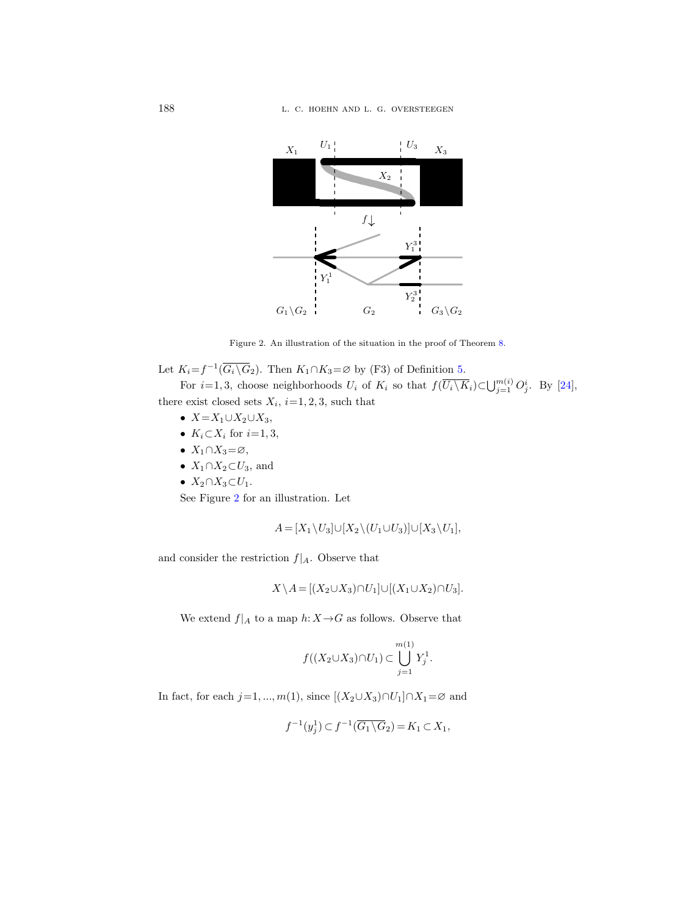Figure 2. An illustration of the situation in the proof of Theorem 8.

Let $K_i = f^{-1}(\overline{G_i \setminus G_2})$. Then $K_1 \cap K_3 = \varnothing$ by (F3) of Definition 5.

For $i=1,3$, choose neighborhoods $U_i$ of $K_i$ so that $f(\overline{U_i \setminus K_i}) \subset \bigcup_{j=1}^{m(i)} O_j^i$. By [24], there exist closed sets $X_i$, $i=1,2,3$, such that

- $X = X_1 \cup X_2 \cup X_3$,
- $K_i \subset X_i$ for $i=1,3$,
- $X_1 \cap X_3 = \varnothing$,
- $X_1 \cap X_2 \subset U_3$, and
- $X_2 \cap X_3 \subset U_1$.

See Figure 2 for an illustration. Let

$$A = [X_1 \setminus U_3] \cup [X_2 \setminus (U_1 \cup U_3)] \cup [X_3 \setminus U_1],$$

and consider the restriction $f|_A$. Observe that

$$X \setminus A = [(X_2 \cup X_3) \cap U_1] \cup [(X_1 \cup X_2) \cap U_3].$$

We extend $f|_A$ to a map $h\colon X \to G$ as follows. Observe that

$$f((X_2 \cup X_3) \cap U_1) \subset \bigcup_{j=1}^{m(1)} Y_j^1.$$

In fact, for each $j=1,\ldots,m(1)$, since $[(X_2 \cup X_3) \cap U_1] \cap X_1 = \varnothing$ and

$$f^{-1}(y_j^1) \subset f^{-1}(\overline{G_1 \setminus G_2}) = K_1 \subset X_1,$$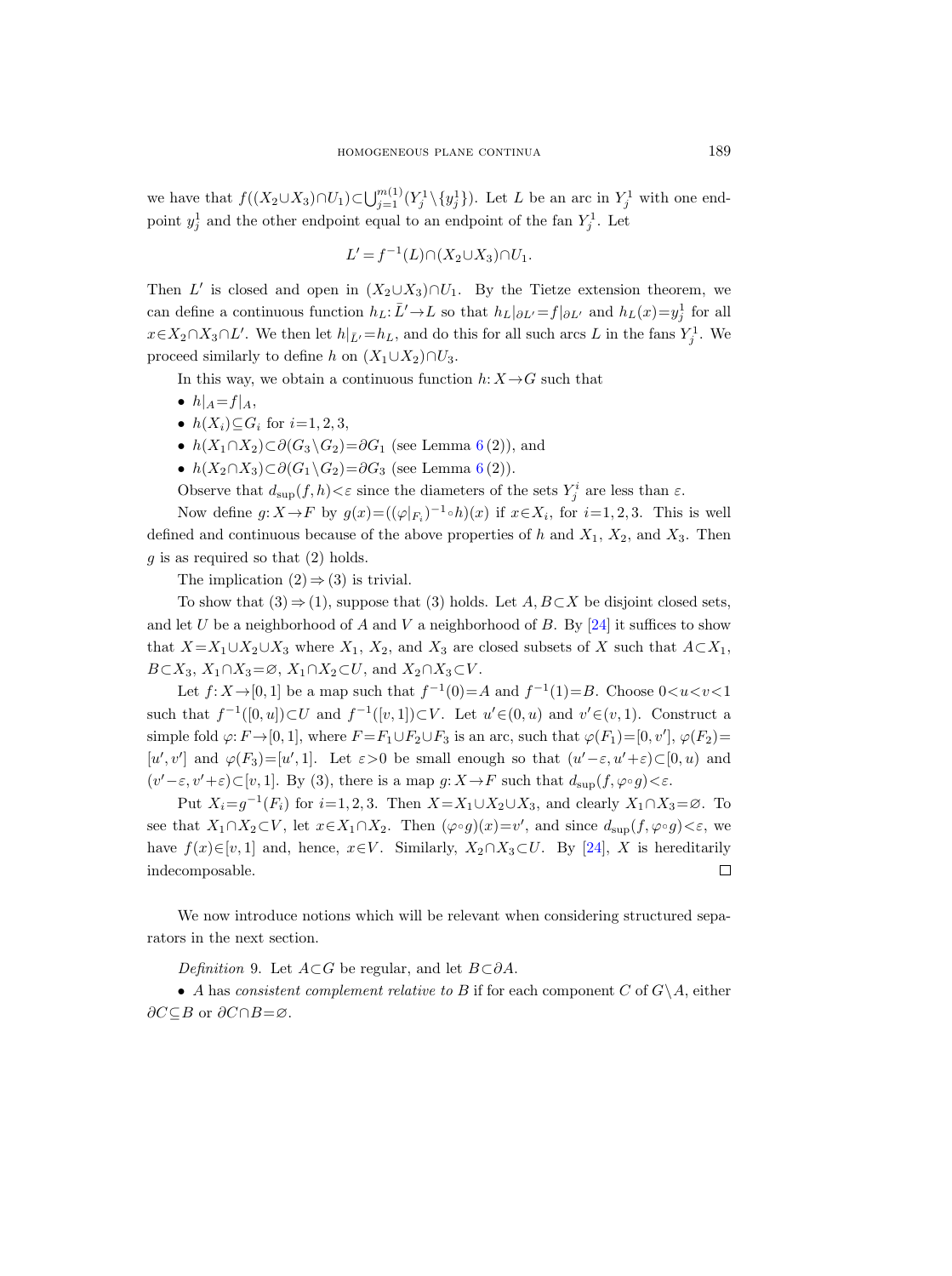we have that $f((X_2\cup X_3)\cap U_1)\subset\bigcup_{j=1}^{m(1)}(Y_j^1\setminus\{y_j^1\})$. Let $L$ be an arc in $Y_j^1$ with one endpoint $y_j^1$ and the other endpoint equal to an endpoint of the fan $Y_j^1$. Let

$$L'=f^{-1}(L)\cap(X_2\cup X_3)\cap U_1.$$

Then $L'$ is closed and open in $(X_2\cup X_3)\cap U_1$. By the Tietze extension theorem, we can define a continuous function $h_L:\bar{L}'\to L$ so that $h_L|_{\partial L'}=f|_{\partial L'}$ and $h_L(x)=y_j^1$ for all $x\in X_2\cap X_3\cap L'$. We then let $h|_{\bar{L}'}=h_L$, and do this for all such arcs $L$ in the fans $Y_j^1$. We proceed similarly to define $h$ on $(X_1\cup X_2)\cap U_3$.

In this way, we obtain a continuous function $h:X\to G$ such that

- $h|_A=f|_A$,
- $h(X_i)\subseteq G_i$ for $i=1,2,3$,
- $h(X_1\cap X_2)\subset\partial(G_3\setminus G_2)=\partial G_1$ (see Lemma 6 (2)), and
- $h(X_2\cap X_3)\subset\partial(G_1\setminus G_2)=\partial G_3$ (see Lemma 6 (2)).

Observe that $d_{\sup}(f,h)<\varepsilon$ since the diameters of the sets $Y_j^i$ are less than $\varepsilon$.

Now define $g:X\to F$ by $g(x)=((\varphi|_{F_i})^{-1}\circ h)(x)$ if $x\in X_i$, for $i=1,2,3$. This is well defined and continuous because of the above properties of $h$ and $X_1$, $X_2$, and $X_3$. Then $g$ is as required so that (2) holds.

The implication (2) $\Rightarrow$ (3) is trivial.

To show that (3) $\Rightarrow$ (1), suppose that (3) holds. Let $A,B\subset X$ be disjoint closed sets, and let $U$ be a neighborhood of $A$ and $V$ a neighborhood of $B$. By [24] it suffices to show that $X=X_1\cup X_2\cup X_3$ where $X_1$, $X_2$, and $X_3$ are closed subsets of $X$ such that $A\subset X_1$, $B\subset X_3$, $X_1\cap X_3=\varnothing$, $X_1\cap X_2\subset U$, and $X_2\cap X_3\subset V$.

Let $f:X\to[0,1]$ be a map such that $f^{-1}(0)=A$ and $f^{-1}(1)=B$. Choose $0<u<v<1$ such that $f^{-1}([0,u])\subset U$ and $f^{-1}([v,1])\subset V$. Let $u'\in(0,u)$ and $v'\in(v,1)$. Construct a simple fold $\varphi:F\to[0,1]$, where $F=F_1\cup F_2\cup F_3$ is an arc, such that $\varphi(F_1)=[0,v']$, $\varphi(F_2)=[u',v']$ and $\varphi(F_3)=[u',1]$. Let $\varepsilon>0$ be small enough so that $(u'-\varepsilon,u'+\varepsilon)\subset[0,u)$ and $(v'-\varepsilon,v'+\varepsilon)\subset[v,1]$. By (3), there is a map $g:X\to F$ such that $d_{\sup}(f,\varphi\circ g)<\varepsilon$.

Put $X_i=g^{-1}(F_i)$ for $i=1,2,3$. Then $X=X_1\cup X_2\cup X_3$, and clearly $X_1\cap X_3=\varnothing$. To see that $X_1\cap X_2\subset V$, let $x\in X_1\cap X_2$. Then $(\varphi\circ g)(x)=v'$, and since $d_{\sup}(f,\varphi\circ g)<\varepsilon$, we have $f(x)\in[v,1]$ and, hence, $x\in V$. Similarly, $X_2\cap X_3\subset U$. By [24], $X$ is hereditarily indecomposable. $\square$

We now introduce notions which will be relevant when considering structured separators in the next section.

*Definition* 9. Let $A\subset G$ be regular, and let $B\subset\partial A$.

- $A$ has *consistent complement relative to* $B$ if for each component $C$ of $G\setminus A$, either $\partial C\subseteq B$ or $\partial C\cap B=\varnothing$.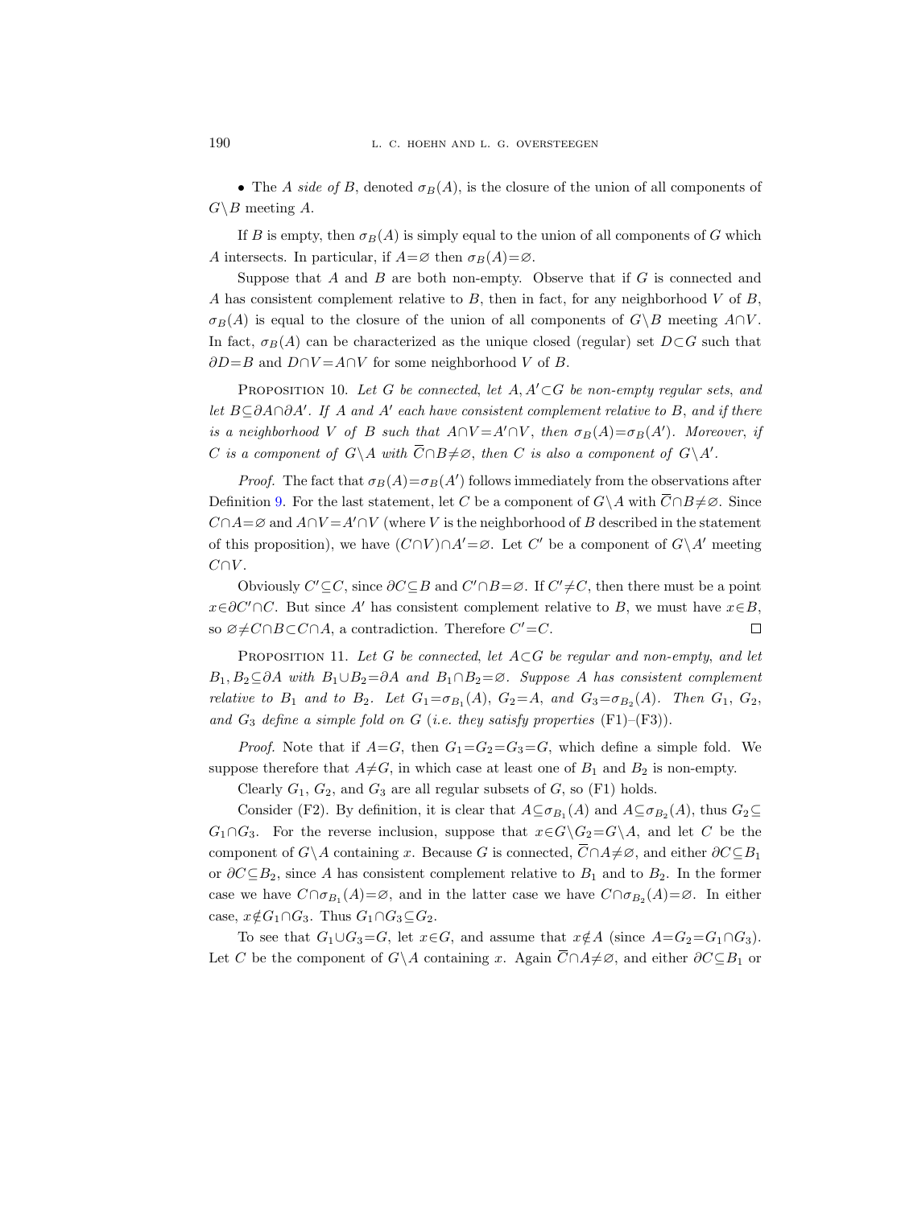- The *A side of B*, denoted $\sigma_B(A)$, is the closure of the union of all components of $G\setminus B$ meeting $A$.

If $B$ is empty, then $\sigma_B(A)$ is simply equal to the union of all components of $G$ which $A$ intersects. In particular, if $A=\varnothing$ then $\sigma_B(A)=\varnothing$.

Suppose that $A$ and $B$ are both non-empty. Observe that if $G$ is connected and $A$ has consistent complement relative to $B$, then in fact, for any neighborhood $V$ of $B$, $\sigma_B(A)$ is equal to the closure of the union of all components of $G\setminus B$ meeting $A\cap V$. In fact, $\sigma_B(A)$ can be characterized as the unique closed (regular) set $D\subset G$ such that $\partial D=B$ and $D\cap V=A\cap V$ for some neighborhood $V$ of $B$.

Proposition 10. *Let $G$ be connected, let $A,A'\subset G$ be non-empty regular sets, and let $B\subseteq\partial A\cap\partial A'$. If $A$ and $A'$ each have consistent complement relative to $B$, and if there is a neighborhood $V$ of $B$ such that $A\cap V=A'\cap V$, then $\sigma_B(A)=\sigma_B(A')$. Moreover, if $C$ is a component of $G\setminus A$ with $\overline{C}\cap B\neq\varnothing$, then $C$ is also a component of $G\setminus A'$.*

*Proof.* The fact that $\sigma_B(A)=\sigma_B(A')$ follows immediately from the observations after Definition 9. For the last statement, let $C$ be a component of $G\setminus A$ with $\overline{C}\cap B\neq\varnothing$. Since $C\cap A=\varnothing$ and $A\cap V=A'\cap V$ (where $V$ is the neighborhood of $B$ described in the statement of this proposition), we have $(C\cap V)\cap A'=\varnothing$. Let $C'$ be a component of $G\setminus A'$ meeting $C\cap V$.

Obviously $C'\subseteq C$, since $\partial C\subseteq B$ and $C'\cap B=\varnothing$. If $C'\neq C$, then there must be a point $x\in\partial C'\cap C$. But since $A'$ has consistent complement relative to $B$, we must have $x\in B$, so $\varnothing\neq C\cap B\subset C\cap A$, a contradiction. Therefore $C'=C$. $\square$

Proposition 11. *Let $G$ be connected, let $A\subset G$ be regular and non-empty, and let $B_1,B_2\subseteq\partial A$ with $B_1\cup B_2=\partial A$ and $B_1\cap B_2=\varnothing$. Suppose $A$ has consistent complement relative to $B_1$ and to $B_2$. Let $G_1=\sigma_{B_1}(A)$, $G_2=A$, and $G_3=\sigma_{B_2}(A)$. Then $G_1$, $G_2$, and $G_3$ define a simple fold on $G$ (i.e. they satisfy properties* (F1)–(F3)).

*Proof.* Note that if $A=G$, then $G_1=G_2=G_3=G$, which define a simple fold. We suppose therefore that $A\neq G$, in which case at least one of $B_1$ and $B_2$ is non-empty.

Clearly $G_1$, $G_2$, and $G_3$ are all regular subsets of $G$, so (F1) holds.

Consider (F2). By definition, it is clear that $A\subseteq\sigma_{B_1}(A)$ and $A\subseteq\sigma_{B_2}(A)$, thus $G_2\subseteq G_1\cap G_3$. For the reverse inclusion, suppose that $x\in G\setminus G_2=G\setminus A$, and let $C$ be the component of $G\setminus A$ containing $x$. Because $G$ is connected, $\overline{C}\cap A\neq\varnothing$, and either $\partial C\subseteq B_1$ or $\partial C\subseteq B_2$, since $A$ has consistent complement relative to $B_1$ and to $B_2$. In the former case we have $C\cap\sigma_{B_1}(A)=\varnothing$, and in the latter case we have $C\cap\sigma_{B_2}(A)=\varnothing$. In either case, $x\notin G_1\cap G_3$. Thus $G_1\cap G_3\subseteq G_2$.

To see that $G_1\cup G_3=G$, let $x\in G$, and assume that $x\notin A$ (since $A=G_2=G_1\cap G_3$). Let $C$ be the component of $G\setminus A$ containing $x$. Again $\overline{C}\cap A\neq\varnothing$, and either $\partial C\subseteq B_1$ or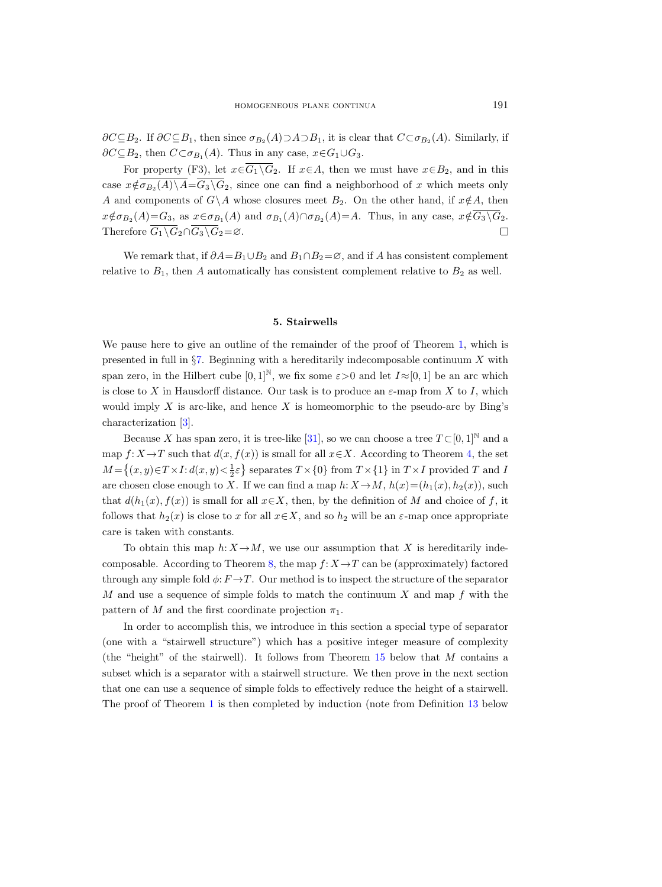$\partial C \subseteq B_2$. If $\partial C \subseteq B_1$, then since $\sigma_{B_2}(A) \supset A \supset B_1$, it is clear that $C \subset \sigma_{B_2}(A)$. Similarly, if $\partial C \subseteq B_2$, then $C \subset \sigma_{B_1}(A)$. Thus in any case, $x \in G_1 \cup G_3$.

For property (F3), let $x \in \overline{G_1 \setminus G_2}$. If $x \in A$, then we must have $x \in B_2$, and in this case $x \notin \overline{\sigma_{B_2}(A) \setminus A} = \overline{G_3 \setminus G_2}$, since one can find a neighborhood of $x$ which meets only $A$ and components of $G \setminus A$ whose closures meet $B_2$. On the other hand, if $x \notin A$, then $x \notin \sigma_{B_2}(A) = G_3$, as $x \in \sigma_{B_1}(A)$ and $\sigma_{B_1}(A) \cap \sigma_{B_2}(A) = A$. Thus, in any case, $x \notin \overline{G_3 \setminus G_2}$. Therefore $\overline{G_1 \setminus G_2} \cap \overline{G_3 \setminus G_2} = \varnothing$. $\square$

We remark that, if $\partial A = B_1 \cup B_2$ and $B_1 \cap B_2 = \varnothing$, and if $A$ has consistent complement relative to $B_1$, then $A$ automatically has consistent complement relative to $B_2$ as well.

## 5. Stairwells

We pause here to give an outline of the remainder of the proof of Theorem 1, which is presented in full in §7. Beginning with a hereditarily indecomposable continuum $X$ with span zero, in the Hilbert cube $[0,1]^{\mathbb{N}}$, we fix some $\varepsilon > 0$ and let $I \approx [0,1]$ be an arc which is close to $X$ in Hausdorff distance. Our task is to produce an $\varepsilon$-map from $X$ to $I$, which would imply $X$ is arc-like, and hence $X$ is homeomorphic to the pseudo-arc by Bing's characterization [3].

Because $X$ has span zero, it is tree-like [31], so we can choose a tree $T \subset [0,1]^{\mathbb{N}}$ and a map $f: X \to T$ such that $d(x, f(x))$ is small for all $x \in X$. According to Theorem 4, the set $M = \{(x,y) \in T \times I : d(x,y) < \frac{1}{2}\varepsilon\}$ separates $T \times \{0\}$ from $T \times \{1\}$ in $T \times I$ provided $T$ and $I$ are chosen close enough to $X$. If we can find a map $h: X \to M$, $h(x) = (h_1(x), h_2(x))$, such that $d(h_1(x), f(x))$ is small for all $x \in X$, then, by the definition of $M$ and choice of $f$, it follows that $h_2(x)$ is close to $x$ for all $x \in X$, and so $h_2$ will be an $\varepsilon$-map once appropriate care is taken with constants.

To obtain this map $h: X \to M$, we use our assumption that $X$ is hereditarily indecomposable. According to Theorem 8, the map $f: X \to T$ can be (approximately) factored through any simple fold $\phi: F \to T$. Our method is to inspect the structure of the separator $M$ and use a sequence of simple folds to match the continuum $X$ and map $f$ with the pattern of $M$ and the first coordinate projection $\pi_1$.

In order to accomplish this, we introduce in this section a special type of separator (one with a "stairwell structure") which has a positive integer measure of complexity (the "height" of the stairwell). It follows from Theorem 15 below that $M$ contains a subset which is a separator with a stairwell structure. We then prove in the next section that one can use a sequence of simple folds to effectively reduce the height of a stairwell. The proof of Theorem 1 is then completed by induction (note from Definition 13 below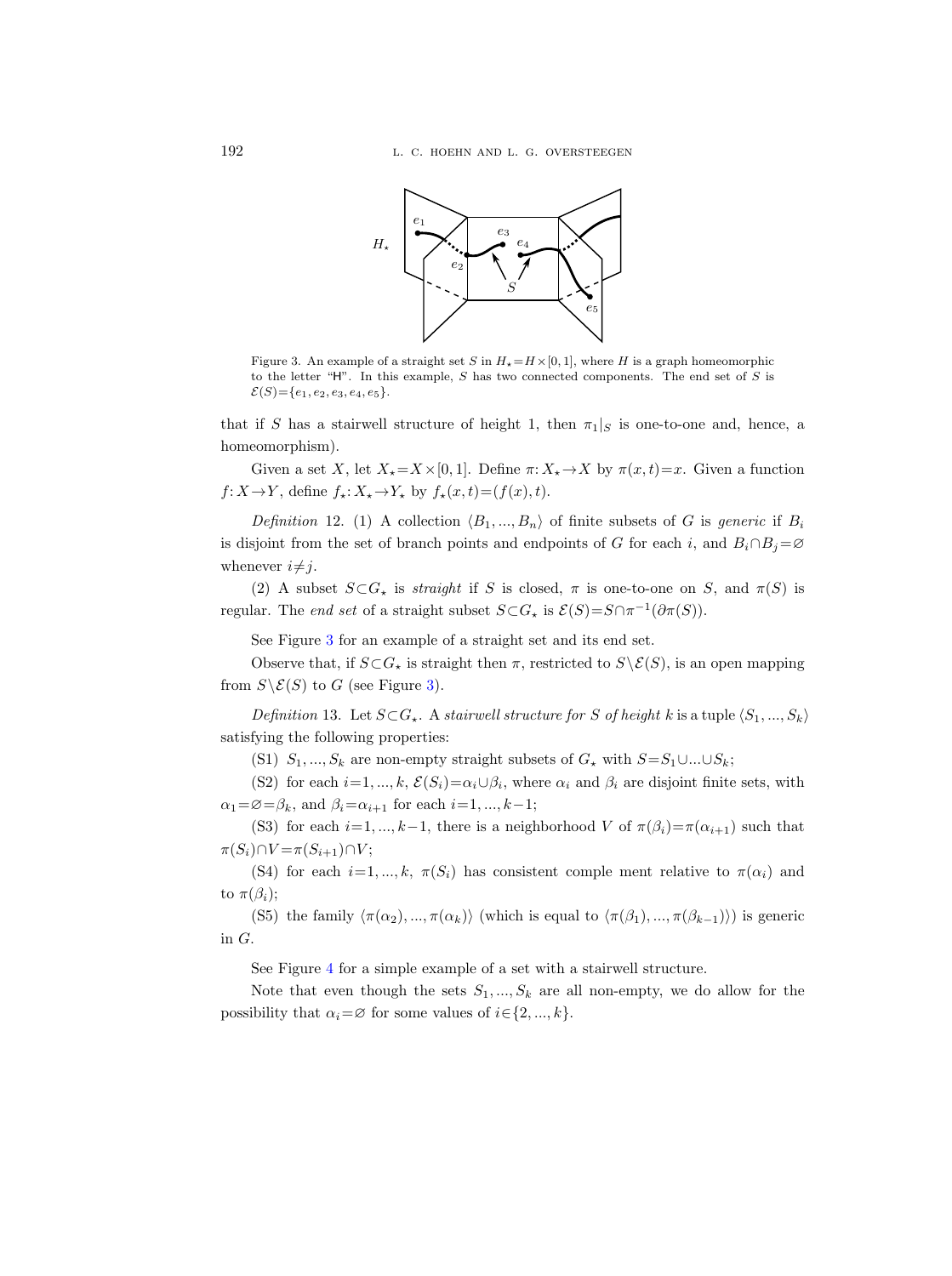Figure 3. An example of a straight set $S$ in $H_\star = H \times [0,1]$, where $H$ is a graph homeomorphic to the letter "H". In this example, $S$ has two connected components. The end set of $S$ is $\mathcal{E}(S) = \{e_1, e_2, e_3, e_4, e_5\}$.

that if $S$ has a stairwell structure of height 1, then $\pi_1|_S$ is one-to-one and, hence, a homeomorphism).

Given a set $X$, let $X_\star = X \times [0,1]$. Define $\pi\colon X_\star \to X$ by $\pi(x,t) = x$. Given a function $f\colon X \to Y$, define $f_\star\colon X_\star \to Y_\star$ by $f_\star(x,t) = (f(x), t)$.

*Definition* 12. (1) A collection $\langle B_1, ..., B_n \rangle$ of finite subsets of $G$ is *generic* if $B_i$ is disjoint from the set of branch points and endpoints of $G$ for each $i$, and $B_i \cap B_j = \varnothing$ whenever $i \neq j$.

(2) A subset $S \subset G_\star$ is *straight* if $S$ is closed, $\pi$ is one-to-one on $S$, and $\pi(S)$ is regular. The *end set* of a straight subset $S \subset G_\star$ is $\mathcal{E}(S) = S \cap \pi^{-1}(\partial \pi(S))$.

See Figure 3 for an example of a straight set and its end set.

Observe that, if $S \subset G_\star$ is straight then $\pi$, restricted to $S \setminus \mathcal{E}(S)$, is an open mapping from $S \setminus \mathcal{E}(S)$ to $G$ (see Figure 3).

*Definition* 13. Let $S \subset G_\star$. A *stairwell structure for $S$ of height $k$* is a tuple $\langle S_1, ..., S_k \rangle$ satisfying the following properties:

(S1) $S_1, ..., S_k$ are non-empty straight subsets of $G_\star$ with $S = S_1 \cup ... \cup S_k$;

(S2) for each $i = 1, ..., k$, $\mathcal{E}(S_i) = \alpha_i \cup \beta_i$, where $\alpha_i$ and $\beta_i$ are disjoint finite sets, with $\alpha_1 = \varnothing = \beta_k$, and $\beta_i = \alpha_{i+1}$ for each $i = 1, ..., k-1$;

(S3) for each $i = 1, ..., k-1$, there is a neighborhood $V$ of $\pi(\beta_i) = \pi(\alpha_{i+1})$ such that $\pi(S_i) \cap V = \pi(S_{i+1}) \cap V$;

(S4) for each $i = 1, ..., k$, $\pi(S_i)$ has consistent comple ment relative to $\pi(\alpha_i)$ and to $\pi(\beta_i)$;

(S5) the family $\langle \pi(\alpha_2), ..., \pi(\alpha_k) \rangle$ (which is equal to $\langle \pi(\beta_1), ..., \pi(\beta_{k-1}) \rangle$) is generic in $G$.

See Figure 4 for a simple example of a set with a stairwell structure.

Note that even though the sets $S_1, ..., S_k$ are all non-empty, we do allow for the possibility that $\alpha_i = \varnothing$ for some values of $i \in \{2, ..., k\}$.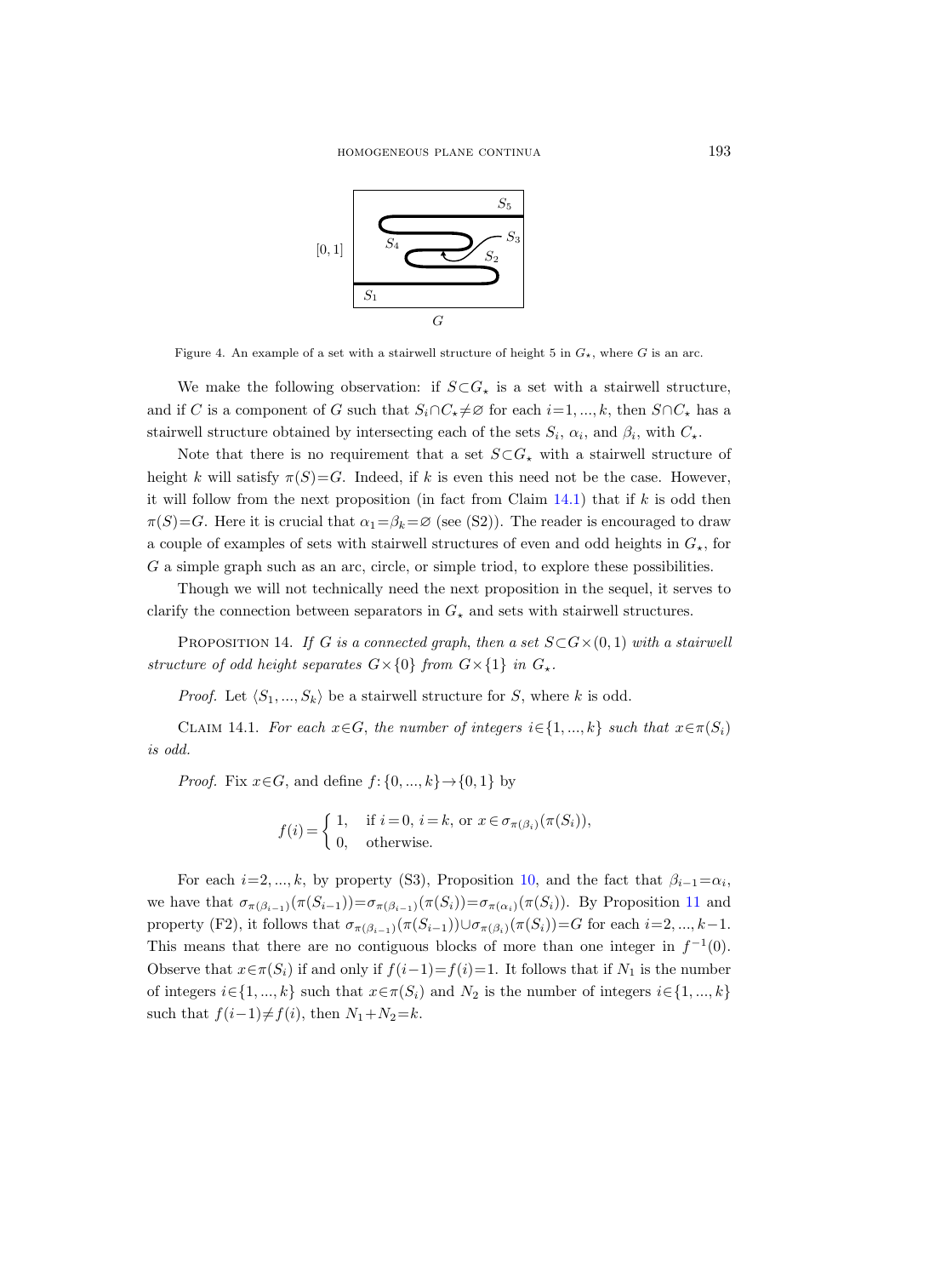Figure 4. An example of a set with a stairwell structure of height 5 in $G_\star$, where $G$ is an arc.

We make the following observation: if $S \subset G_\star$ is a set with a stairwell structure, and if $C$ is a component of $G$ such that $S_i \cap C_\star \neq \varnothing$ for each $i=1, ..., k$, then $S \cap C_\star$ has a stairwell structure obtained by intersecting each of the sets $S_i$, $\alpha_i$, and $\beta_i$, with $C_\star$.

Note that there is no requirement that a set $S \subset G_\star$ with a stairwell structure of height $k$ will satisfy $\pi(S)=G$. Indeed, if $k$ is even this need not be the case. However, it will follow from the next proposition (in fact from Claim 14.1) that if $k$ is odd then $\pi(S)=G$. Here it is crucial that $\alpha_1=\beta_k=\varnothing$ (see (S2)). The reader is encouraged to draw a couple of examples of sets with stairwell structures of even and odd heights in $G_\star$, for $G$ a simple graph such as an arc, circle, or simple triod, to explore these possibilities.

Though we will not technically need the next proposition in the sequel, it serves to clarify the connection between separators in $G_\star$ and sets with stairwell structures.

Proposition 14. *If $G$ is a connected graph, then a set $S \subset G \times (0,1)$ with a stairwell structure of odd height separates $G \times \{0\}$ from $G \times \{1\}$ in $G_\star$.*

*Proof.* Let $\langle S_1, ..., S_k \rangle$ be a stairwell structure for $S$, where $k$ is odd.

Claim 14.1. *For each $x \in G$, the number of integers $i \in \{1, ..., k\}$ such that $x \in \pi(S_i)$ is odd.*

*Proof.* Fix $x \in G$, and define $f: \{0, ..., k\} \to \{0,1\}$ by

$$f(i) = \begin{cases} 1, & \text{if } i=0,\ i=k, \text{ or } x \in \sigma_{\pi(\beta_i)}(\pi(S_i)), \\ 0, & \text{otherwise.} \end{cases}$$

For each $i=2, ..., k$, by property (S3), Proposition 10, and the fact that $\beta_{i-1}=\alpha_i$, we have that $\sigma_{\pi(\beta_{i-1})}(\pi(S_{i-1}))=\sigma_{\pi(\beta_{i-1})}(\pi(S_i))=\sigma_{\pi(\alpha_i)}(\pi(S_i))$. By Proposition 11 and property (F2), it follows that $\sigma_{\pi(\beta_{i-1})}(\pi(S_{i-1})) \cup \sigma_{\pi(\beta_i)}(\pi(S_i))=G$ for each $i=2, ..., k-1$. This means that there are no contiguous blocks of more than one integer in $f^{-1}(0)$. Observe that $x \in \pi(S_i)$ if and only if $f(i-1)=f(i)=1$. It follows that if $N_1$ is the number of integers $i \in \{1, ..., k\}$ such that $x \in \pi(S_i)$ and $N_2$ is the number of integers $i \in \{1, ..., k\}$ such that $f(i-1) \neq f(i)$, then $N_1+N_2=k$.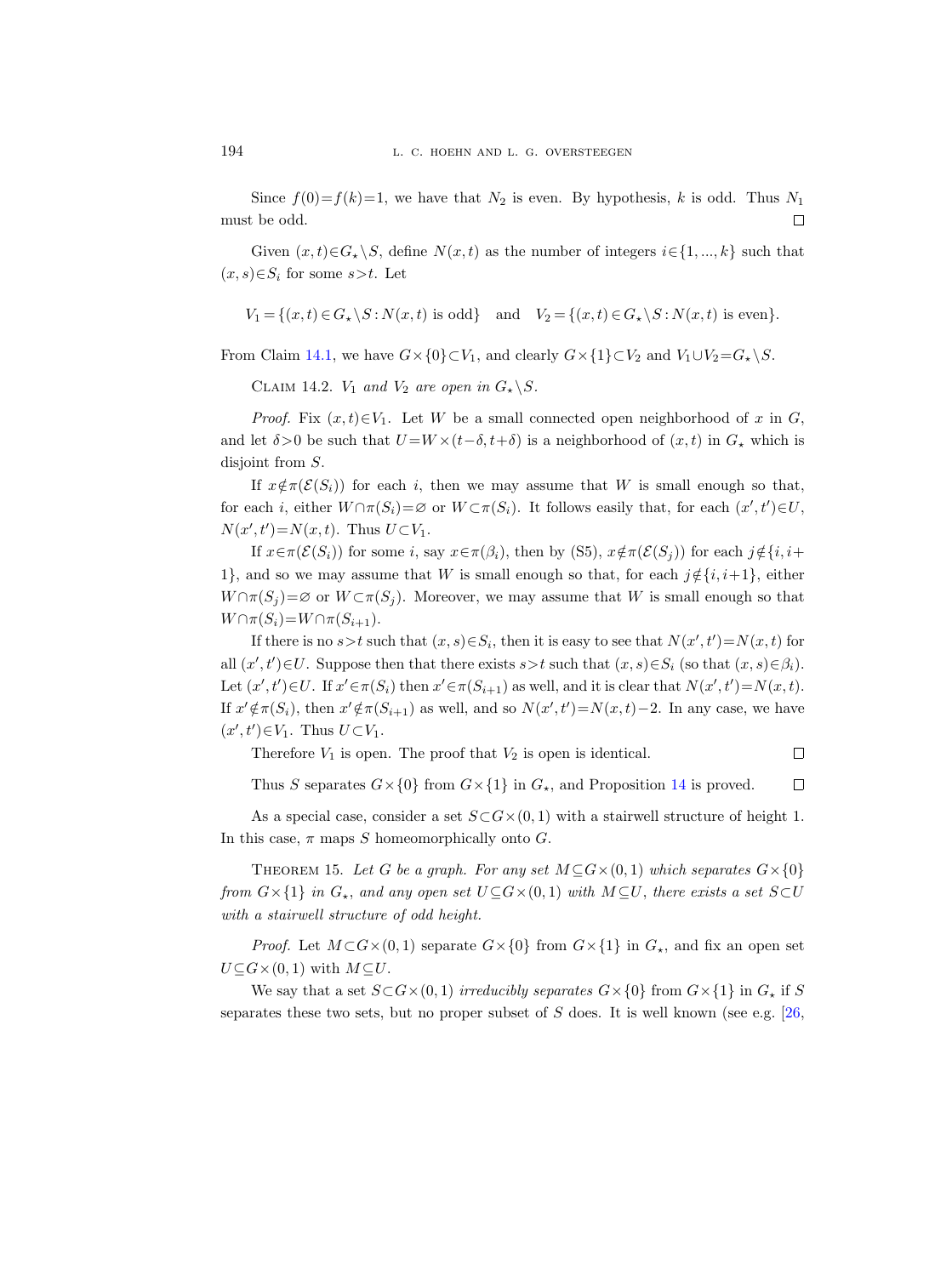Since $f(0)=f(k)=1$, we have that $N_2$ is even. By hypothesis, $k$ is odd. Thus $N_1$ must be odd. □

Given $(x,t)\in G_\star\setminus S$, define $N(x,t)$ as the number of integers $i\in\{1,...,k\}$ such that $(x,s)\in S_i$ for some $s>t$. Let

$$V_1=\{(x,t)\in G_\star\setminus S : N(x,t) \text{ is odd}\} \quad \text{and} \quad V_2=\{(x,t)\in G_\star\setminus S : N(x,t) \text{ is even}\}.$$

From Claim 14.1, we have $G\times\{0\}\subset V_1$, and clearly $G\times\{1\}\subset V_2$ and $V_1\cup V_2=G_\star\setminus S$.

Claim 14.2. *$V_1$ and $V_2$ are open in $G_\star\setminus S$.*

*Proof.* Fix $(x,t)\in V_1$. Let $W$ be a small connected open neighborhood of $x$ in $G$, and let $\delta>0$ be such that $U=W\times(t-\delta,t+\delta)$ is a neighborhood of $(x,t)$ in $G_\star$ which is disjoint from $S$.

If $x\notin\pi(\mathcal{E}(S_i))$ for each $i$, then we may assume that $W$ is small enough so that, for each $i$, either $W\cap\pi(S_i)=\varnothing$ or $W\subset\pi(S_i)$. It follows easily that, for each $(x',t')\in U$, $N(x',t')=N(x,t)$. Thus $U\subset V_1$.

If $x\in\pi(\mathcal{E}(S_i))$ for some $i$, say $x\in\pi(\beta_i)$, then by (S5), $x\notin\pi(\mathcal{E}(S_j))$ for each $j\notin\{i,i+1\}$, and so we may assume that $W$ is small enough so that, for each $j\notin\{i,i+1\}$, either $W\cap\pi(S_j)=\varnothing$ or $W\subset\pi(S_j)$. Moreover, we may assume that $W$ is small enough so that $W\cap\pi(S_i)=W\cap\pi(S_{i+1})$.

If there is no $s>t$ such that $(x,s)\in S_i$, then it is easy to see that $N(x',t')=N(x,t)$ for all $(x',t')\in U$. Suppose then that there exists $s>t$ such that $(x,s)\in S_i$ (so that $(x,s)\in\beta_i$). Let $(x',t')\in U$. If $x'\in\pi(S_i)$ then $x'\in\pi(S_{i+1})$ as well, and it is clear that $N(x',t')=N(x,t)$. If $x'\notin\pi(S_i)$, then $x'\notin\pi(S_{i+1})$ as well, and so $N(x',t')=N(x,t)-2$. In any case, we have $(x',t')\in V_1$. Thus $U\subset V_1$.

Therefore $V_1$ is open. The proof that $V_2$ is open is identical. □

Thus $S$ separates $G\times\{0\}$ from $G\times\{1\}$ in $G_\star$, and Proposition 14 is proved. □

As a special case, consider a set $S\subset G\times(0,1)$ with a stairwell structure of height 1. In this case, $\pi$ maps $S$ homeomorphically onto $G$.

Theorem 15. *Let $G$ be a graph. For any set $M\subseteq G\times(0,1)$ which separates $G\times\{0\}$ from $G\times\{1\}$ in $G_\star$, and any open set $U\subseteq G\times(0,1)$ with $M\subseteq U$, there exists a set $S\subset U$ with a stairwell structure of odd height.*

*Proof.* Let $M\subset G\times(0,1)$ separate $G\times\{0\}$ from $G\times\{1\}$ in $G_\star$, and fix an open set $U\subseteq G\times(0,1)$ with $M\subseteq U$.

We say that a set $S\subset G\times(0,1)$ *irreducibly separates* $G\times\{0\}$ from $G\times\{1\}$ in $G_\star$ if $S$ separates these two sets, but no proper subset of $S$ does. It is well known (see e.g. [26,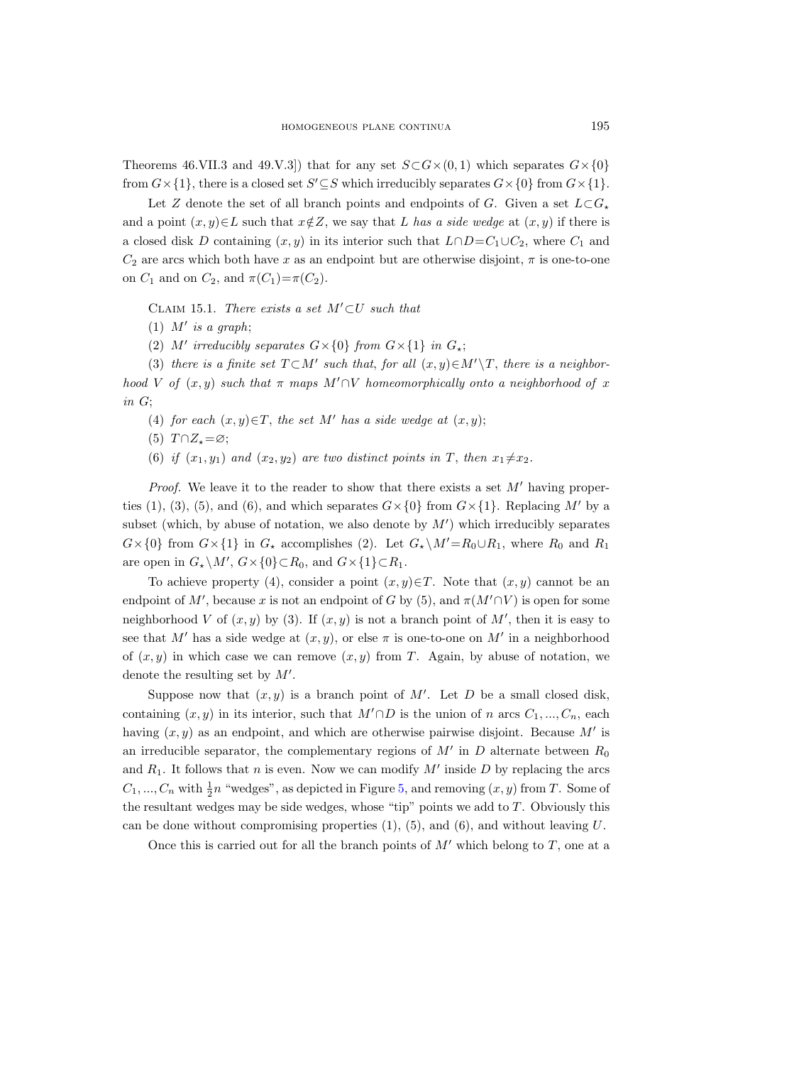Theorems 46.VII.3 and 49.V.3]) that for any set $S\subset G\times(0,1)$ which separates $G\times\{0\}$ from $G\times\{1\}$, there is a closed set $S'\subseteq S$ which irreducibly separates $G\times\{0\}$ from $G\times\{1\}$.

Let $Z$ denote the set of all branch points and endpoints of $G$. Given a set $L\subset G_\star$ and a point $(x,y)\in L$ such that $x\notin Z$, we say that $L$ *has a side wedge* at $(x,y)$ if there is a closed disk $D$ containing $(x,y)$ in its interior such that $L\cap D=C_1\cup C_2$, where $C_1$ and $C_2$ are arcs which both have $x$ as an endpoint but are otherwise disjoint, $\pi$ is one-to-one on $C_1$ and on $C_2$, and $\pi(C_1)=\pi(C_2)$.

Claim 15.1. *There exists a set $M'\subset U$ such that*

(1) *$M'$ is a graph*;

(2) *$M'$ irreducibly separates $G\times\{0\}$ from $G\times\{1\}$ in $G_\star$*;

(3) *there is a finite set $T\subset M'$ such that, for all $(x,y)\in M'\setminus T$, there is a neighborhood $V$ of $(x,y)$ such that $\pi$ maps $M'\cap V$ homeomorphically onto a neighborhood of $x$ in $G$*;

(4) *for each $(x,y)\in T$, the set $M'$ has a side wedge at $(x,y)$*;

(5) *$T\cap Z_\star=\varnothing$*;

(6) *if $(x_1,y_1)$ and $(x_2,y_2)$ are two distinct points in $T$, then $x_1\neq x_2$.*

*Proof.* We leave it to the reader to show that there exists a set $M'$ having properties (1), (3), (5), and (6), and which separates $G\times\{0\}$ from $G\times\{1\}$. Replacing $M'$ by a subset (which, by abuse of notation, we also denote by $M'$) which irreducibly separates $G\times\{0\}$ from $G\times\{1\}$ in $G_\star$ accomplishes (2). Let $G_\star\setminus M'=R_0\cup R_1$, where $R_0$ and $R_1$ are open in $G_\star\setminus M'$, $G\times\{0\}\subset R_0$, and $G\times\{1\}\subset R_1$.

To achieve property (4), consider a point $(x,y)\in T$. Note that $(x,y)$ cannot be an endpoint of $M'$, because $x$ is not an endpoint of $G$ by (5), and $\pi(M'\cap V)$ is open for some neighborhood $V$ of $(x,y)$ by (3). If $(x,y)$ is not a branch point of $M'$, then it is easy to see that $M'$ has a side wedge at $(x,y)$, or else $\pi$ is one-to-one on $M'$ in a neighborhood of $(x,y)$ in which case we can remove $(x,y)$ from $T$. Again, by abuse of notation, we denote the resulting set by $M'$.

Suppose now that $(x,y)$ is a branch point of $M'$. Let $D$ be a small closed disk, containing $(x,y)$ in its interior, such that $M'\cap D$ is the union of $n$ arcs $C_1,...,C_n$, each having $(x,y)$ as an endpoint, and which are otherwise pairwise disjoint. Because $M'$ is an irreducible separator, the complementary regions of $M'$ in $D$ alternate between $R_0$ and $R_1$. It follows that $n$ is even. Now we can modify $M'$ inside $D$ by replacing the arcs $C_1,...,C_n$ with $\frac{1}{2}n$ "wedges", as depicted in Figure 5, and removing $(x,y)$ from $T$. Some of the resultant wedges may be side wedges, whose "tip" points we add to $T$. Obviously this can be done without compromising properties (1), (5), and (6), and without leaving $U$.

Once this is carried out for all the branch points of $M'$ which belong to $T$, one at a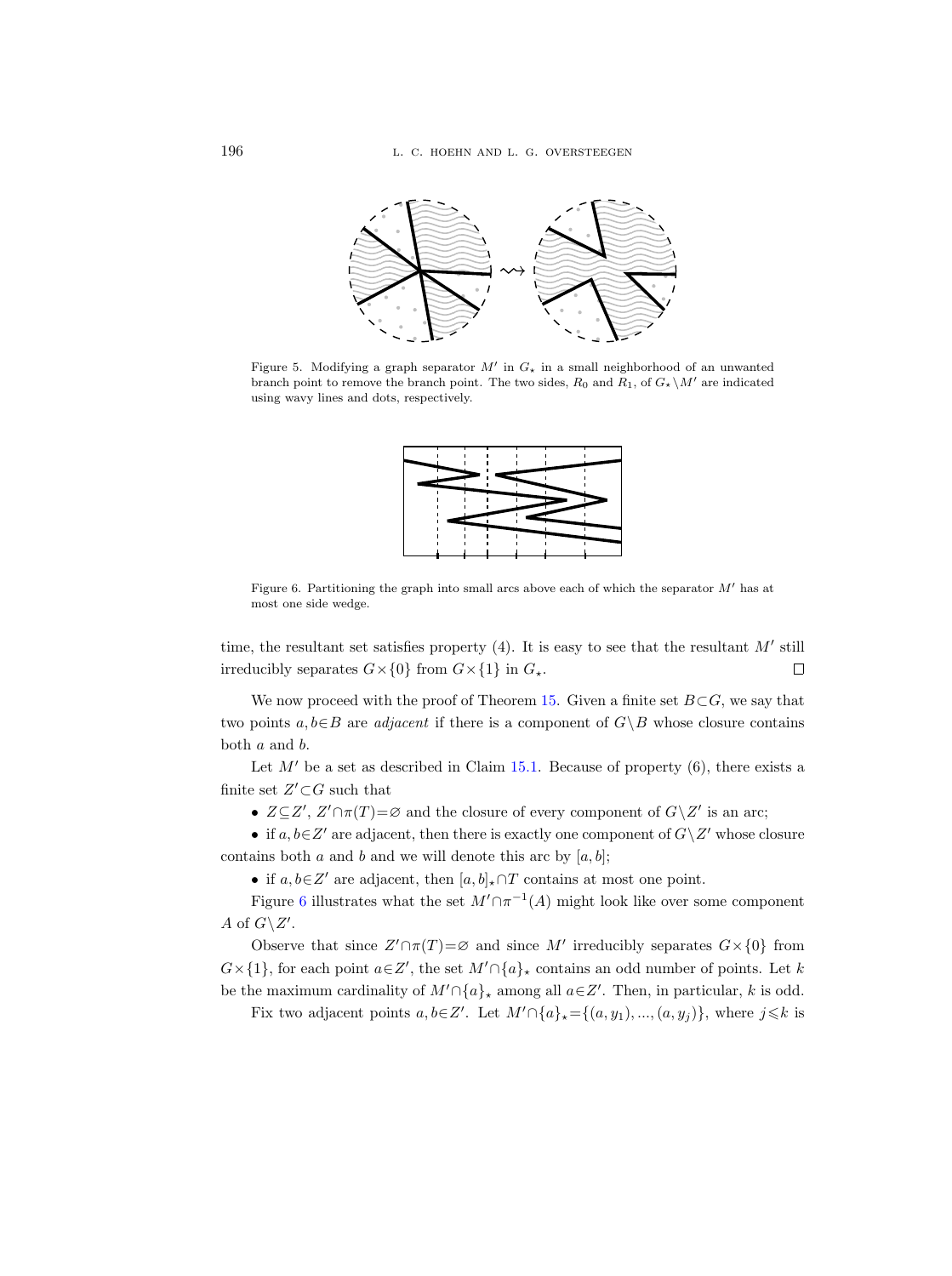Figure 5. Modifying a graph separator $M'$ in $G_\star$ in a small neighborhood of an unwanted branch point to remove the branch point. The two sides, $R_0$ and $R_1$, of $G_\star \setminus M'$ are indicated using wavy lines and dots, respectively.

Figure 6. Partitioning the graph into small arcs above each of which the separator $M'$ has at most one side wedge.

time, the resultant set satisfies property (4). It is easy to see that the resultant $M'$ still irreducibly separates $G\times\{0\}$ from $G\times\{1\}$ in $G_\star$. □

We now proceed with the proof of Theorem 15. Given a finite set $B\subset G$, we say that two points $a,b\in B$ are *adjacent* if there is a component of $G\setminus B$ whose closure contains both $a$ and $b$.

Let $M'$ be a set as described in Claim 15.1. Because of property (6), there exists a finite set $Z'\subset G$ such that

- $Z\subseteq Z'$, $Z'\cap\pi(T)=\varnothing$ and the closure of every component of $G\setminus Z'$ is an arc;
- if $a,b\in Z'$ are adjacent, then there is exactly one component of $G\setminus Z'$ whose closure contains both $a$ and $b$ and we will denote this arc by $[a,b]$;
- if $a,b\in Z'$ are adjacent, then $[a,b]_\star\cap T$ contains at most one point.

Figure 6 illustrates what the set $M'\cap\pi^{-1}(A)$ might look like over some component $A$ of $G\setminus Z'$.

Observe that since $Z'\cap\pi(T)=\varnothing$ and since $M'$ irreducibly separates $G\times\{0\}$ from $G\times\{1\}$, for each point $a\in Z'$, the set $M'\cap\{a\}_\star$ contains an odd number of points. Let $k$ be the maximum cardinality of $M'\cap\{a\}_\star$ among all $a\in Z'$. Then, in particular, $k$ is odd.

Fix two adjacent points $a,b\in Z'$. Let $M'\cap\{a\}_\star=\{(a,y_1),...,(a,y_j)\}$, where $j\leqslant k$ is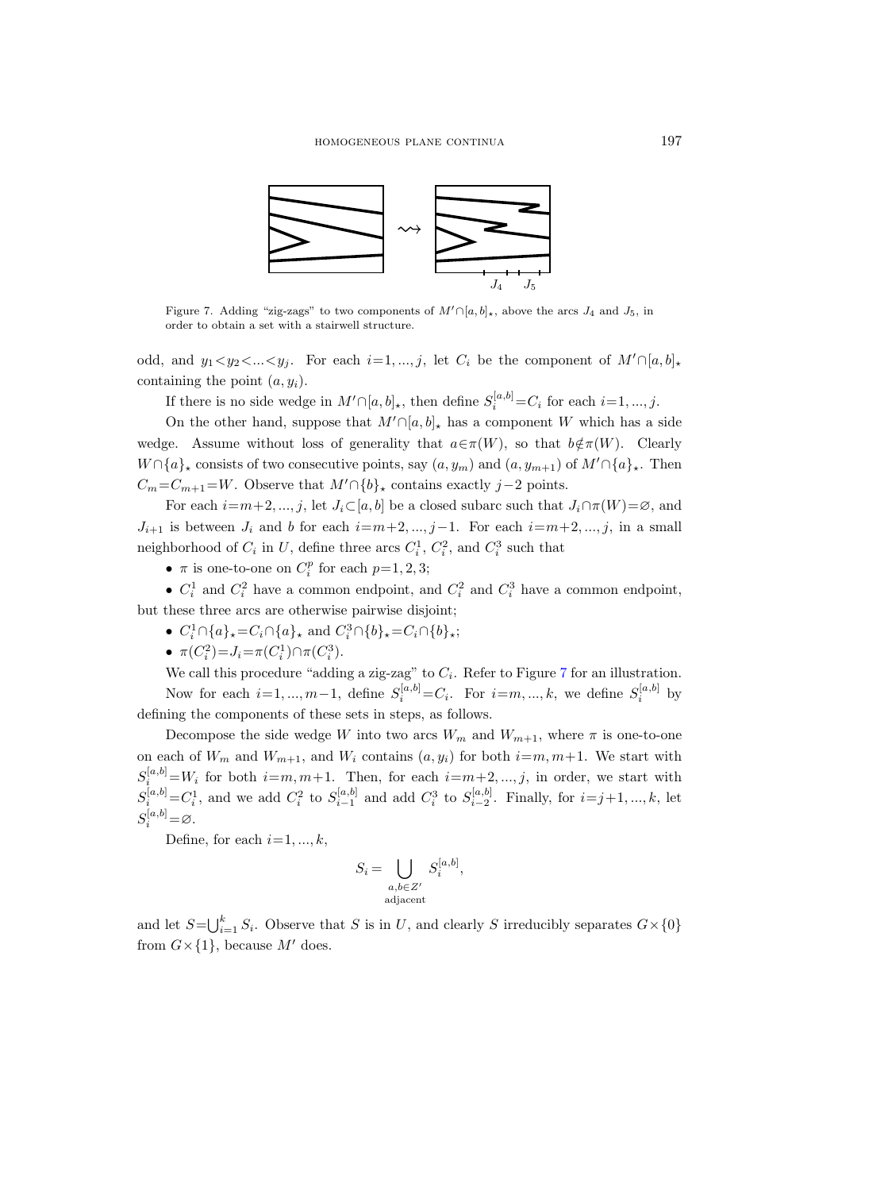Figure 7. Adding "zig-zags" to two components of $M' \cap [a,b]_\star$, above the arcs $J_4$ and $J_5$, in order to obtain a set with a stairwell structure.

odd, and $y_1 < y_2 < ... < y_j$. For each $i = 1, ..., j$, let $C_i$ be the component of $M' \cap [a,b]_\star$ containing the point $(a, y_i)$.

If there is no side wedge in $M' \cap [a,b]_\star$, then define $S_i^{[a,b]} = C_i$ for each $i = 1, ..., j$.

On the other hand, suppose that $M' \cap [a,b]_\star$ has a component $W$ which has a side wedge. Assume without loss of generality that $a \in \pi(W)$, so that $b \notin \pi(W)$. Clearly $W \cap \{a\}_\star$ consists of two consecutive points, say $(a, y_m)$ and $(a, y_{m+1})$ of $M' \cap \{a\}_\star$. Then $C_m = C_{m+1} = W$. Observe that $M' \cap \{b\}_\star$ contains exactly $j-2$ points.

For each $i = m+2, ..., j$, let $J_i \subset [a,b]$ be a closed subarc such that $J_i \cap \pi(W) = \varnothing$, and $J_{i+1}$ is between $J_i$ and $b$ for each $i = m+2, ..., j-1$. For each $i = m+2, ..., j$, in a small neighborhood of $C_i$ in $U$, define three arcs $C_i^1$, $C_i^2$, and $C_i^3$ such that

- $\pi$ is one-to-one on $C_i^p$ for each $p = 1, 2, 3$;
- $C_i^1$ and $C_i^2$ have a common endpoint, and $C_i^2$ and $C_i^3$ have a common endpoint, but these three arcs are otherwise pairwise disjoint;
- $C_i^1 \cap \{a\}_\star = C_i \cap \{a\}_\star$ and $C_i^3 \cap \{b\}_\star = C_i \cap \{b\}_\star$;
- $\pi(C_i^2) = J_i = \pi(C_i^1) \cap \pi(C_i^3)$.

We call this procedure "adding a zig-zag" to $C_i$. Refer to Figure 7 for an illustration.

Now for each $i = 1, ..., m-1$, define $S_i^{[a,b]} = C_i$. For $i = m, ..., k$, we define $S_i^{[a,b]}$ by defining the components of these sets in steps, as follows.

Decompose the side wedge $W$ into two arcs $W_m$ and $W_{m+1}$, where $\pi$ is one-to-one on each of $W_m$ and $W_{m+1}$, and $W_i$ contains $(a, y_i)$ for both $i = m, m+1$. We start with $S_i^{[a,b]} = W_i$ for both $i = m, m+1$. Then, for each $i = m+2, ..., j$, in order, we start with $S_i^{[a,b]} = C_i^1$, and we add $C_i^2$ to $S_{i-1}^{[a,b]}$ and add $C_i^3$ to $S_{i-2}^{[a,b]}$. Finally, for $i = j+1, ..., k$, let $S_i^{[a,b]} = \varnothing$.

Define, for each $i = 1, ..., k$,

$$S_i = \bigcup_{\substack{a,b \in Z' \\ \text{adjacent}}} S_i^{[a,b]},$$

and let $S = \bigcup_{i=1}^k S_i$. Observe that $S$ is in $U$, and clearly $S$ irreducibly separates $G \times \{0\}$ from $G \times \{1\}$, because $M'$ does.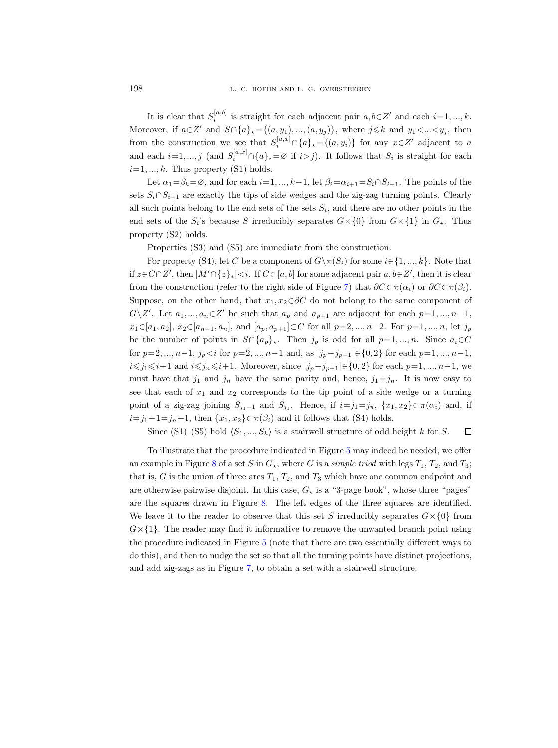It is clear that $S_i^{[a,b]}$ is straight for each adjacent pair $a,b\in Z'$ and each $i=1,...,k$. Moreover, if $a\in Z'$ and $S\cap\{a\}_\star=\{(a,y_1),...,(a,y_j)\}$, where $j\leqslant k$ and $y_1<...<y_j$, then from the construction we see that $S_i^{[a,x]}\cap\{a\}_\star=\{(a,y_i)\}$ for any $x\in Z'$ adjacent to $a$ and each $i=1,...,j$ (and $S_i^{[a,x]}\cap\{a\}_\star=\varnothing$ if $i>j$). It follows that $S_i$ is straight for each $i=1,...,k$. Thus property (S1) holds.

Let $\alpha_1=\beta_k=\varnothing$, and for each $i=1,...,k-1$, let $\beta_i=\alpha_{i+1}=S_i\cap S_{i+1}$. The points of the sets $S_i\cap S_{i+1}$ are exactly the tips of side wedges and the zig-zag turning points. Clearly all such points belong to the end sets of the sets $S_i$, and there are no other points in the end sets of the $S_i$'s because $S$ irreducibly separates $G\times\{0\}$ from $G\times\{1\}$ in $G_\star$. Thus property (S2) holds.

Properties (S3) and (S5) are immediate from the construction.

For property (S4), let $C$ be a component of $G\setminus\pi(S_i)$ for some $i\in\{1,...,k\}$. Note that if $z\in C\cap Z'$, then $|M'\cap\{z\}_*|<i$. If $C\subset[a,b]$ for some adjacent pair $a,b\in Z'$, then it is clear from the construction (refer to the right side of Figure 7) that $\partial C\subset\pi(\alpha_i)$ or $\partial C\subset\pi(\beta_i)$. Suppose, on the other hand, that $x_1,x_2\in\partial C$ do not belong to the same component of $G\setminus Z'$. Let $a_1,...,a_n\in Z'$ be such that $a_p$ and $a_{p+1}$ are adjacent for each $p=1,...,n-1$, $x_1\in[a_1,a_2]$, $x_2\in[a_{n-1},a_n]$, and $[a_p,a_{p+1}]\subset C$ for all $p=2,...,n-2$. For $p=1,...,n$, let $j_p$ be the number of points in $S\cap\{a_p\}_\star$. Then $j_p$ is odd for all $p=1,...,n$. Since $a_i\in C$ for $p=2,...,n-1$, $j_p<i$ for $p=2,...,n-1$ and, as $|j_p-j_{p+1}|\in\{0,2\}$ for each $p=1,...,n-1$, $i\leqslant j_1\leqslant i+1$ and $i\leqslant j_n\leqslant i+1$. Moreover, since $|j_p-j_{p+1}|\in\{0,2\}$ for each $p=1,...,n-1$, we must have that $j_1$ and $j_n$ have the same parity and, hence, $j_1=j_n$. It is now easy to see that each of $x_1$ and $x_2$ corresponds to the tip point of a side wedge or a turning point of a zig-zag joining $S_{j_1-1}$ and $S_{j_1}$. Hence, if $i=j_1=j_n$, $\{x_1,x_2\}\subset\pi(\alpha_i)$ and, if $i=j_1-1=j_n-1$, then $\{x_1,x_2\}\subset\pi(\beta_i)$ and it follows that (S4) holds.

Since (S1)–(S5) hold $\langle S_1,...,S_k\rangle$ is a stairwell structure of odd height $k$ for $S$. $\square$

To illustrate that the procedure indicated in Figure 5 may indeed be needed, we offer an example in Figure 8 of a set $S$ in $G_\star$, where $G$ is a *simple triod* with legs $T_1$, $T_2$, and $T_3$; that is, $G$ is the union of three arcs $T_1$, $T_2$, and $T_3$ which have one common endpoint and are otherwise pairwise disjoint. In this case, $G_\star$ is a "3-page book", whose three "pages" are the squares drawn in Figure 8. The left edges of the three squares are identified. We leave it to the reader to observe that this set $S$ irreducibly separates $G\times\{0\}$ from $G\times\{1\}$. The reader may find it informative to remove the unwanted branch point using the procedure indicated in Figure 5 (note that there are two essentially different ways to do this), and then to nudge the set so that all the turning points have distinct projections, and add zig-zags as in Figure 7, to obtain a set with a stairwell structure.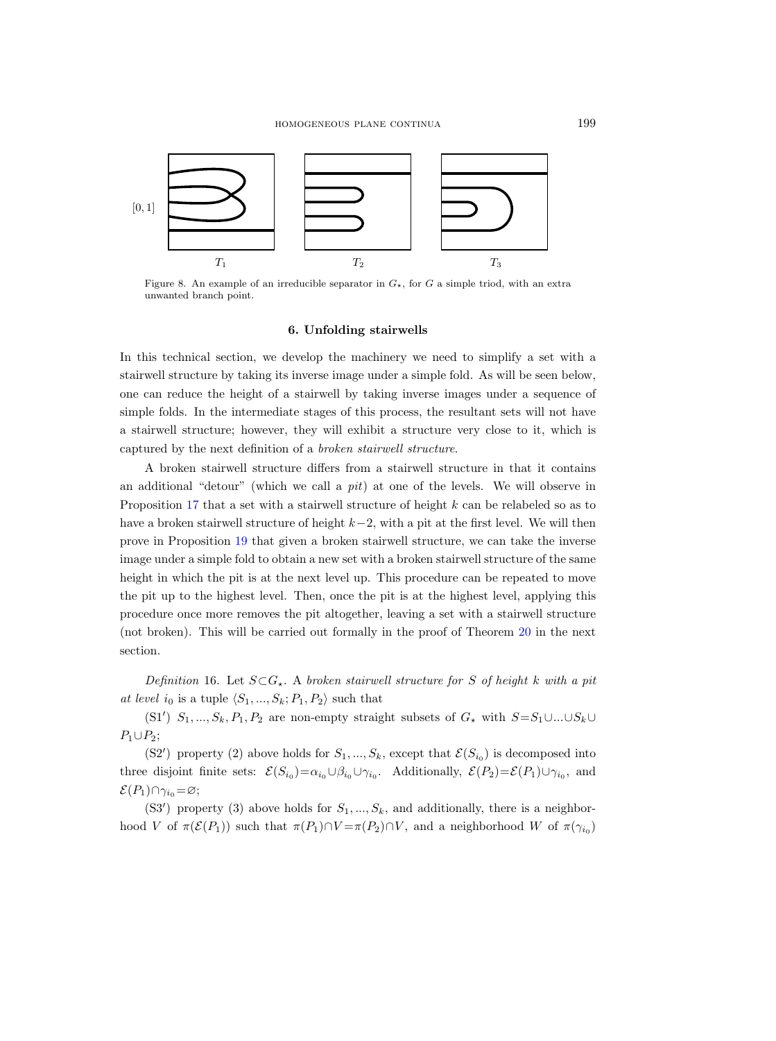Figure 8. An example of an irreducible separator in $G_\star$, for $G$ a simple triod, with an extra unwanted branch point.

## 6. Unfolding stairwells

In this technical section, we develop the machinery we need to simplify a set with a stairwell structure by taking its inverse image under a simple fold. As will be seen below, one can reduce the height of a stairwell by taking inverse images under a sequence of simple folds. In the intermediate stages of this process, the resultant sets will not have a stairwell structure; however, they will exhibit a structure very close to it, which is captured by the next definition of a *broken stairwell structure*.

A broken stairwell structure differs from a stairwell structure in that it contains an additional "detour" (which we call a *pit*) at one of the levels. We will observe in Proposition 17 that a set with a stairwell structure of height $k$ can be relabeled so as to have a broken stairwell structure of height $k-2$, with a pit at the first level. We will then prove in Proposition 19 that given a broken stairwell structure, we can take the inverse image under a simple fold to obtain a new set with a broken stairwell structure of the same height in which the pit is at the next level up. This procedure can be repeated to move the pit up to the highest level. Then, once the pit is at the highest level, applying this procedure once more removes the pit altogether, leaving a set with a stairwell structure (not broken). This will be carried out formally in the proof of Theorem 20 in the next section.

*Definition* 16. Let $S\subset G_\star$. A *broken stairwell structure for $S$ of height $k$ with a pit at level $i_0$* is a tuple $\langle S_1,...,S_k;P_1,P_2\rangle$ such that

(S1′) $S_1,...,S_k,P_1,P_2$ are non-empty straight subsets of $G_\star$ with $S=S_1\cup...\cup S_k\cup P_1\cup P_2$;

(S2′) property (2) above holds for $S_1,...,S_k$, except that $\mathcal{E}(S_{i_0})$ is decomposed into three disjoint finite sets: $\mathcal{E}(S_{i_0})=\alpha_{i_0}\cup\beta_{i_0}\cup\gamma_{i_0}$. Additionally, $\mathcal{E}(P_2)=\mathcal{E}(P_1)\cup\gamma_{i_0}$, and $\mathcal{E}(P_1)\cap\gamma_{i_0}=\varnothing$;

(S3′) property (3) above holds for $S_1,...,S_k$, and additionally, there is a neighborhood $V$ of $\pi(\mathcal{E}(P_1))$ such that $\pi(P_1)\cap V=\pi(P_2)\cap V$, and a neighborhood $W$ of $\pi(\gamma_{i_0})$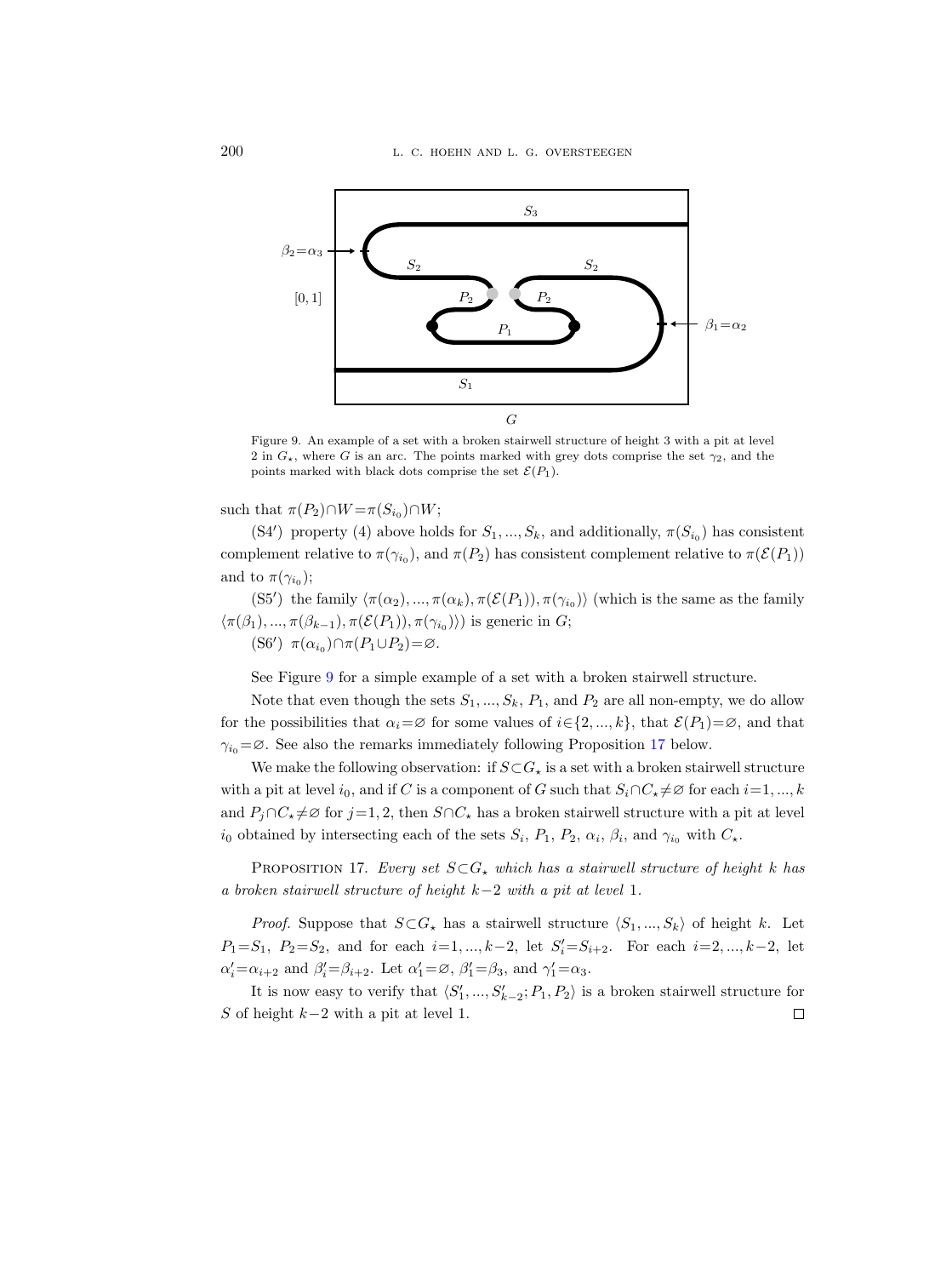Figure 9. An example of a set with a broken stairwell structure of height 3 with a pit at level 2 in $G_\star$, where $G$ is an arc. The points marked with grey dots comprise the set $\gamma_2$, and the points marked with black dots comprise the set $\mathcal{E}(P_1)$.

such that $\pi(P_2) \cap W = \pi(S_{i_0}) \cap W$;

(S4′) property (4) above holds for $S_1, ..., S_k$, and additionally, $\pi(S_{i_0})$ has consistent complement relative to $\pi(\gamma_{i_0})$, and $\pi(P_2)$ has consistent complement relative to $\pi(\mathcal{E}(P_1))$ and to $\pi(\gamma_{i_0})$;

(S5′) the family $\langle \pi(\alpha_2), ..., \pi(\alpha_k), \pi(\mathcal{E}(P_1)), \pi(\gamma_{i_0}) \rangle$ (which is the same as the family $\langle \pi(\beta_1), ..., \pi(\beta_{k-1}), \pi(\mathcal{E}(P_1)), \pi(\gamma_{i_0}) \rangle$) is generic in $G$;

(S6′) $\pi(\alpha_{i_0}) \cap \pi(P_1 \cup P_2) = \varnothing$.

See Figure 9 for a simple example of a set with a broken stairwell structure.

Note that even though the sets $S_1, ..., S_k$, $P_1$, and $P_2$ are all non-empty, we do allow for the possibilities that $\alpha_i = \varnothing$ for some values of $i \in \{2, ..., k\}$, that $\mathcal{E}(P_1) = \varnothing$, and that $\gamma_{i_0} = \varnothing$. See also the remarks immediately following Proposition 17 below.

We make the following observation: if $S \subset G_\star$ is a set with a broken stairwell structure with a pit at level $i_0$, and if $C$ is a component of $G$ such that $S_i \cap C_\star \neq \varnothing$ for each $i = 1, ..., k$ and $P_j \cap C_\star \neq \varnothing$ for $j = 1, 2$, then $S \cap C_\star$ has a broken stairwell structure with a pit at level $i_0$ obtained by intersecting each of the sets $S_i$, $P_1$, $P_2$, $\alpha_i$, $\beta_i$, and $\gamma_{i_0}$ with $C_\star$.

Proposition 17. *Every set $S \subset G_\star$ which has a stairwell structure of height $k$ has a broken stairwell structure of height $k-2$ with a pit at level* 1.

*Proof.* Suppose that $S \subset G_\star$ has a stairwell structure $\langle S_1, ..., S_k \rangle$ of height $k$. Let $P_1 = S_1$, $P_2 = S_2$, and for each $i = 1, ..., k-2$, let $S'_i = S_{i+2}$. For each $i = 2, ..., k-2$, let $\alpha'_i = \alpha_{i+2}$ and $\beta'_i = \beta_{i+2}$. Let $\alpha'_1 = \varnothing$, $\beta'_1 = \beta_3$, and $\gamma'_1 = \alpha_3$.

It is now easy to verify that $\langle S'_1, ..., S'_{k-2}; P_1, P_2 \rangle$ is a broken stairwell structure for $S$ of height $k-2$ with a pit at level 1. □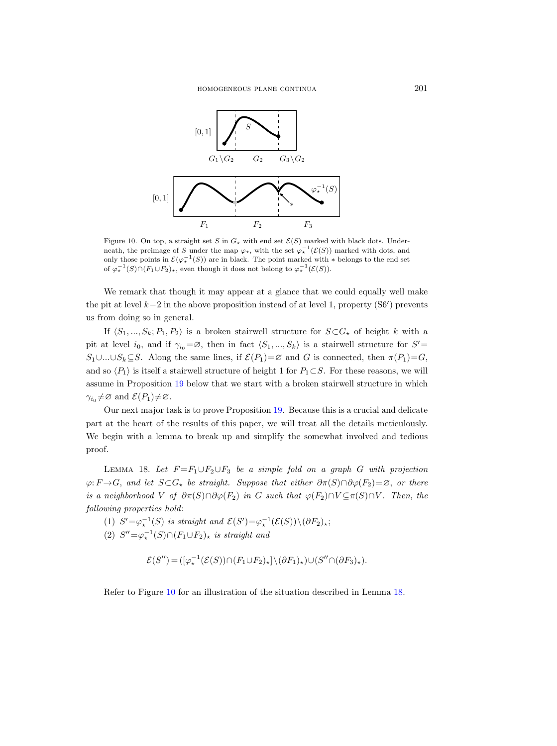Figure 10. On top, a straight set $S$ in $G_\star$ with end set $\mathcal{E}(S)$ marked with black dots. Underneath, the preimage of $S$ under the map $\varphi_\star$, with the set $\varphi_\star^{-1}(\mathcal{E}(S))$ marked with dots, and only those points in $\mathcal{E}(\varphi_\star^{-1}(S))$ are in black. The point marked with $*$ belongs to the end set of $\varphi_\star^{-1}(S)\cap(F_1\cup F_2)_\star$, even though it does not belong to $\varphi_\star^{-1}(\mathcal{E}(S))$.

We remark that though it may appear at a glance that we could equally well make the pit at level $k-2$ in the above proposition instead of at level 1, property (S6′) prevents us from doing so in general.

If $\langle S_1, ..., S_k; P_1, P_2\rangle$ is a broken stairwell structure for $S\subset G_\star$ of height $k$ with a pit at level $i_0$, and if $\gamma_{i_0}=\varnothing$, then in fact $\langle S_1, ..., S_k\rangle$ is a stairwell structure for $S'=S_1\cup...\cup S_k\subseteq S$. Along the same lines, if $\mathcal{E}(P_1)=\varnothing$ and $G$ is connected, then $\pi(P_1)=G$, and so $\langle P_1\rangle$ is itself a stairwell structure of height 1 for $P_1\subset S$. For these reasons, we will assume in Proposition 19 below that we start with a broken stairwell structure in which $\gamma_{i_0}\neq\varnothing$ and $\mathcal{E}(P_1)\neq\varnothing$.

Our next major task is to prove Proposition 19. Because this is a crucial and delicate part at the heart of the results of this paper, we will treat all the details meticulously. We begin with a lemma to break up and simplify the somewhat involved and tedious proof.

Lemma 18. *Let $F=F_1\cup F_2\cup F_3$ be a simple fold on a graph $G$ with projection $\varphi: F\to G$, and let $S\subset G_\star$ be straight. Suppose that either $\partial\pi(S)\cap\partial\varphi(F_2)=\varnothing$, or there is a neighborhood $V$ of $\partial\pi(S)\cap\partial\varphi(F_2)$ in $G$ such that $\varphi(F_2)\cap V\subseteq\pi(S)\cap V$. Then, the following properties hold*:

(1) *$S'=\varphi_\star^{-1}(S)$ is straight and $\mathcal{E}(S')=\varphi_\star^{-1}(\mathcal{E}(S))\setminus(\partial F_2)_\star$;*

(2) *$S''=\varphi_\star^{-1}(S)\cap(F_1\cup F_2)_\star$ is straight and*

$$\mathcal{E}(S'')=([\varphi_\star^{-1}(\mathcal{E}(S))\cap(F_1\cup F_2)_\star]\setminus(\partial F_1)_\star)\cup(S''\cap(\partial F_3)_\star).$$

Refer to Figure 10 for an illustration of the situation described in Lemma 18.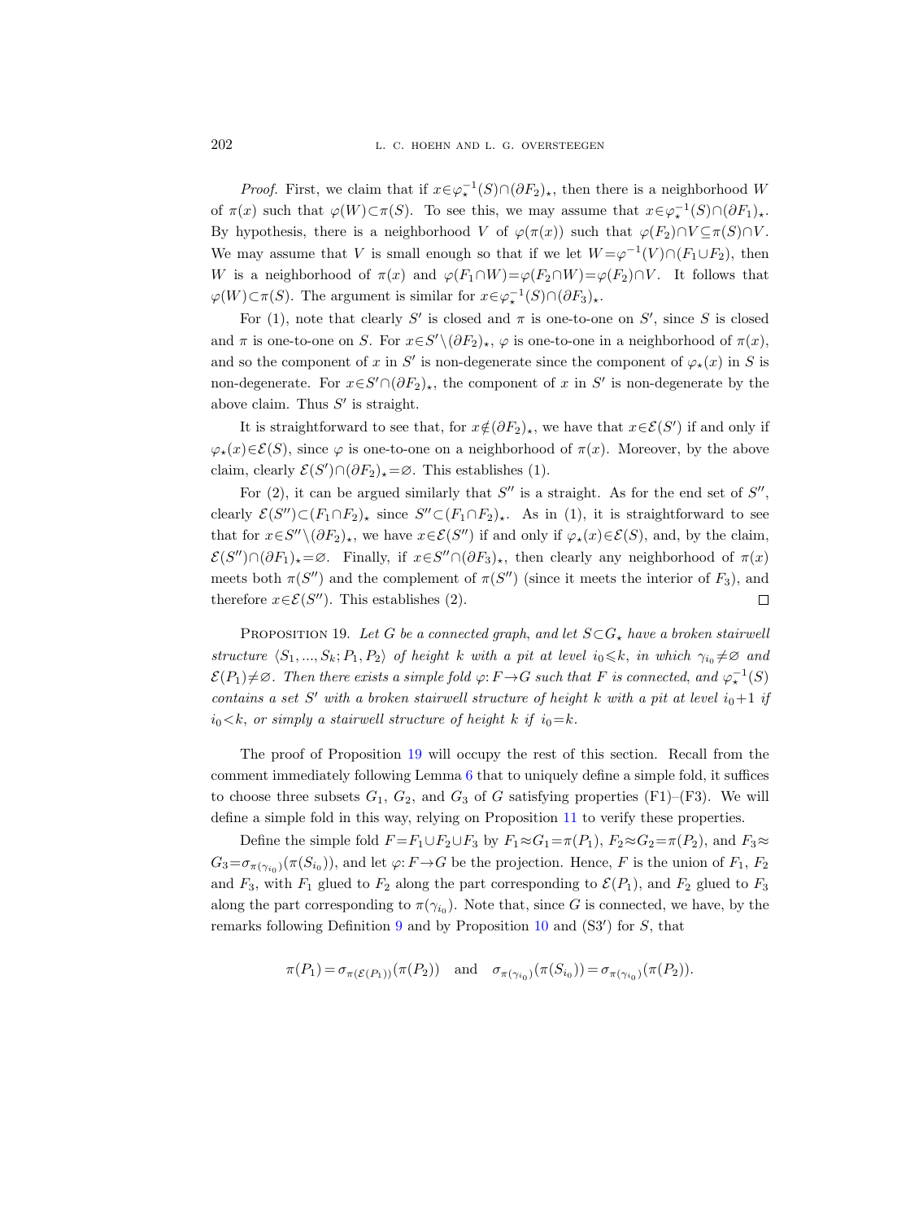*Proof.* First, we claim that if $x\in\varphi_\star^{-1}(S)\cap(\partial F_2)_\star$, then there is a neighborhood $W$ of $\pi(x)$ such that $\varphi(W)\subset\pi(S)$. To see this, we may assume that $x\in\varphi_\star^{-1}(S)\cap(\partial F_1)_\star$. By hypothesis, there is a neighborhood $V$ of $\varphi(\pi(x))$ such that $\varphi(F_2)\cap V\subseteq\pi(S)\cap V$. We may assume that $V$ is small enough so that if we let $W=\varphi^{-1}(V)\cap(F_1\cup F_2)$, then $W$ is a neighborhood of $\pi(x)$ and $\varphi(F_1\cap W)=\varphi(F_2\cap W)=\varphi(F_2)\cap V$. It follows that $\varphi(W)\subset\pi(S)$. The argument is similar for $x\in\varphi_\star^{-1}(S)\cap(\partial F_3)_\star$.

For (1), note that clearly $S'$ is closed and $\pi$ is one-to-one on $S'$, since $S$ is closed and $\pi$ is one-to-one on $S$. For $x\in S'\setminus(\partial F_2)_\star$, $\varphi$ is one-to-one in a neighborhood of $\pi(x)$, and so the component of $x$ in $S'$ is non-degenerate since the component of $\varphi_\star(x)$ in $S$ is non-degenerate. For $x\in S'\cap(\partial F_2)_\star$, the component of $x$ in $S'$ is non-degenerate by the above claim. Thus $S'$ is straight.

It is straightforward to see that, for $x\notin(\partial F_2)_\star$, we have that $x\in\mathcal{E}(S')$ if and only if $\varphi_\star(x)\in\mathcal{E}(S)$, since $\varphi$ is one-to-one on a neighborhood of $\pi(x)$. Moreover, by the above claim, clearly $\mathcal{E}(S')\cap(\partial F_2)_\star=\varnothing$. This establishes (1).

For (2), it can be argued similarly that $S''$ is a straight. As for the end set of $S''$, clearly $\mathcal{E}(S'')\subset(F_1\cap F_2)_\star$ since $S''\subset(F_1\cap F_2)_\star$. As in (1), it is straightforward to see that for $x\in S''\setminus(\partial F_2)_\star$, we have $x\in\mathcal{E}(S'')$ if and only if $\varphi_\star(x)\in\mathcal{E}(S)$, and, by the claim, $\mathcal{E}(S'')\cap(\partial F_1)_\star=\varnothing$. Finally, if $x\in S''\cap(\partial F_3)_\star$, then clearly any neighborhood of $\pi(x)$ meets both $\pi(S'')$ and the complement of $\pi(S'')$ (since it meets the interior of $F_3$), and therefore $x\in\mathcal{E}(S'')$. This establishes (2). $\square$

Proposition 19. *Let $G$ be a connected graph, and let $S\subset G_\star$ have a broken stairwell structure $\langle S_1,...,S_k;P_1,P_2\rangle$ of height $k$ with a pit at level $i_0\leqslant k$, in which $\gamma_{i_0}\neq\varnothing$ and $\mathcal{E}(P_1)\neq\varnothing$. Then there exists a simple fold $\varphi\colon F\to G$ such that $F$ is connected, and $\varphi_\star^{-1}(S)$ contains a set $S'$ with a broken stairwell structure of height $k$ with a pit at level $i_0+1$ if $i_0<k$, or simply a stairwell structure of height $k$ if $i_0=k$.*

The proof of Proposition 19 will occupy the rest of this section. Recall from the comment immediately following Lemma 6 that to uniquely define a simple fold, it suffices to choose three subsets $G_1$, $G_2$, and $G_3$ of $G$ satisfying properties (F1)–(F3). We will define a simple fold in this way, relying on Proposition 11 to verify these properties.

Define the simple fold $F=F_1\cup F_2\cup F_3$ by $F_1\approx G_1=\pi(P_1)$, $F_2\approx G_2=\pi(P_2)$, and $F_3\approx G_3=\sigma_{\pi(\gamma_{i_0})}(\pi(S_{i_0}))$, and let $\varphi\colon F\to G$ be the projection. Hence, $F$ is the union of $F_1$, $F_2$ and $F_3$, with $F_1$ glued to $F_2$ along the part corresponding to $\mathcal{E}(P_1)$, and $F_2$ glued to $F_3$ along the part corresponding to $\pi(\gamma_{i_0})$. Note that, since $G$ is connected, we have, by the remarks following Definition 9 and by Proposition 10 and (S3$'$) for $S$, that

$$\pi(P_1)=\sigma_{\pi(\mathcal{E}(P_1))}(\pi(P_2))\quad\text{and}\quad\sigma_{\pi(\gamma_{i_0})}(\pi(S_{i_0}))=\sigma_{\pi(\gamma_{i_0})}(\pi(P_2)).$$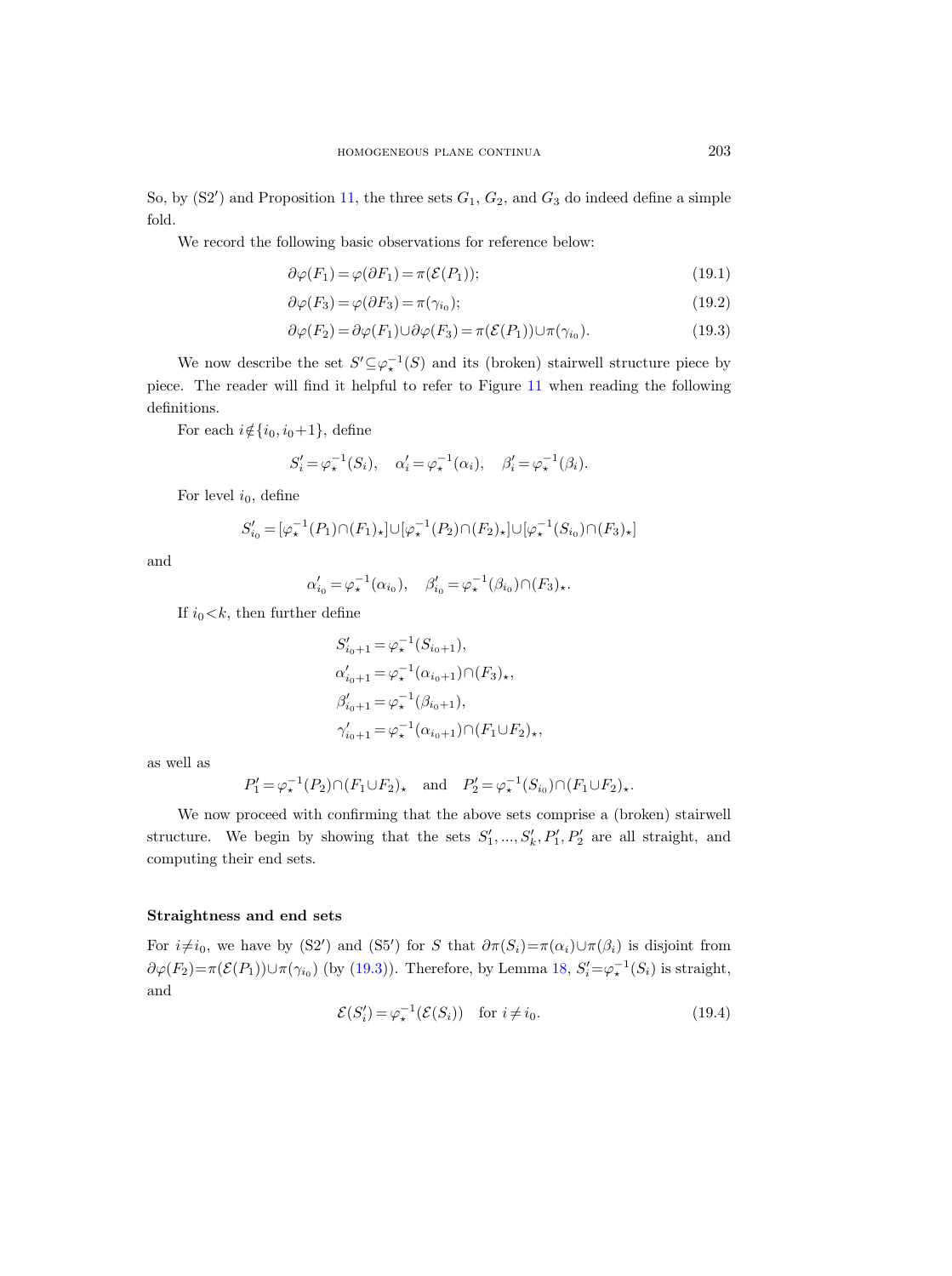So, by (S2′) and Proposition 11, the three sets $G_1$, $G_2$, and $G_3$ do indeed define a simple fold.

We record the following basic observations for reference below:

$$\partial\varphi(F_1)=\varphi(\partial F_1)=\pi(\mathcal{E}(P_1)); \tag{19.1}$$

$$\partial\varphi(F_3)=\varphi(\partial F_3)=\pi(\gamma_{i_0}); \tag{19.2}$$

$$\partial\varphi(F_2)=\partial\varphi(F_1)\cup\partial\varphi(F_3)=\pi(\mathcal{E}(P_1))\cup\pi(\gamma_{i_0}). \tag{19.3}$$

We now describe the set $S'\subseteq\varphi_\star^{-1}(S)$ and its (broken) stairwell structure piece by piece. The reader will find it helpful to refer to Figure 11 when reading the following definitions.

For each $i\notin\{i_0,i_0+1\}$, define

$$S_i'=\varphi_\star^{-1}(S_i),\quad \alpha_i'=\varphi_\star^{-1}(\alpha_i),\quad \beta_i'=\varphi_\star^{-1}(\beta_i).$$

For level $i_0$, define

$$S_{i_0}'=[\varphi_\star^{-1}(P_1)\cap(F_1)_\star]\cup[\varphi_\star^{-1}(P_2)\cap(F_2)_\star]\cup[\varphi_\star^{-1}(S_{i_0})\cap(F_3)_\star]$$

and

$$\alpha_{i_0}'=\varphi_\star^{-1}(\alpha_{i_0}),\quad \beta_{i_0}'=\varphi_\star^{-1}(\beta_{i_0})\cap(F_3)_\star.$$

If $i_0<k$, then further define

$$\begin{aligned}
S_{i_0+1}'&=\varphi_\star^{-1}(S_{i_0+1}),\\
\alpha_{i_0+1}'&=\varphi_\star^{-1}(\alpha_{i_0+1})\cap(F_3)_\star,\\
\beta_{i_0+1}'&=\varphi_\star^{-1}(\beta_{i_0+1}),\\
\gamma_{i_0+1}'&=\varphi_\star^{-1}(\alpha_{i_0+1})\cap(F_1\cup F_2)_\star,
\end{aligned}$$

as well as

$$P_1'=\varphi_\star^{-1}(P_2)\cap(F_1\cup F_2)_\star\quad\text{and}\quad P_2'=\varphi_\star^{-1}(S_{i_0})\cap(F_1\cup F_2)_\star.$$

We now proceed with confirming that the above sets comprise a (broken) stairwell structure. We begin by showing that the sets $S_1',\dots,S_k',P_1',P_2'$ are all straight, and computing their end sets.

### Straightness and end sets

For $i\neq i_0$, we have by (S2′) and (S5′) for $S$ that $\partial\pi(S_i)=\pi(\alpha_i)\cup\pi(\beta_i)$ is disjoint from $\partial\varphi(F_2)=\pi(\mathcal{E}(P_1))\cup\pi(\gamma_{i_0})$ (by (19.3)). Therefore, by Lemma 18, $S_i'=\varphi_\star^{-1}(S_i)$ is straight, and

$$\mathcal{E}(S_i')=\varphi_\star^{-1}(\mathcal{E}(S_i))\quad\text{for } i\neq i_0. \tag{19.4}$$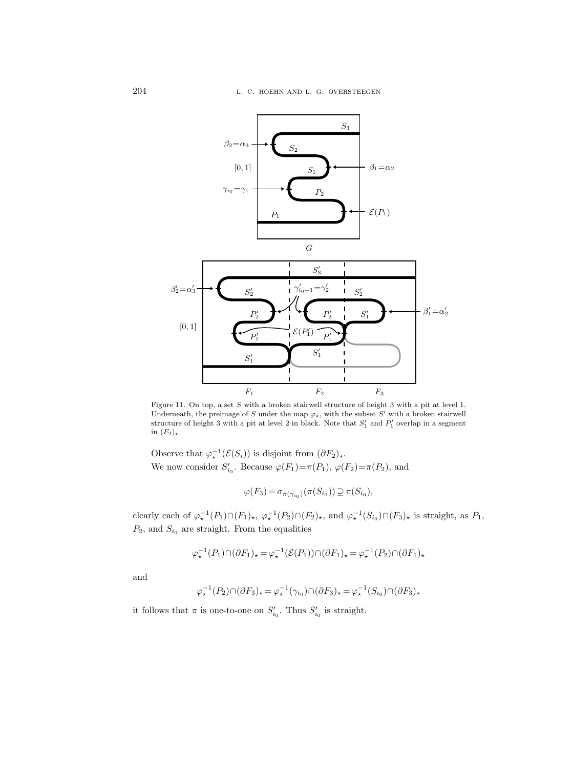Figure 11. On top, a set $S$ with a broken stairwell structure of height 3 with a pit at level 1. Underneath, the preimage of $S$ under the map $\varphi_\star$, with the subset $S'$ with a broken stairwell structure of height 3 with a pit at level 2 in black. Note that $S_1'$ and $P_1'$ overlap in a segment in $(F_2)_\star$.

Observe that $\varphi_\star^{-1}(\mathcal{E}(S_i))$ is disjoint from $(\partial F_2)_\star$.

We now consider $S_{i_0}'$. Because $\varphi(F_1)=\pi(P_1)$, $\varphi(F_2)=\pi(P_2)$, and

$$\varphi(F_3)=\sigma_{\pi(\gamma_{i_0})}(\pi(S_{i_0}))\supseteq\pi(S_{i_0}),$$

clearly each of $\varphi_\star^{-1}(P_1)\cap(F_1)_\star$, $\varphi_\star^{-1}(P_2)\cap(F_2)_\star$, and $\varphi_\star^{-1}(S_{i_0})\cap(F_3)_\star$ is straight, as $P_1$, $P_2$, and $S_{i_0}$ are straight. From the equalities

$$\varphi_\star^{-1}(P_1)\cap(\partial F_1)_\star=\varphi_\star^{-1}(\mathcal{E}(P_1))\cap(\partial F_1)_\star=\varphi_\star^{-1}(P_2)\cap(\partial F_1)_\star$$

and

$$\varphi_\star^{-1}(P_2)\cap(\partial F_3)_\star=\varphi_\star^{-1}(\gamma_{i_0})\cap(\partial F_3)_\star=\varphi_\star^{-1}(S_{i_0})\cap(\partial F_3)_\star$$

it follows that $\pi$ is one-to-one on $S_{i_0}'$. Thus $S_{i_0}'$ is straight.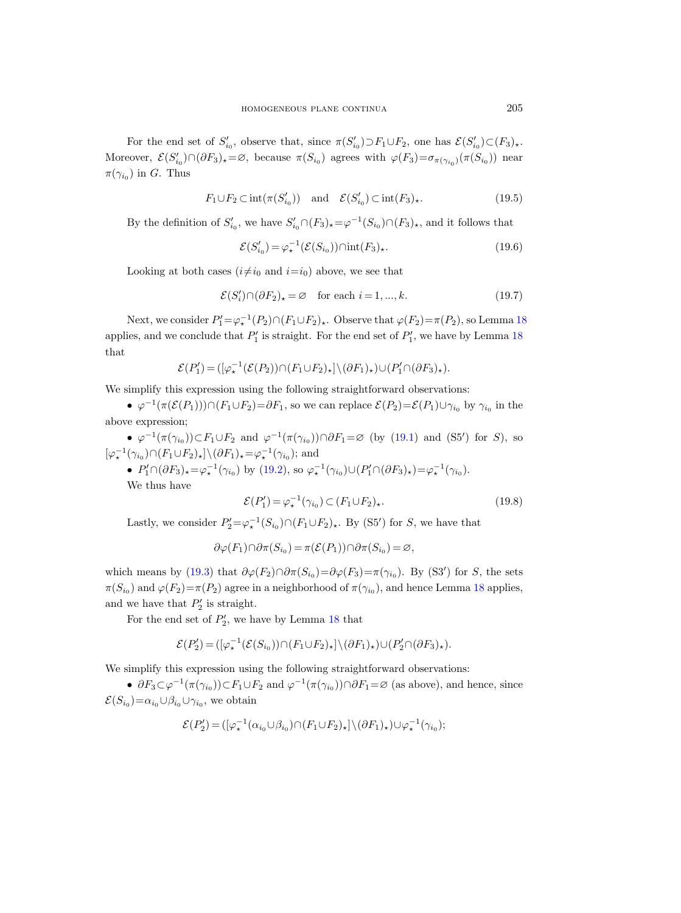For the end set of $S'_{i_0}$, observe that, since $\pi(S'_{i_0})\supset F_1\cup F_2$, one has $\mathcal{E}(S'_{i_0})\subset (F_3)_\star$. Moreover, $\mathcal{E}(S'_{i_0})\cap(\partial F_3)_\star=\varnothing$, because $\pi(S_{i_0})$ agrees with $\varphi(F_3)=\sigma_{\pi(\gamma_{i_0})}(\pi(S_{i_0}))$ near $\pi(\gamma_{i_0})$ in $G$. Thus

$$F_1\cup F_2\subset \operatorname{int}(\pi(S'_{i_0})) \quad \text{and} \quad \mathcal{E}(S'_{i_0})\subset \operatorname{int}(F_3)_\star. \tag{19.5}$$

By the definition of $S'_{i_0}$, we have $S'_{i_0}\cap(F_3)_\star=\varphi^{-1}(S_{i_0})\cap(F_3)_\star$, and it follows that

$$\mathcal{E}(S'_{i_0})=\varphi_\star^{-1}(\mathcal{E}(S_{i_0}))\cap \operatorname{int}(F_3)_\star. \tag{19.6}$$

Looking at both cases ($i\neq i_0$ and $i=i_0$) above, we see that

$$\mathcal{E}(S'_i)\cap(\partial F_2)_\star=\varnothing \quad \text{for each } i=1,...,k. \tag{19.7}$$

Next, we consider $P'_1=\varphi_\star^{-1}(P_2)\cap(F_1\cup F_2)_\star$. Observe that $\varphi(F_2)=\pi(P_2)$, so Lemma 18 applies, and we conclude that $P'_1$ is straight. For the end set of $P'_1$, we have by Lemma 18 that

$$\mathcal{E}(P'_1)=([\varphi_\star^{-1}(\mathcal{E}(P_2))\cap(F_1\cup F_2)_\star]\setminus(\partial F_1)_\star)\cup(P'_1\cap(\partial F_3)_\star).$$

We simplify this expression using the following straightforward observations:

- $\varphi^{-1}(\pi(\mathcal{E}(P_1)))\cap(F_1\cup F_2)=\partial F_1$, so we can replace $\mathcal{E}(P_2)=\mathcal{E}(P_1)\cup\gamma_{i_0}$ by $\gamma_{i_0}$ in the above expression;
- $\varphi^{-1}(\pi(\gamma_{i_0}))\subset F_1\cup F_2$ and $\varphi^{-1}(\pi(\gamma_{i_0}))\cap\partial F_1=\varnothing$ (by (19.1) and (S5′) for $S$), so $[\varphi_\star^{-1}(\gamma_{i_0})\cap(F_1\cup F_2)_\star]\setminus(\partial F_1)_\star=\varphi_\star^{-1}(\gamma_{i_0})$; and
- $P'_1\cap(\partial F_3)_\star=\varphi_\star^{-1}(\gamma_{i_0})$ by (19.2), so $\varphi_\star^{-1}(\gamma_{i_0})\cup(P'_1\cap(\partial F_3)_\star)=\varphi_\star^{-1}(\gamma_{i_0})$.

We thus have

$$\mathcal{E}(P'_1)=\varphi_\star^{-1}(\gamma_{i_0})\subset(F_1\cup F_2)_\star. \tag{19.8}$$

Lastly, we consider $P'_2=\varphi_\star^{-1}(S_{i_0})\cap(F_1\cup F_2)_\star$. By (S5′) for $S$, we have that

$$\partial\varphi(F_1)\cap\partial\pi(S_{i_0})=\pi(\mathcal{E}(P_1))\cap\partial\pi(S_{i_0})=\varnothing,$$

which means by (19.3) that $\partial\varphi(F_2)\cap\partial\pi(S_{i_0})=\partial\varphi(F_3)=\pi(\gamma_{i_0})$. By (S3′) for $S$, the sets $\pi(S_{i_0})$ and $\varphi(F_2)=\pi(P_2)$ agree in a neighborhood of $\pi(\gamma_{i_0})$, and hence Lemma 18 applies, and we have that $P'_2$ is straight.

For the end set of $P'_2$, we have by Lemma 18 that

$$\mathcal{E}(P'_2)=([\varphi_\star^{-1}(\mathcal{E}(S_{i_0}))\cap(F_1\cup F_2)_\star]\setminus(\partial F_1)_\star)\cup(P'_2\cap(\partial F_3)_\star).$$

We simplify this expression using the following straightforward observations:

- $\partial F_3\subset\varphi^{-1}(\pi(\gamma_{i_0}))\subset F_1\cup F_2$ and $\varphi^{-1}(\pi(\gamma_{i_0}))\cap\partial F_1=\varnothing$ (as above), and hence, since $\mathcal{E}(S_{i_0})=\alpha_{i_0}\cup\beta_{i_0}\cup\gamma_{i_0}$, we obtain

$$\mathcal{E}(P'_2)=([\varphi_\star^{-1}(\alpha_{i_0}\cup\beta_{i_0})\cap(F_1\cup F_2)_\star]\setminus(\partial F_1)_\star)\cup\varphi_\star^{-1}(\gamma_{i_0});$$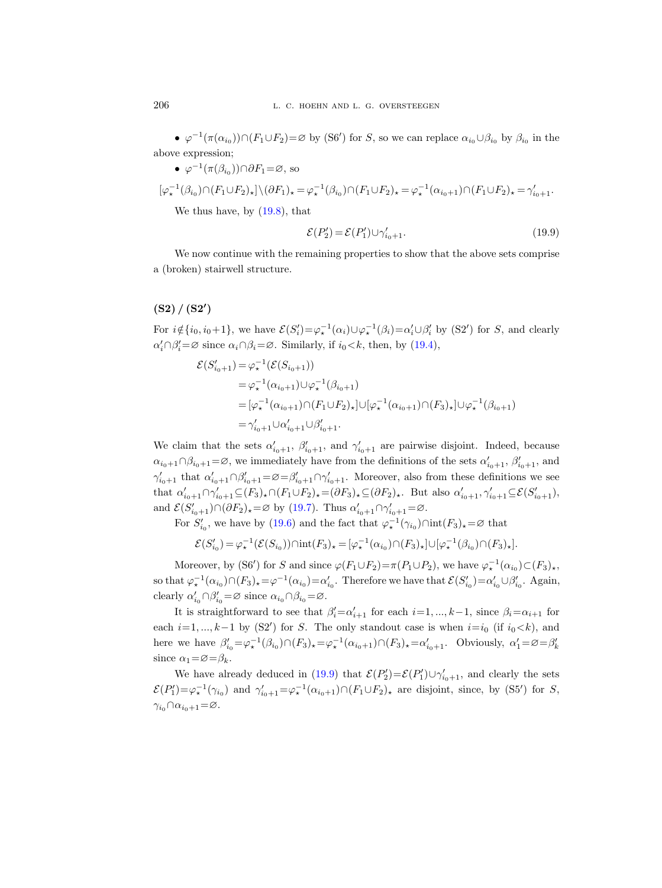- $\varphi^{-1}(\pi(\alpha_{i_0}))\cap(F_1\cup F_2)=\varnothing$ by (S6′) for $S$, so we can replace $\alpha_{i_0}\cup\beta_{i_0}$ by $\beta_{i_0}$ in the above expression;
- $\varphi^{-1}(\pi(\beta_{i_0}))\cap\partial F_1=\varnothing$, so

$$[\varphi_\star^{-1}(\beta_{i_0})\cap(F_1\cup F_2)_\star]\setminus(\partial F_1)_\star=\varphi_\star^{-1}(\beta_{i_0})\cap(F_1\cup F_2)_\star=\varphi_\star^{-1}(\alpha_{i_0+1})\cap(F_1\cup F_2)_\star=\gamma'_{i_0+1}.$$

We thus have, by (19.8), that

$$\mathcal{E}(P'_2)=\mathcal{E}(P'_1)\cup\gamma'_{i_0+1}. \tag{19.9}$$

We now continue with the remaining properties to show that the above sets comprise a (broken) stairwell structure.

## (S2) / (S2′)

For $i\notin\{i_0,i_0+1\}$, we have $\mathcal{E}(S'_i)=\varphi_\star^{-1}(\alpha_i)\cup\varphi_\star^{-1}(\beta_i)=\alpha'_i\cup\beta'_i$ by (S2′) for $S$, and clearly $\alpha'_i\cap\beta'_i=\varnothing$ since $\alpha_i\cap\beta_i=\varnothing$. Similarly, if $i_0<k$, then, by (19.4),

$$\begin{aligned}
\mathcal{E}(S'_{i_0+1})&=\varphi_\star^{-1}(\mathcal{E}(S_{i_0+1}))\\
&=\varphi_\star^{-1}(\alpha_{i_0+1})\cup\varphi_\star^{-1}(\beta_{i_0+1})\\
&=[\varphi_\star^{-1}(\alpha_{i_0+1})\cap(F_1\cup F_2)_\star]\cup[\varphi_\star^{-1}(\alpha_{i_0+1})\cap(F_3)_\star]\cup\varphi_\star^{-1}(\beta_{i_0+1})\\
&=\gamma'_{i_0+1}\cup\alpha'_{i_0+1}\cup\beta'_{i_0+1}.
\end{aligned}$$

We claim that the sets $\alpha'_{i_0+1}$, $\beta'_{i_0+1}$, and $\gamma'_{i_0+1}$ are pairwise disjoint. Indeed, because $\alpha_{i_0+1}\cap\beta_{i_0+1}=\varnothing$, we immediately have from the definitions of the sets $\alpha'_{i_0+1}$, $\beta'_{i_0+1}$, and $\gamma'_{i_0+1}$ that $\alpha'_{i_0+1}\cap\beta'_{i_0+1}=\varnothing=\beta'_{i_0+1}\cap\gamma'_{i_0+1}$. Moreover, also from these definitions we see that $\alpha'_{i_0+1}\cap\gamma'_{i_0+1}\subseteq(F_3)_\star\cap(F_1\cup F_2)_\star=(\partial F_3)_\star\subseteq(\partial F_2)_\star$. But also $\alpha'_{i_0+1},\gamma'_{i_0+1}\subseteq\mathcal{E}(S'_{i_0+1})$, and $\mathcal{E}(S'_{i_0+1})\cap(\partial F_2)_\star=\varnothing$ by (19.7). Thus $\alpha'_{i_0+1}\cap\gamma'_{i_0+1}=\varnothing$.

For $S'_{i_0}$, we have by (19.6) and the fact that $\varphi_\star^{-1}(\gamma_{i_0})\cap\operatorname{int}(F_3)_\star=\varnothing$ that

$$\mathcal{E}(S'_{i_0})=\varphi_\star^{-1}(\mathcal{E}(S_{i_0}))\cap\operatorname{int}(F_3)_\star=[\varphi_\star^{-1}(\alpha_{i_0})\cap(F_3)_\star]\cup[\varphi_\star^{-1}(\beta_{i_0})\cap(F_3)_\star].$$

Moreover, by (S6′) for $S$ and since $\varphi(F_1\cup F_2)=\pi(P_1\cup P_2)$, we have $\varphi_\star^{-1}(\alpha_{i_0})\subset(F_3)_\star$, so that $\varphi_\star^{-1}(\alpha_{i_0})\cap(F_3)_\star=\varphi^{-1}(\alpha_{i_0})=\alpha'_{i_0}$. Therefore we have that $\mathcal{E}(S'_{i_0})=\alpha'_{i_0}\cup\beta'_{i_0}$. Again, clearly $\alpha'_{i_0}\cap\beta'_{i_0}=\varnothing$ since $\alpha_{i_0}\cap\beta_{i_0}=\varnothing$.

It is straightforward to see that $\beta'_i=\alpha'_{i+1}$ for each $i=1,\dots,k-1$, since $\beta_i=\alpha_{i+1}$ for each $i=1,\dots,k-1$ by (S2′) for $S$. The only standout case is when $i=i_0$ (if $i_0<k$), and here we have $\beta'_{i_0}=\varphi_\star^{-1}(\beta_{i_0})\cap(F_3)_\star=\varphi_\star^{-1}(\alpha_{i_0+1})\cap(F_3)_\star=\alpha'_{i_0+1}$. Obviously, $\alpha'_1=\varnothing=\beta'_k$ since $\alpha_1=\varnothing=\beta_k$.

We have already deduced in (19.9) that $\mathcal{E}(P'_2)=\mathcal{E}(P'_1)\cup\gamma'_{i_0+1}$, and clearly the sets $\mathcal{E}(P'_1)=\varphi_\star^{-1}(\gamma_{i_0})$ and $\gamma'_{i_0+1}=\varphi_\star^{-1}(\alpha_{i_0+1})\cap(F_1\cup F_2)_\star$ are disjoint, since, by (S5′) for $S$, $\gamma_{i_0}\cap\alpha_{i_0+1}=\varnothing$.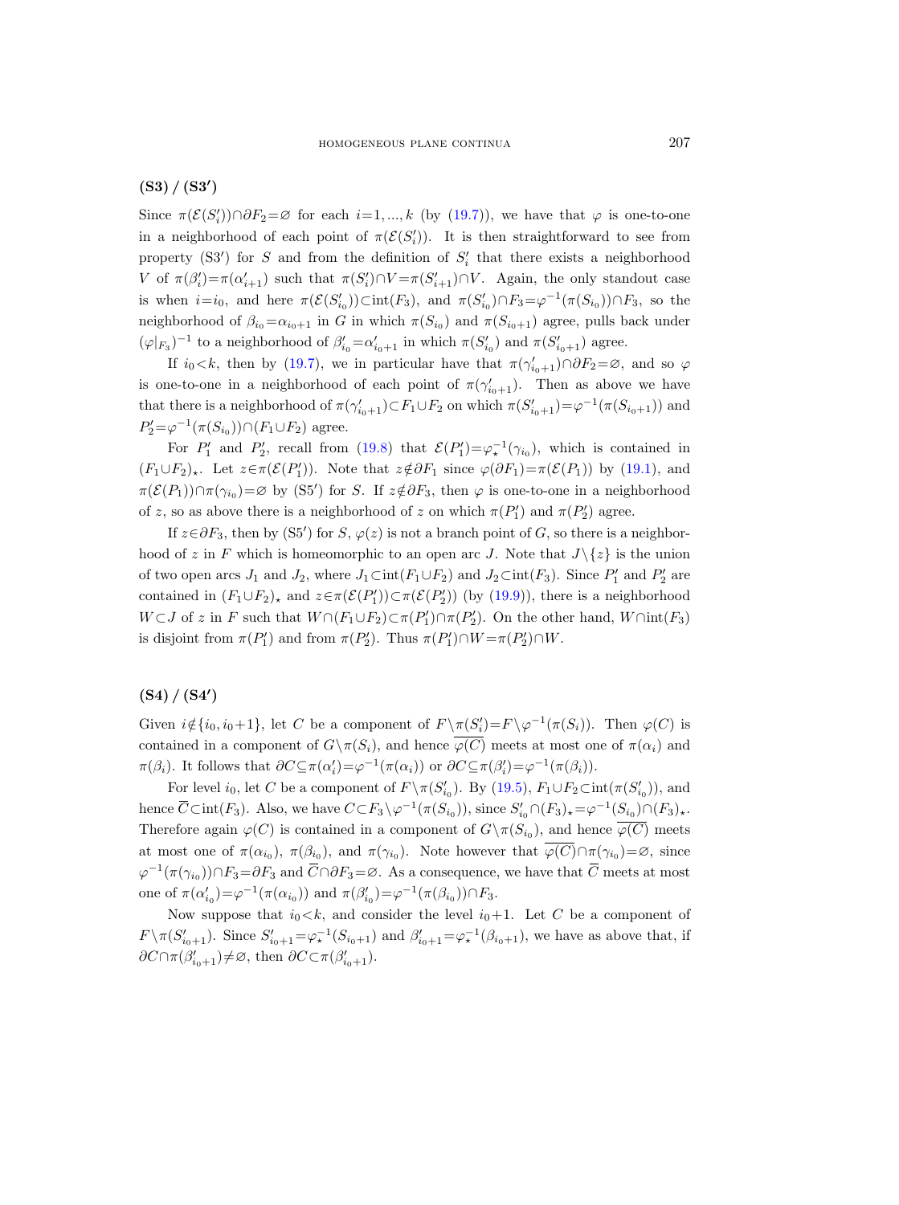### (S3) / (S3′)

Since $\pi(\mathcal{E}(S_i'))\cap\partial F_2=\varnothing$ for each $i=1,...,k$ (by (19.7)), we have that $\varphi$ is one-to-one in a neighborhood of each point of $\pi(\mathcal{E}(S_i'))$. It is then straightforward to see from property (S3′) for $S$ and from the definition of $S_i'$ that there exists a neighborhood $V$ of $\pi(\beta_i')=\pi(\alpha_{i+1}')$ such that $\pi(S_i')\cap V=\pi(S_{i+1}')\cap V$. Again, the only standout case is when $i=i_0$, and here $\pi(\mathcal{E}(S_{i_0}'))\subset\operatorname{int}(F_3)$, and $\pi(S_{i_0}')\cap F_3=\varphi^{-1}(\pi(S_{i_0}))\cap F_3$, so the neighborhood of $\beta_{i_0}=\alpha_{i_0+1}$ in $G$ in which $\pi(S_{i_0})$ and $\pi(S_{i_0+1})$ agree, pulls back under $(\varphi|_{F_3})^{-1}$ to a neighborhood of $\beta_{i_0}'=\alpha_{i_0+1}'$ in which $\pi(S_{i_0}')$ and $\pi(S_{i_0+1}')$ agree.

If $i_0<k$, then by (19.7), we in particular have that $\pi(\gamma_{i_0+1}')\cap\partial F_2=\varnothing$, and so $\varphi$ is one-to-one in a neighborhood of each point of $\pi(\gamma_{i_0+1}')$. Then as above we have that there is a neighborhood of $\pi(\gamma_{i_0+1}')\subset F_1\cup F_2$ on which $\pi(S_{i_0+1}')=\varphi^{-1}(\pi(S_{i_0+1}))$ and $P_2'=\varphi^{-1}(\pi(S_{i_0}))\cap(F_1\cup F_2)$ agree.

For $P_1'$ and $P_2'$, recall from (19.8) that $\mathcal{E}(P_1')=\varphi_\star^{-1}(\gamma_{i_0})$, which is contained in $(F_1\cup F_2)_\star$. Let $z\in\pi(\mathcal{E}(P_1'))$. Note that $z\notin\partial F_1$ since $\varphi(\partial F_1)=\pi(\mathcal{E}(P_1))$ by (19.1), and $\pi(\mathcal{E}(P_1))\cap\pi(\gamma_{i_0})=\varnothing$ by (S5′) for $S$. If $z\notin\partial F_3$, then $\varphi$ is one-to-one in a neighborhood of $z$, so as above there is a neighborhood of $z$ on which $\pi(P_1')$ and $\pi(P_2')$ agree.

If $z\in\partial F_3$, then by (S5′) for $S$, $\varphi(z)$ is not a branch point of $G$, so there is a neighborhood of $z$ in $F$ which is homeomorphic to an open arc $J$. Note that $J\setminus\{z\}$ is the union of two open arcs $J_1$ and $J_2$, where $J_1\subset\operatorname{int}(F_1\cup F_2)$ and $J_2\subset\operatorname{int}(F_3)$. Since $P_1'$ and $P_2'$ are contained in $(F_1\cup F_2)_\star$ and $z\in\pi(\mathcal{E}(P_1'))\subset\pi(\mathcal{E}(P_2'))$ (by (19.9)), there is a neighborhood $W\subset J$ of $z$ in $F$ such that $W\cap(F_1\cup F_2)\subset\pi(P_1')\cap\pi(P_2')$. On the other hand, $W\cap\operatorname{int}(F_3)$ is disjoint from $\pi(P_1')$ and from $\pi(P_2')$. Thus $\pi(P_1')\cap W=\pi(P_2')\cap W$.

### (S4) / (S4′)

Given $i\notin\{i_0,i_0+1\}$, let $C$ be a component of $F\setminus\pi(S_i')=F\setminus\varphi^{-1}(\pi(S_i))$. Then $\varphi(C)$ is contained in a component of $G\setminus\pi(S_i)$, and hence $\overline{\varphi(C)}$ meets at most one of $\pi(\alpha_i)$ and $\pi(\beta_i)$. It follows that $\partial C\subseteq\pi(\alpha_i')=\varphi^{-1}(\pi(\alpha_i))$ or $\partial C\subseteq\pi(\beta_i')=\varphi^{-1}(\pi(\beta_i))$.

For level $i_0$, let $C$ be a component of $F\setminus\pi(S_{i_0}')$. By (19.5), $F_1\cup F_2\subset\operatorname{int}(\pi(S_{i_0}'))$, and hence $\overline{C}\subset\operatorname{int}(F_3)$. Also, we have $C\subset F_3\setminus\varphi^{-1}(\pi(S_{i_0}))$, since $S_{i_0}'\cap(F_3)_\star=\varphi^{-1}(S_{i_0})\cap(F_3)_\star$. Therefore again $\varphi(C)$ is contained in a component of $G\setminus\pi(S_{i_0})$, and hence $\overline{\varphi(C)}$ meets at most one of $\pi(\alpha_{i_0})$, $\pi(\beta_{i_0})$, and $\pi(\gamma_{i_0})$. Note however that $\overline{\varphi(C)}\cap\pi(\gamma_{i_0})=\varnothing$, since $\varphi^{-1}(\pi(\gamma_{i_0}))\cap F_3=\partial F_3$ and $\overline{C}\cap\partial F_3=\varnothing$. As a consequence, we have that $\overline{C}$ meets at most one of $\pi(\alpha_{i_0}')=\varphi^{-1}(\pi(\alpha_{i_0}))$ and $\pi(\beta_{i_0}')=\varphi^{-1}(\pi(\beta_{i_0}))\cap F_3$.

Now suppose that $i_0<k$, and consider the level $i_0+1$. Let $C$ be a component of $F\setminus\pi(S_{i_0+1}')$. Since $S_{i_0+1}'=\varphi_\star^{-1}(S_{i_0+1})$ and $\beta_{i_0+1}'=\varphi_\star^{-1}(\beta_{i_0+1})$, we have as above that, if $\partial C\cap\pi(\beta_{i_0+1}')\neq\varnothing$, then $\partial C\subset\pi(\beta_{i_0+1}')$.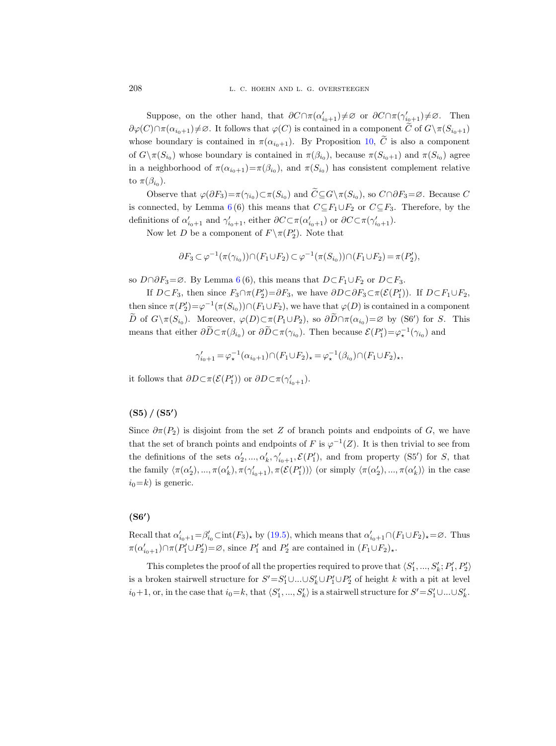Suppose, on the other hand, that $\partial C\cap\pi(\alpha'_{i_0+1})\neq\varnothing$ or $\partial C\cap\pi(\gamma'_{i_0+1})\neq\varnothing$. Then $\partial\varphi(C)\cap\pi(\alpha_{i_0+1})\neq\varnothing$. It follows that $\varphi(C)$ is contained in a component $\widetilde{C}$ of $G\setminus\pi(S_{i_0+1})$ whose boundary is contained in $\pi(\alpha_{i_0+1})$. By Proposition 10, $\widetilde{C}$ is also a component of $G\setminus\pi(S_{i_0})$ whose boundary is contained in $\pi(\beta_{i_0})$, because $\pi(S_{i_0+1})$ and $\pi(S_{i_0})$ agree in a neighborhood of $\pi(\alpha_{i_0+1})=\pi(\beta_{i_0})$, and $\pi(S_{i_0})$ has consistent complement relative to $\pi(\beta_{i_0})$.

Observe that $\varphi(\partial F_3)=\pi(\gamma_{i_0})\subset\pi(S_{i_0})$ and $\widetilde{C}\subseteq G\setminus\pi(S_{i_0})$, so $C\cap\partial F_3=\varnothing$. Because $C$ is connected, by Lemma 6 (6) this means that $C\subseteq F_1\cup F_2$ or $C\subseteq F_3$. Therefore, by the definitions of $\alpha'_{i_0+1}$ and $\gamma'_{i_0+1}$, either $\partial C\subset\pi(\alpha'_{i_0+1})$ or $\partial C\subset\pi(\gamma'_{i_0+1})$.

Now let $D$ be a component of $F\setminus\pi(P'_2)$. Note that

$$\partial F_3\subset\varphi^{-1}(\pi(\gamma_{i_0}))\cap(F_1\cup F_2)\subset\varphi^{-1}(\pi(S_{i_0}))\cap(F_1\cup F_2)=\pi(P'_2),$$

so $D\cap\partial F_3=\varnothing$. By Lemma 6 (6), this means that $D\subset F_1\cup F_2$ or $D\subset F_3$.

If $D\subset F_3$, then since $F_3\cap\pi(P'_2)=\partial F_3$, we have $\partial D\subset\partial F_3\subset\pi(\mathcal{E}(P'_1))$. If $D\subset F_1\cup F_2$, then since $\pi(P'_2)=\varphi^{-1}(\pi(S_{i_0}))\cap(F_1\cup F_2)$, we have that $\varphi(D)$ is contained in a component $\widetilde{D}$ of $G\setminus\pi(S_{i_0})$. Moreover, $\varphi(D)\subset\pi(P_1\cup P_2)$, so $\partial\widetilde{D}\cap\pi(\alpha_{i_0})=\varnothing$ by (S6′) for $S$. This means that either $\partial\widetilde{D}\subset\pi(\beta_{i_0})$ or $\partial\widetilde{D}\subset\pi(\gamma_{i_0})$. Then because $\mathcal{E}(P'_1)=\varphi_\star^{-1}(\gamma_{i_0})$ and

$$\gamma'_{i_0+1}=\varphi_\star^{-1}(\alpha_{i_0+1})\cap(F_1\cup F_2)_\star=\varphi_\star^{-1}(\beta_{i_0})\cap(F_1\cup F_2)_\star,$$

it follows that $\partial D\subset\pi(\mathcal{E}(P'_1))$ or $\partial D\subset\pi(\gamma'_{i_0+1})$.

### (S5) / (S5′)

Since $\partial\pi(P_2)$ is disjoint from the set $Z$ of branch points and endpoints of $G$, we have that the set of branch points and endpoints of $F$ is $\varphi^{-1}(Z)$. It is then trivial to see from the definitions of the sets $\alpha'_2,...,\alpha'_k,\gamma'_{i_0+1},\mathcal{E}(P'_1)$, and from property (S5′) for $S$, that the family $\langle\pi(\alpha'_2),...,\pi(\alpha'_k),\pi(\gamma'_{i_0+1}),\pi(\mathcal{E}(P'_1))\rangle$ (or simply $\langle\pi(\alpha'_2),...,\pi(\alpha'_k)\rangle$ in the case $i_0=k$) is generic.

### (S6′)

Recall that $\alpha'_{i_0+1}=\beta'_{i_0}\subset\operatorname{int}(F_3)_\star$ by (19.5), which means that $\alpha'_{i_0+1}\cap(F_1\cup F_2)_\star=\varnothing$. Thus $\pi(\alpha'_{i_0+1})\cap\pi(P'_1\cup P'_2)=\varnothing$, since $P'_1$ and $P'_2$ are contained in $(F_1\cup F_2)_\star$.

This completes the proof of all the properties required to prove that $\langle S'_1,...,S'_k;P'_1,P'_2\rangle$ is a broken stairwell structure for $S'=S'_1\cup...\cup S'_k\cup P'_1\cup P'_2$ of height $k$ with a pit at level $i_0+1$, or, in the case that $i_0=k$, that $\langle S'_1,...,S'_k\rangle$ is a stairwell structure for $S'=S'_1\cup...\cup S'_k$.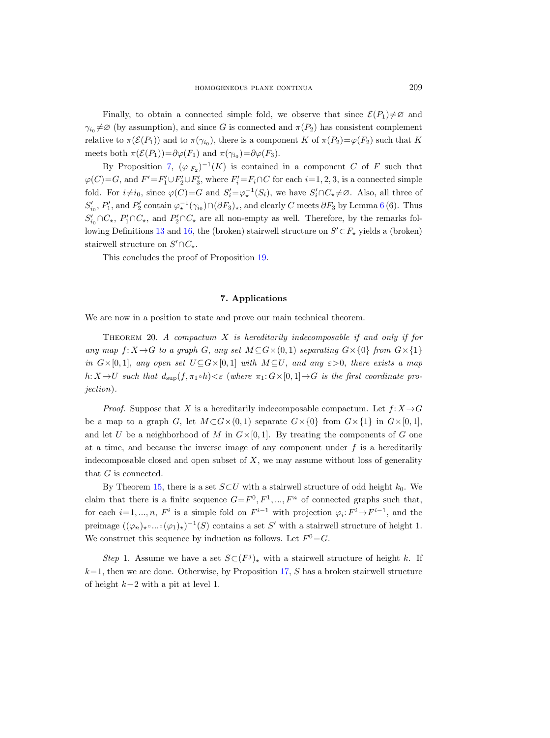Finally, to obtain a connected simple fold, we observe that since $\mathcal{E}(P_1)\neq\varnothing$ and $\gamma_{i_0}\neq\varnothing$ (by assumption), and since $G$ is connected and $\pi(P_2)$ has consistent complement relative to $\pi(\mathcal{E}(P_1))$ and to $\pi(\gamma_{i_0})$, there is a component $K$ of $\pi(P_2)=\varphi(F_2)$ such that $K$ meets both $\pi(\mathcal{E}(P_1))=\partial\varphi(F_1)$ and $\pi(\gamma_{i_0})=\partial\varphi(F_3)$.

By Proposition 7, $(\varphi|_{F_2})^{-1}(K)$ is contained in a component $C$ of $F$ such that $\varphi(C)=G$, and $F'=F_1'\cup F_2'\cup F_3'$, where $F_i'=F_i\cap C$ for each $i=1,2,3$, is a connected simple fold. For $i\neq i_0$, since $\varphi(C)=G$ and $S_i'=\varphi_\star^{-1}(S_i)$, we have $S_i'\cap C_\star\neq\varnothing$. Also, all three of $S_{i_0}'$, $P_1'$, and $P_2'$ contain $\varphi_\star^{-1}(\gamma_{i_0})\cap(\partial F_3)_\star$, and clearly $C$ meets $\partial F_3$ by Lemma 6 (6). Thus $S_{i_0}'\cap C_\star$, $P_1'\cap C_\star$, and $P_2'\cap C_\star$ are all non-empty as well. Therefore, by the remarks following Definitions 13 and 16, the (broken) stairwell structure on $S'\subset F_\star$ yields a (broken) stairwell structure on $S'\cap C_\star$.

This concludes the proof of Proposition 19.

## 7. Applications

We are now in a position to state and prove our main technical theorem.

Theorem 20. *A compactum $X$ is hereditarily indecomposable if and only if for any map $f\colon X\to G$ to a graph $G$, any set $M\subseteq G\times(0,1)$ separating $G\times\{0\}$ from $G\times\{1\}$ in $G\times[0,1]$, any open set $U\subseteq G\times[0,1]$ with $M\subseteq U$, and any $\varepsilon>0$, there exists a map $h\colon X\to U$ such that $d_{\sup}(f,\pi_1\circ h)<\varepsilon$ (where $\pi_1\colon G\times[0,1]\to G$ is the first coordinate projection).*

*Proof.* Suppose that $X$ is a hereditarily indecomposable compactum. Let $f\colon X\to G$ be a map to a graph $G$, let $M\subset G\times(0,1)$ separate $G\times\{0\}$ from $G\times\{1\}$ in $G\times[0,1]$, and let $U$ be a neighborhood of $M$ in $G\times[0,1]$. By treating the components of $G$ one at a time, and because the inverse image of any component under $f$ is a hereditarily indecomposable closed and open subset of $X$, we may assume without loss of generality that $G$ is connected.

By Theorem 15, there is a set $S\subset U$ with a stairwell structure of odd height $k_0$. We claim that there is a finite sequence $G=F^0,F^1,\dots,F^n$ of connected graphs such that, for each $i=1,\dots,n$, $F^i$ is a simple fold on $F^{i-1}$ with projection $\varphi_i\colon F^i\to F^{i-1}$, and the preimage $((\varphi_n)_\star\circ\dots\circ(\varphi_1)_\star)^{-1}(S)$ contains a set $S'$ with a stairwell structure of height 1. We construct this sequence by induction as follows. Let $F^0=G$.

*Step* 1. Assume we have a set $S\subset(F^j)_\star$ with a stairwell structure of height $k$. If $k=1$, then we are done. Otherwise, by Proposition 17, $S$ has a broken stairwell structure of height $k-2$ with a pit at level 1.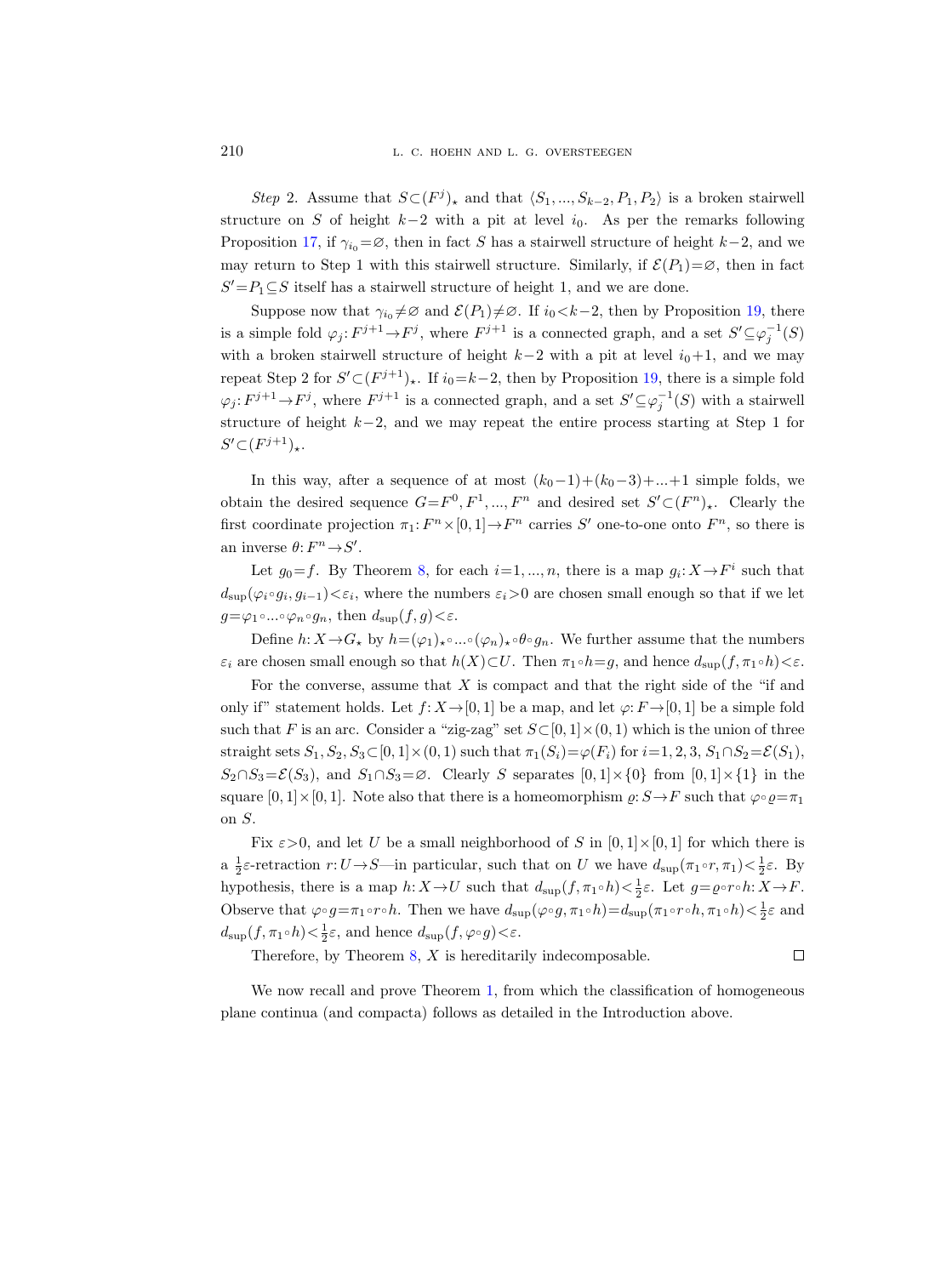*Step* 2. Assume that $S \subset (F^j)_\star$ and that $\langle S_1, ..., S_{k-2}, P_1, P_2 \rangle$ is a broken stairwell structure on $S$ of height $k-2$ with a pit at level $i_0$. As per the remarks following Proposition 17, if $\gamma_{i_0} = \varnothing$, then in fact $S$ has a stairwell structure of height $k-2$, and we may return to Step 1 with this stairwell structure. Similarly, if $\mathcal{E}(P_1) = \varnothing$, then in fact $S' = P_1 \subseteq S$ itself has a stairwell structure of height 1, and we are done.

Suppose now that $\gamma_{i_0} \neq \varnothing$ and $\mathcal{E}(P_1) \neq \varnothing$. If $i_0 < k-2$, then by Proposition 19, there is a simple fold $\varphi_j \colon F^{j+1} \to F^j$, where $F^{j+1}$ is a connected graph, and a set $S' \subseteq \varphi_j^{-1}(S)$ with a broken stairwell structure of height $k-2$ with a pit at level $i_0+1$, and we may repeat Step 2 for $S' \subset (F^{j+1})_\star$. If $i_0 = k-2$, then by Proposition 19, there is a simple fold $\varphi_j \colon F^{j+1} \to F^j$, where $F^{j+1}$ is a connected graph, and a set $S' \subseteq \varphi_j^{-1}(S)$ with a stairwell structure of height $k-2$, and we may repeat the entire process starting at Step 1 for $S' \subset (F^{j+1})_\star$.

In this way, after a sequence of at most $(k_0-1)+(k_0-3)+...+1$ simple folds, we obtain the desired sequence $G = F^0, F^1, ..., F^n$ and desired set $S' \subset (F^n)_\star$. Clearly the first coordinate projection $\pi_1 \colon F^n \times [0,1] \to F^n$ carries $S'$ one-to-one onto $F^n$, so there is an inverse $\theta \colon F^n \to S'$.

Let $g_0 = f$. By Theorem 8, for each $i = 1, ..., n$, there is a map $g_i \colon X \to F^i$ such that $d_{\sup}(\varphi_i \circ g_i, g_{i-1}) < \varepsilon_i$, where the numbers $\varepsilon_i > 0$ are chosen small enough so that if we let $g = \varphi_1 \circ ... \circ \varphi_n \circ g_n$, then $d_{\sup}(f, g) < \varepsilon$.

Define $h \colon X \to G_\star$ by $h = (\varphi_1)_\star \circ ... \circ (\varphi_n)_\star \circ \theta \circ g_n$. We further assume that the numbers $\varepsilon_i$ are chosen small enough so that $h(X) \subset U$. Then $\pi_1 \circ h = g$, and hence $d_{\sup}(f, \pi_1 \circ h) < \varepsilon$.

For the converse, assume that $X$ is compact and that the right side of the "if and only if" statement holds. Let $f \colon X \to [0,1]$ be a map, and let $\varphi \colon F \to [0,1]$ be a simple fold such that $F$ is an arc. Consider a "zig-zag" set $S \subset [0,1] \times (0,1)$ which is the union of three straight sets $S_1, S_2, S_3 \subset [0,1] \times (0,1)$ such that $\pi_1(S_i) = \varphi(F_i)$ for $i = 1, 2, 3$, $S_1 \cap S_2 = \mathcal{E}(S_1)$, $S_2 \cap S_3 = \mathcal{E}(S_3)$, and $S_1 \cap S_3 = \varnothing$. Clearly $S$ separates $[0,1] \times \{0\}$ from $[0,1] \times \{1\}$ in the square $[0,1] \times [0,1]$. Note also that there is a homeomorphism $\varrho \colon S \to F$ such that $\varphi \circ \varrho = \pi_1$ on $S$.

Fix $\varepsilon > 0$, and let $U$ be a small neighborhood of $S$ in $[0,1] \times [0,1]$ for which there is a $\frac{1}{2}\varepsilon$-retraction $r \colon U \to S$—in particular, such that on $U$ we have $d_{\sup}(\pi_1 \circ r, \pi_1) < \frac{1}{2}\varepsilon$. By hypothesis, there is a map $h \colon X \to U$ such that $d_{\sup}(f, \pi_1 \circ h) < \frac{1}{2}\varepsilon$. Let $g = \varrho \circ r \circ h \colon X \to F$. Observe that $\varphi \circ g = \pi_1 \circ r \circ h$. Then we have $d_{\sup}(\varphi \circ g, \pi_1 \circ h) = d_{\sup}(\pi_1 \circ r \circ h, \pi_1 \circ h) < \frac{1}{2}\varepsilon$ and $d_{\sup}(f, \pi_1 \circ h) < \frac{1}{2}\varepsilon$, and hence $d_{\sup}(f, \varphi \circ g) < \varepsilon$.

Therefore, by Theorem 8, $X$ is hereditarily indecomposable. □

We now recall and prove Theorem 1, from which the classification of homogeneous plane continua (and compacta) follows as detailed in the Introduction above.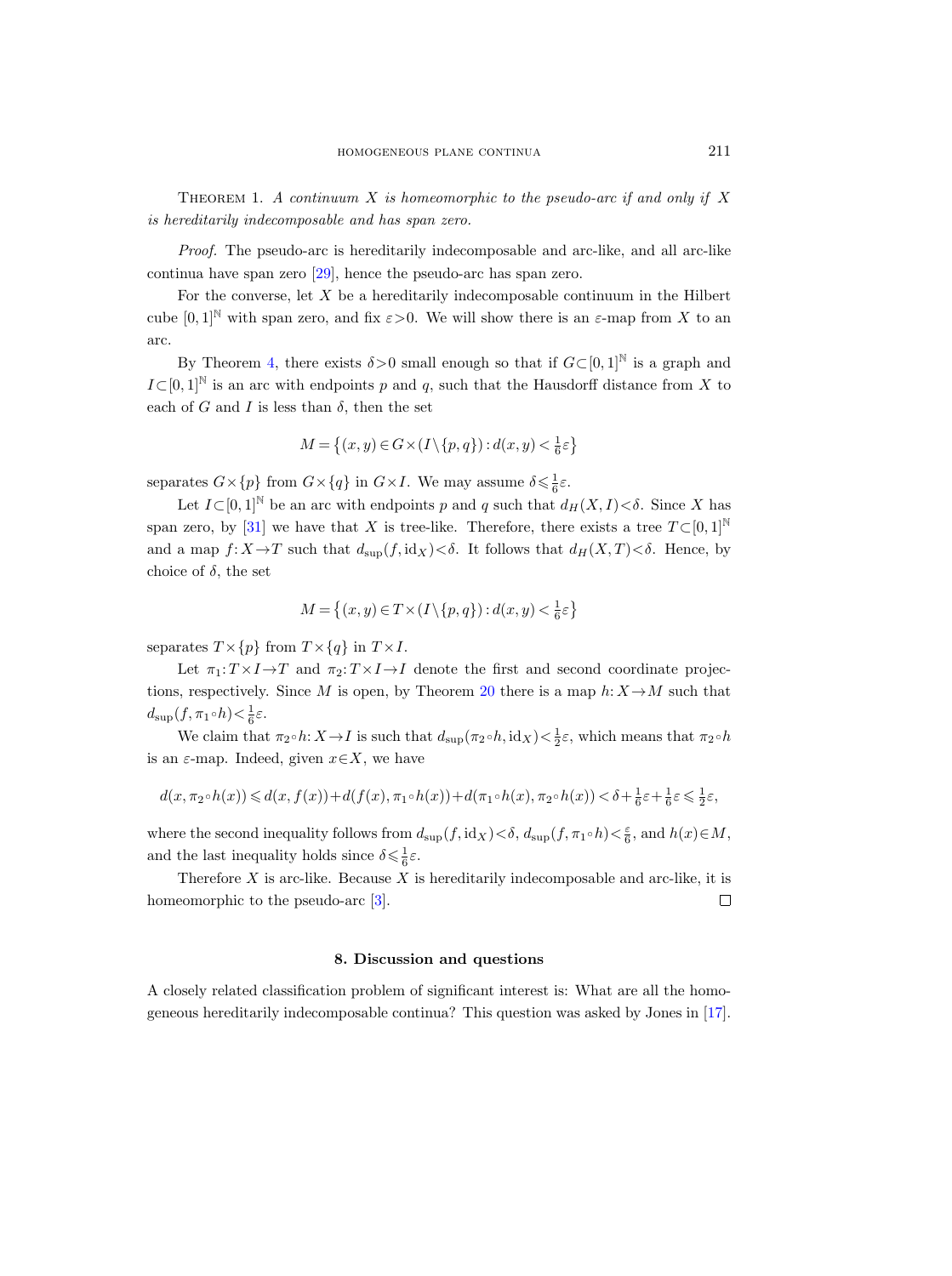Theorem 1. *A continuum $X$ is homeomorphic to the pseudo-arc if and only if $X$ is hereditarily indecomposable and has span zero.*

*Proof.* The pseudo-arc is hereditarily indecomposable and arc-like, and all arc-like continua have span zero [29], hence the pseudo-arc has span zero.

For the converse, let $X$ be a hereditarily indecomposable continuum in the Hilbert cube $[0,1]^{\mathbb{N}}$ with span zero, and fix $\varepsilon>0$. We will show there is an $\varepsilon$-map from $X$ to an arc.

By Theorem 4, there exists $\delta>0$ small enough so that if $G\subset[0,1]^{\mathbb{N}}$ is a graph and $I\subset[0,1]^{\mathbb{N}}$ is an arc with endpoints $p$ and $q$, such that the Hausdorff distance from $X$ to each of $G$ and $I$ is less than $\delta$, then the set

$$M=\left\{(x,y)\in G\times(I\setminus\{p,q\}):d(x,y)<\tfrac{1}{6}\varepsilon\right\}$$

separates $G\times\{p\}$ from $G\times\{q\}$ in $G\times I$. We may assume $\delta\leqslant\frac{1}{6}\varepsilon$.

Let $I\subset[0,1]^{\mathbb{N}}$ be an arc with endpoints $p$ and $q$ such that $d_H(X,I)<\delta$. Since $X$ has span zero, by [31] we have that $X$ is tree-like. Therefore, there exists a tree $T\subset[0,1]^{\mathbb{N}}$ and a map $f\colon X\to T$ such that $d_{\sup}(f,\mathrm{id}_X)<\delta$. It follows that $d_H(X,T)<\delta$. Hence, by choice of $\delta$, the set

$$M=\left\{(x,y)\in T\times(I\setminus\{p,q\}):d(x,y)<\tfrac{1}{6}\varepsilon\right\}$$

separates $T\times\{p\}$ from $T\times\{q\}$ in $T\times I$.

Let $\pi_1\colon T\times I\to T$ and $\pi_2\colon T\times I\to I$ denote the first and second coordinate projections, respectively. Since $M$ is open, by Theorem 20 there is a map $h\colon X\to M$ such that $d_{\sup}(f,\pi_1\circ h)<\frac{1}{6}\varepsilon$.

We claim that $\pi_2\circ h\colon X\to I$ is such that $d_{\sup}(\pi_2\circ h,\mathrm{id}_X)<\frac{1}{2}\varepsilon$, which means that $\pi_2\circ h$ is an $\varepsilon$-map. Indeed, given $x\in X$, we have

$$d(x,\pi_2\circ h(x))\leqslant d(x,f(x))+d(f(x),\pi_1\circ h(x))+d(\pi_1\circ h(x),\pi_2\circ h(x))<\delta+\tfrac{1}{6}\varepsilon+\tfrac{1}{6}\varepsilon\leqslant\tfrac{1}{2}\varepsilon,$$

where the second inequality follows from $d_{\sup}(f,\mathrm{id}_X)<\delta$, $d_{\sup}(f,\pi_1\circ h)<\frac{\varepsilon}{6}$, and $h(x)\in M$, and the last inequality holds since $\delta\leqslant\frac{1}{6}\varepsilon$.

Therefore $X$ is arc-like. Because $X$ is hereditarily indecomposable and arc-like, it is homeomorphic to the pseudo-arc [3]. $\square$

## 8. Discussion and questions

A closely related classification problem of significant interest is: What are all the homogeneous hereditarily indecomposable continua? This question was asked by Jones in [17].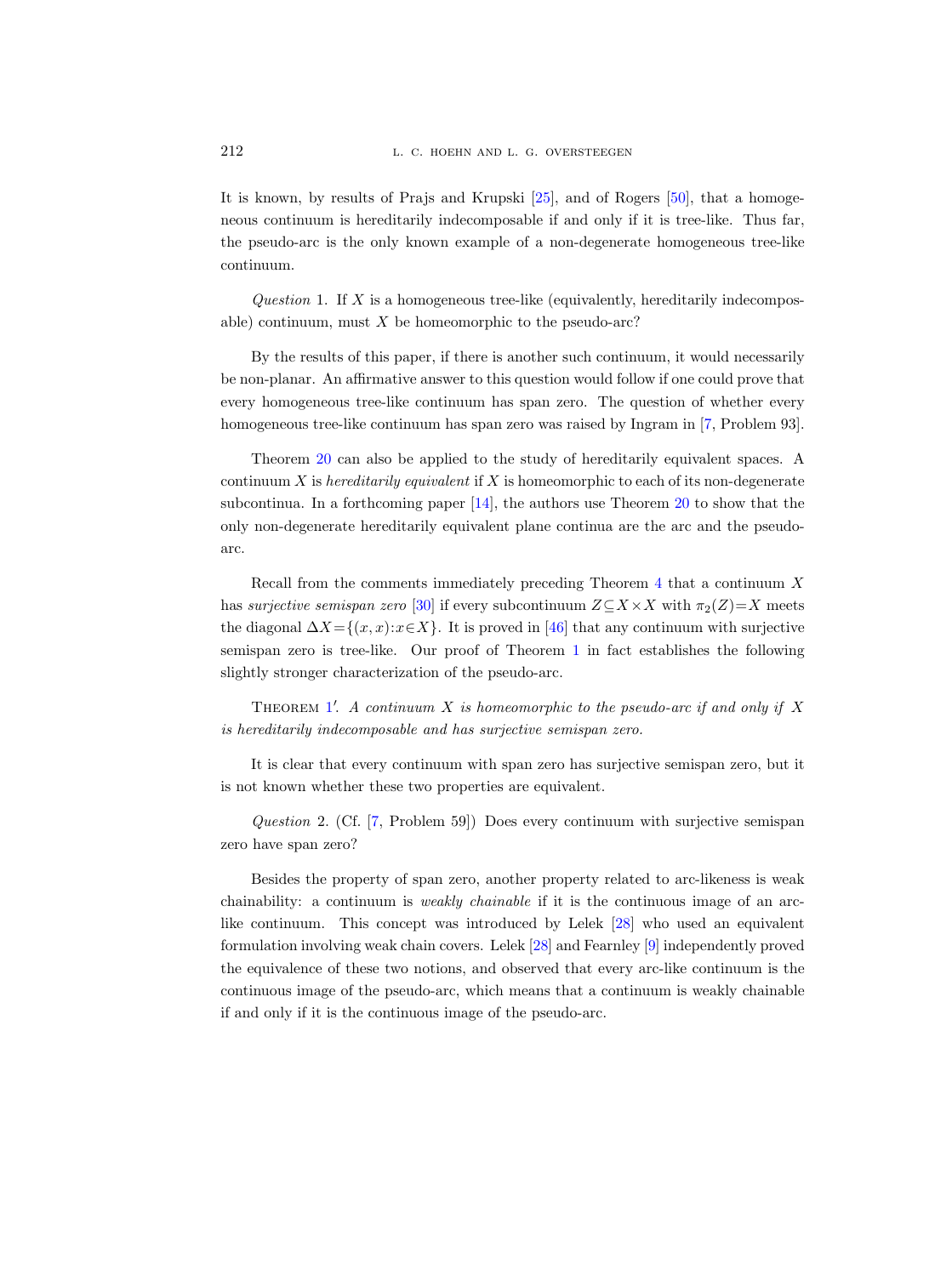It is known, by results of Prajs and Krupski [25], and of Rogers [50], that a homogeneous continuum is hereditarily indecomposable if and only if it is tree-like. Thus far, the pseudo-arc is the only known example of a non-degenerate homogeneous tree-like continuum.

*Question* 1. If $X$ is a homogeneous tree-like (equivalently, hereditarily indecomposable) continuum, must $X$ be homeomorphic to the pseudo-arc?

By the results of this paper, if there is another such continuum, it would necessarily be non-planar. An affirmative answer to this question would follow if one could prove that every homogeneous tree-like continuum has span zero. The question of whether every homogeneous tree-like continuum has span zero was raised by Ingram in [7, Problem 93].

Theorem 20 can also be applied to the study of hereditarily equivalent spaces. A continuum $X$ is *hereditarily equivalent* if $X$ is homeomorphic to each of its non-degenerate subcontinua. In a forthcoming paper [14], the authors use Theorem 20 to show that the only non-degenerate hereditarily equivalent plane continua are the arc and the pseudo-arc.

Recall from the comments immediately preceding Theorem 4 that a continuum $X$ has *surjective semispan zero* [30] if every subcontinuum $Z \subseteq X \times X$ with $\pi_2(Z) = X$ meets the diagonal $\Delta X = \{(x,x) : x \in X\}$. It is proved in [46] that any continuum with surjective semispan zero is tree-like. Our proof of Theorem 1 in fact establishes the following slightly stronger characterization of the pseudo-arc.

Theorem 1′. *A continuum $X$ is homeomorphic to the pseudo-arc if and only if $X$ is hereditarily indecomposable and has surjective semispan zero.*

It is clear that every continuum with span zero has surjective semispan zero, but it is not known whether these two properties are equivalent.

*Question* 2. (Cf. [7, Problem 59]) Does every continuum with surjective semispan zero have span zero?

Besides the property of span zero, another property related to arc-likeness is weak chainability: a continuum is *weakly chainable* if it is the continuous image of an arc-like continuum. This concept was introduced by Lelek [28] who used an equivalent formulation involving weak chain covers. Lelek [28] and Fearnley [9] independently proved the equivalence of these two notions, and observed that every arc-like continuum is the continuous image of the pseudo-arc, which means that a continuum is weakly chainable if and only if it is the continuous image of the pseudo-arc.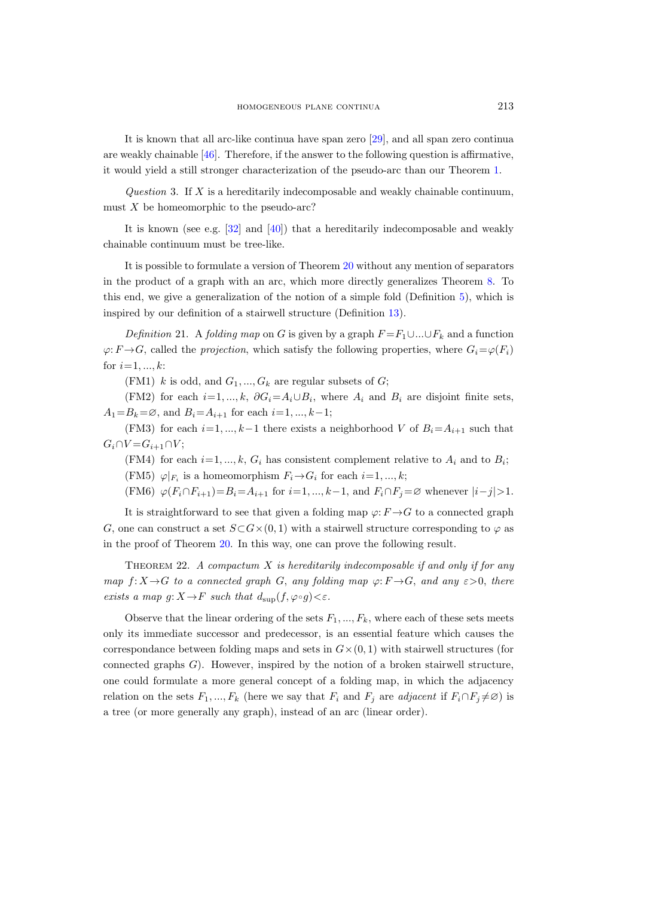It is known that all arc-like continua have span zero [29], and all span zero continua are weakly chainable [46]. Therefore, if the answer to the following question is affirmative, it would yield a still stronger characterization of the pseudo-arc than our Theorem 1.

*Question* 3. If $X$ is a hereditarily indecomposable and weakly chainable continuum, must $X$ be homeomorphic to the pseudo-arc?

It is known (see e.g. [32] and [40]) that a hereditarily indecomposable and weakly chainable continuum must be tree-like.

It is possible to formulate a version of Theorem 20 without any mention of separators in the product of a graph with an arc, which more directly generalizes Theorem 8. To this end, we give a generalization of the notion of a simple fold (Definition 5), which is inspired by our definition of a stairwell structure (Definition 13).

*Definition* 21. A *folding map* on $G$ is given by a graph $F=F_1\cup...\cup F_k$ and a function $\varphi\colon F\to G$, called the *projection*, which satisfy the following properties, where $G_i=\varphi(F_i)$ for $i=1,...,k$:

(FM1) $k$ is odd, and $G_1,...,G_k$ are regular subsets of $G$;

(FM2) for each $i=1,...,k$, $\partial G_i=A_i\cup B_i$, where $A_i$ and $B_i$ are disjoint finite sets, $A_1=B_k=\varnothing$, and $B_i=A_{i+1}$ for each $i=1,...,k-1$;

(FM3) for each $i=1,...,k-1$ there exists a neighborhood $V$ of $B_i=A_{i+1}$ such that $G_i\cap V=G_{i+1}\cap V$;

(FM4) for each $i=1,...,k$, $G_i$ has consistent complement relative to $A_i$ and to $B_i$;

(FM5) $\varphi|_{F_i}$ is a homeomorphism $F_i\to G_i$ for each $i=1,...,k$;

(FM6) $\varphi(F_i\cap F_{i+1})=B_i=A_{i+1}$ for $i=1,...,k-1$, and $F_i\cap F_j=\varnothing$ whenever $|i-j|>1$.

It is straightforward to see that given a folding map $\varphi\colon F\to G$ to a connected graph $G$, one can construct a set $S\subset G\times(0,1)$ with a stairwell structure corresponding to $\varphi$ as in the proof of Theorem 20. In this way, one can prove the following result.

Theorem 22. *A compactum $X$ is hereditarily indecomposable if and only if for any map $f\colon X\to G$ to a connected graph $G$, any folding map $\varphi\colon F\to G$, and any $\varepsilon>0$, there exists a map $g\colon X\to F$ such that $d_{\sup}(f,\varphi\circ g)<\varepsilon$.*

Observe that the linear ordering of the sets $F_1,...,F_k$, where each of these sets meets only its immediate successor and predecessor, is an essential feature which causes the correspondance between folding maps and sets in $G\times(0,1)$ with stairwell structures (for connected graphs $G$). However, inspired by the notion of a broken stairwell structure, one could formulate a more general concept of a folding map, in which the adjacency relation on the sets $F_1,...,F_k$ (here we say that $F_i$ and $F_j$ are *adjacent* if $F_i\cap F_j\neq\varnothing$) is a tree (or more generally any graph), instead of an arc (linear order).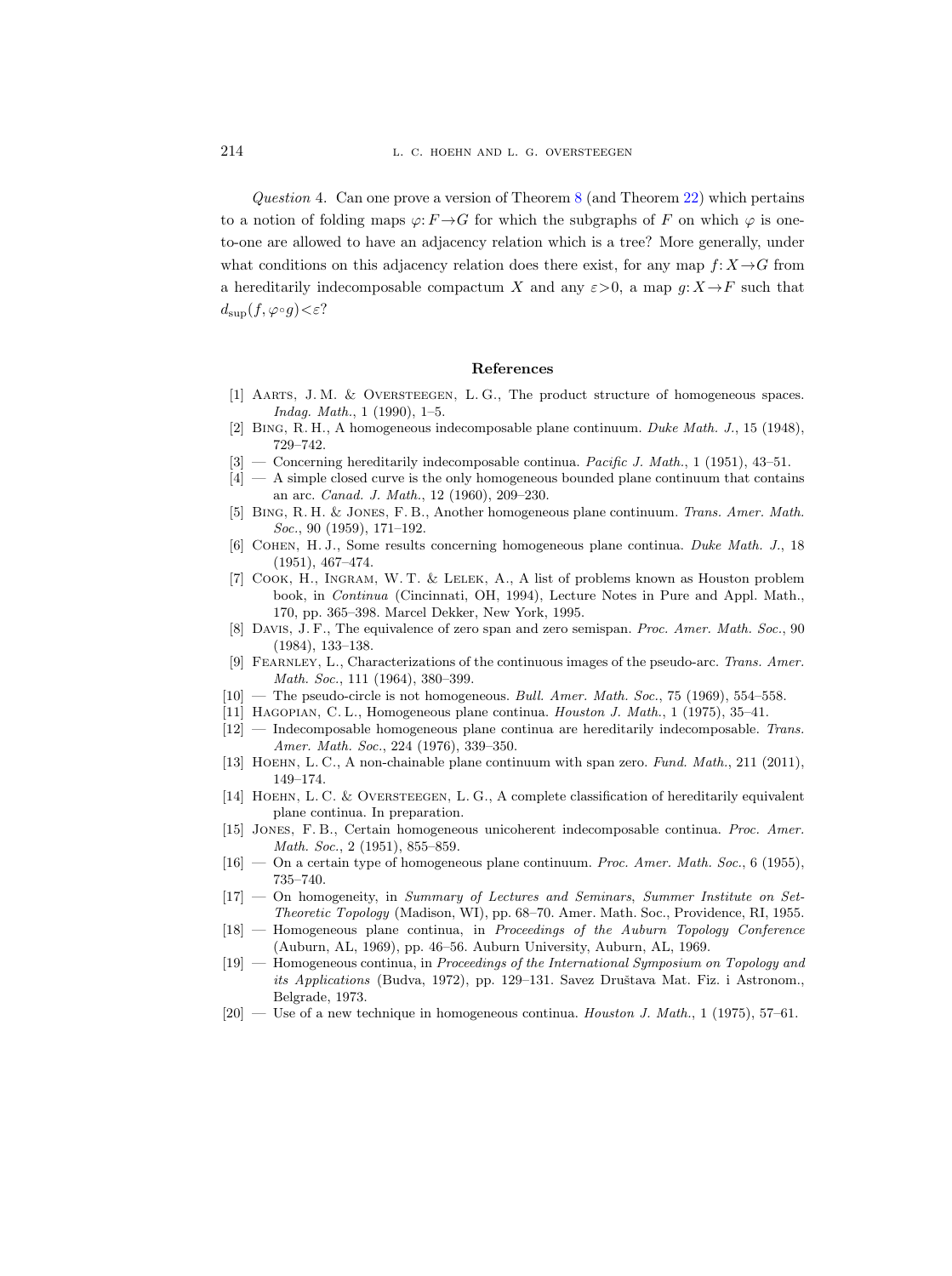*Question* 4. Can one prove a version of Theorem 8 (and Theorem 22) which pertains to a notion of folding maps $\varphi: F \to G$ for which the subgraphs of $F$ on which $\varphi$ is one-to-one are allowed to have an adjacency relation which is a tree? More generally, under what conditions on this adjacency relation does there exist, for any map $f: X \to G$ from a hereditarily indecomposable compactum $X$ and any $\varepsilon > 0$, a map $g: X \to F$ such that $d_{\sup}(f, \varphi \circ g) < \varepsilon$?

## References

[1] Aarts, J. M. & Oversteegen, L. G., The product structure of homogeneous spaces. *Indag. Math.*, 1 (1990), 1–5.

[2] Bing, R. H., A homogeneous indecomposable plane continuum. *Duke Math. J.*, 15 (1948), 729–742.

[3] — Concerning hereditarily indecomposable continua. *Pacific J. Math.*, 1 (1951), 43–51.

[4] — A simple closed curve is the only homogeneous bounded plane continuum that contains an arc. *Canad. J. Math.*, 12 (1960), 209–230.

[5] Bing, R. H. & Jones, F. B., Another homogeneous plane continuum. *Trans. Amer. Math. Soc.*, 90 (1959), 171–192.

[6] Cohen, H. J., Some results concerning homogeneous plane continua. *Duke Math. J.*, 18 (1951), 467–474.

[7] Cook, H., Ingram, W. T. & Lelek, A., A list of problems known as Houston problem book, in *Continua* (Cincinnati, OH, 1994), Lecture Notes in Pure and Appl. Math., 170, pp. 365–398. Marcel Dekker, New York, 1995.

[8] Davis, J. F., The equivalence of zero span and zero semispan. *Proc. Amer. Math. Soc.*, 90 (1984), 133–138.

[9] Fearnley, L., Characterizations of the continuous images of the pseudo-arc. *Trans. Amer. Math. Soc.*, 111 (1964), 380–399.

[10] — The pseudo-circle is not homogeneous. *Bull. Amer. Math. Soc.*, 75 (1969), 554–558.

[11] Hagopian, C. L., Homogeneous plane continua. *Houston J. Math.*, 1 (1975), 35–41.

[12] — Indecomposable homogeneous plane continua are hereditarily indecomposable. *Trans. Amer. Math. Soc.*, 224 (1976), 339–350.

[13] Hoehn, L. C., A non-chainable plane continuum with span zero. *Fund. Math.*, 211 (2011), 149–174.

[14] Hoehn, L. C. & Oversteegen, L. G., A complete classification of hereditarily equivalent plane continua. In preparation.

[15] Jones, F. B., Certain homogeneous unicoherent indecomposable continua. *Proc. Amer. Math. Soc.*, 2 (1951), 855–859.

[16] — On a certain type of homogeneous plane continuum. *Proc. Amer. Math. Soc.*, 6 (1955), 735–740.

[17] — On homogeneity, in *Summary of Lectures and Seminars, Summer Institute on Set-Theoretic Topology* (Madison, WI), pp. 68–70. Amer. Math. Soc., Providence, RI, 1955.

[18] — Homogeneous plane continua, in *Proceedings of the Auburn Topology Conference* (Auburn, AL, 1969), pp. 46–56. Auburn University, Auburn, AL, 1969.

[19] — Homogeneous continua, in *Proceedings of the International Symposium on Topology and its Applications* (Budva, 1972), pp. 129–131. Savez Društava Mat. Fiz. i Astronom., Belgrade, 1973.

[20] — Use of a new technique in homogeneous continua. *Houston J. Math.*, 1 (1975), 57–61.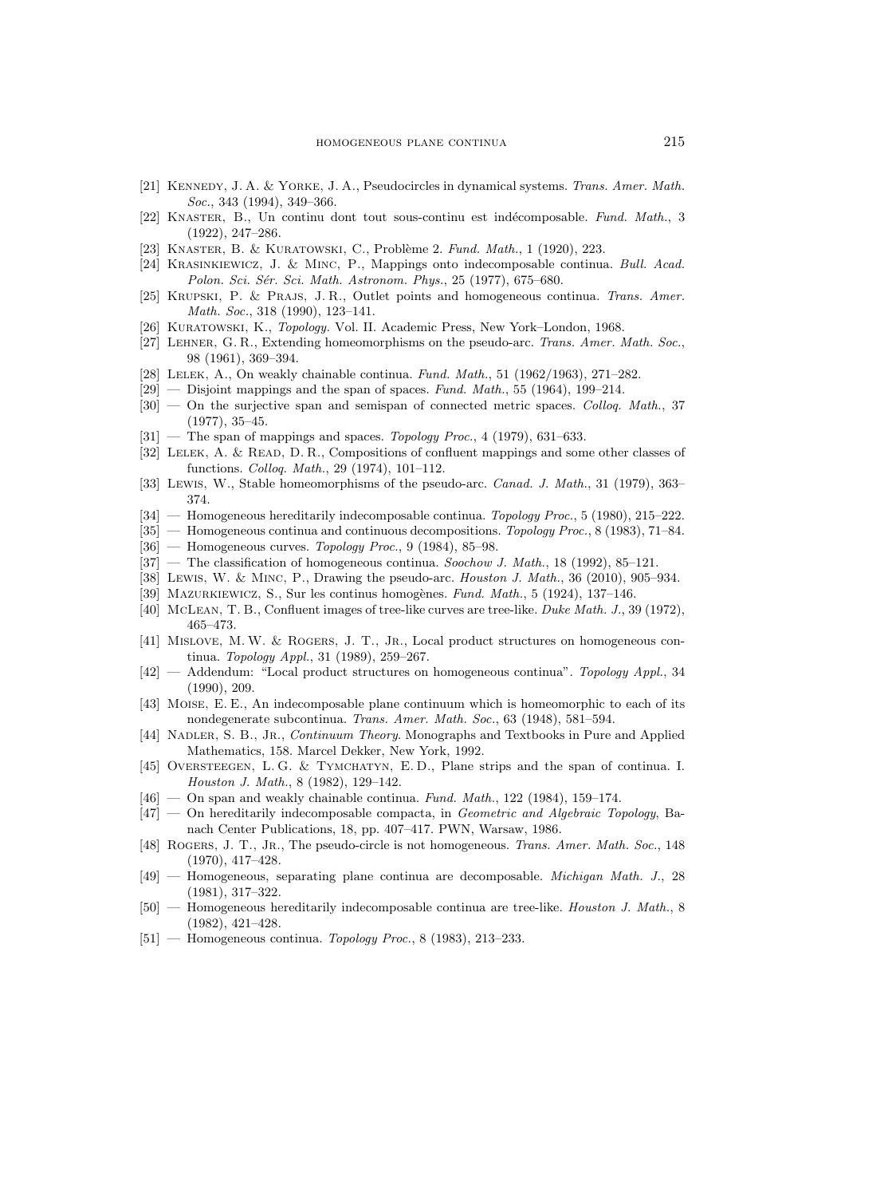[21] Kennedy, J. A. & Yorke, J. A., Pseudocircles in dynamical systems. *Trans. Amer. Math. Soc.*, 343 (1994), 349–366.

[22] Knaster, B., Un continu dont tout sous-continu est indécomposable. *Fund. Math.*, 3 (1922), 247–286.

[23] Knaster, B. & Kuratowski, C., Problème 2. *Fund. Math.*, 1 (1920), 223.

[24] Krasinkiewicz, J. & Minc, P., Mappings onto indecomposable continua. *Bull. Acad. Polon. Sci. Sér. Sci. Math. Astronom. Phys.*, 25 (1977), 675–680.

[25] Krupski, P. & Prajs, J. R., Outlet points and homogeneous continua. *Trans. Amer. Math. Soc.*, 318 (1990), 123–141.

[26] Kuratowski, K., *Topology*. Vol. II. Academic Press, New York–London, 1968.

[27] Lehner, G. R., Extending homeomorphisms on the pseudo-arc. *Trans. Amer. Math. Soc.*, 98 (1961), 369–394.

[28] Lelek, A., On weakly chainable continua. *Fund. Math.*, 51 (1962/1963), 271–282.

[29] — Disjoint mappings and the span of spaces. *Fund. Math.*, 55 (1964), 199–214.

[30] — On the surjective span and semispan of connected metric spaces. *Colloq. Math.*, 37 (1977), 35–45.

[31] — The span of mappings and spaces. *Topology Proc.*, 4 (1979), 631–633.

[32] Lelek, A. & Read, D. R., Compositions of confluent mappings and some other classes of functions. *Colloq. Math.*, 29 (1974), 101–112.

[33] Lewis, W., Stable homeomorphisms of the pseudo-arc. *Canad. J. Math.*, 31 (1979), 363–374.

[34] — Homogeneous hereditarily indecomposable continua. *Topology Proc.*, 5 (1980), 215–222.

[35] — Homogeneous continua and continuous decompositions. *Topology Proc.*, 8 (1983), 71–84.

[36] — Homogeneous curves. *Topology Proc.*, 9 (1984), 85–98.

[37] — The classification of homogeneous continua. *Soochow J. Math.*, 18 (1992), 85–121.

[38] Lewis, W. & Minc, P., Drawing the pseudo-arc. *Houston J. Math.*, 36 (2010), 905–934.

[39] Mazurkiewicz, S., Sur les continus homogènes. *Fund. Math.*, 5 (1924), 137–146.

[40] McLean, T. B., Confluent images of tree-like curves are tree-like. *Duke Math. J.*, 39 (1972), 465–473.

[41] Mislove, M. W. & Rogers, J. T., Jr., Local product structures on homogeneous continua. *Topology Appl.*, 31 (1989), 259–267.

[42] — Addendum: "Local product structures on homogeneous continua". *Topology Appl.*, 34 (1990), 209.

[43] Moise, E. E., An indecomposable plane continuum which is homeomorphic to each of its nondegenerate subcontinua. *Trans. Amer. Math. Soc.*, 63 (1948), 581–594.

[44] Nadler, S. B., Jr., *Continuum Theory*. Monographs and Textbooks in Pure and Applied Mathematics, 158. Marcel Dekker, New York, 1992.

[45] Oversteegen, L. G. & Tymchatyn, E. D., Plane strips and the span of continua. I. *Houston J. Math.*, 8 (1982), 129–142.

[46] — On span and weakly chainable continua. *Fund. Math.*, 122 (1984), 159–174.

[47] — On hereditarily indecomposable compacta, in *Geometric and Algebraic Topology*, Banach Center Publications, 18, pp. 407–417. PWN, Warsaw, 1986.

[48] Rogers, J. T., Jr., The pseudo-circle is not homogeneous. *Trans. Amer. Math. Soc.*, 148 (1970), 417–428.

[49] — Homogeneous, separating plane continua are decomposable. *Michigan Math. J.*, 28 (1981), 317–322.

[50] — Homogeneous hereditarily indecomposable continua are tree-like. *Houston J. Math.*, 8 (1982), 421–428.

[51] — Homogeneous continua. *Topology Proc.*, 8 (1983), 213–233.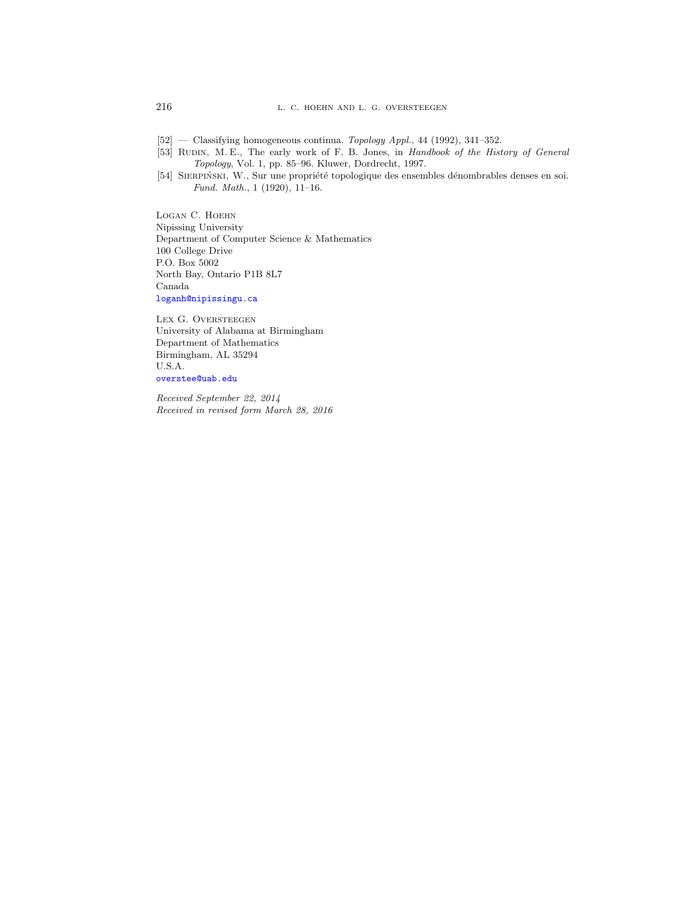[52] — Classifying homogeneous continua. *Topology Appl.*, 44 (1992), 341–352.

[53] Rudin, M. E., The early work of F. B. Jones, in *Handbook of the History of General Topology*, Vol. 1, pp. 85–96. Kluwer, Dordrecht, 1997.

[54] Sierpiński, W., Sur une propriété topologique des ensembles dénombrables denses en soi. *Fund. Math.*, 1 (1920), 11–16.

Logan C. Hoehn
Nipissing University
Department of Computer Science & Mathematics
100 College Drive
P.O. Box 5002
North Bay, Ontario P1B 8L7
Canada
loganh@nipissingu.ca

Lex G. Oversteegen
University of Alabama at Birmingham
Department of Mathematics
Birmingham, AL 35294
U.S.A.
overstee@uab.edu

*Received September 22, 2014*
*Received in revised form March 28, 2016*